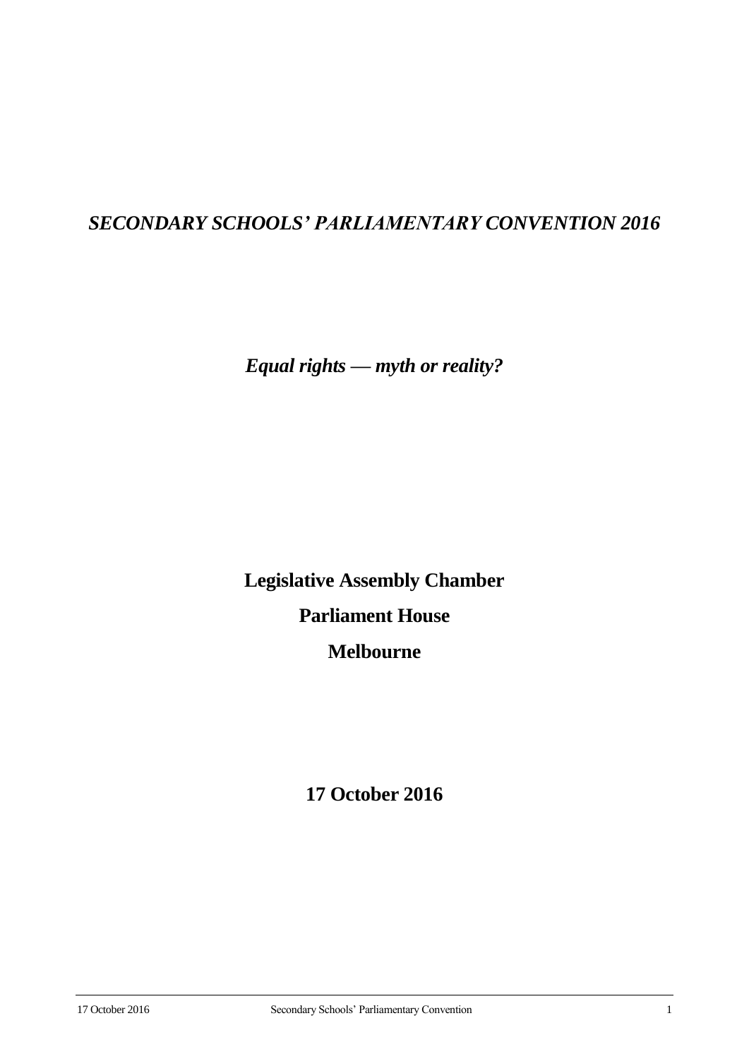# *SECONDARY SCHOOLS' PARLIAMENTARY CONVENTION 2016*

***Equal rights — myth or reality?***

**Legislative Assembly Chamber**

**Parliament House**

**Melbourne**

**17 October 2016**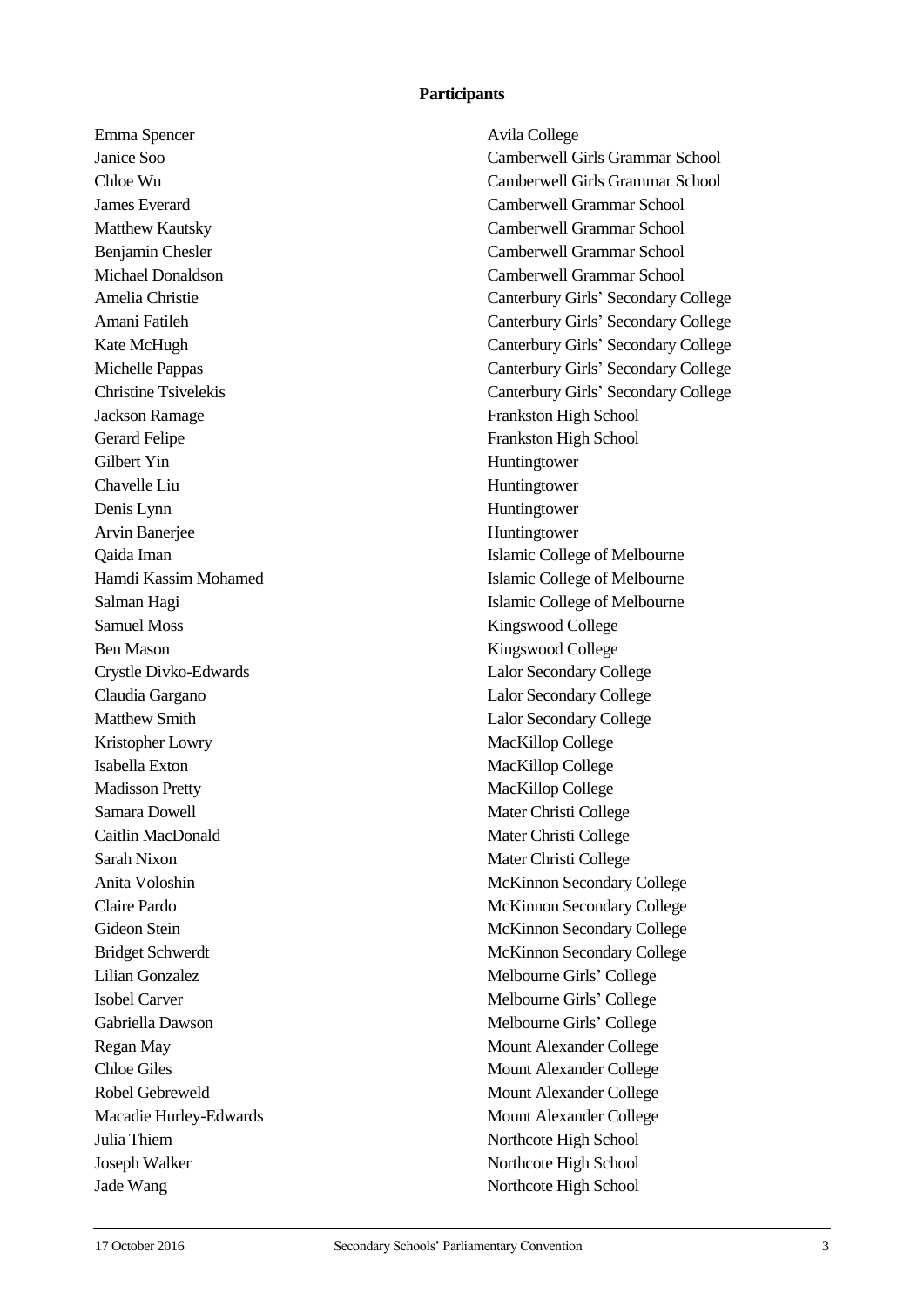**Participants**

| | |
|---|---|
| Emma Spencer | Avila College |
| Janice Soo | Camberwell Girls Grammar School |
| Chloe Wu | Camberwell Girls Grammar School |
| James Everard | Camberwell Grammar School |
| Matthew Kautsky | Camberwell Grammar School |
| Benjamin Chesler | Camberwell Grammar School |
| Michael Donaldson | Camberwell Grammar School |
| Amelia Christie | Canterbury Girls' Secondary College |
| Amani Fatileh | Canterbury Girls' Secondary College |
| Kate McHugh | Canterbury Girls' Secondary College |
| Michelle Pappas | Canterbury Girls' Secondary College |
| Christine Tsivelekis | Canterbury Girls' Secondary College |
| Jackson Ramage | Frankston High School |
| Gerard Felipe | Frankston High School |
| Gilbert Yin | Huntingtower |
| Chavelle Liu | Huntingtower |
| Denis Lynn | Huntingtower |
| Arvin Banerjee | Huntingtower |
| Qaida Iman | Islamic College of Melbourne |
| Hamdi Kassim Mohamed | Islamic College of Melbourne |
| Salman Hagi | Islamic College of Melbourne |
| Samuel Moss | Kingswood College |
| Ben Mason | Kingswood College |
| Crystle Divko-Edwards | Lalor Secondary College |
| Claudia Gargano | Lalor Secondary College |
| Matthew Smith | Lalor Secondary College |
| Kristopher Lowry | MacKillop College |
| Isabella Exton | MacKillop College |
| Madisson Pretty | MacKillop College |
| Samara Dowell | Mater Christi College |
| Caitlin MacDonald | Mater Christi College |
| Sarah Nixon | Mater Christi College |
| Anita Voloshin | McKinnon Secondary College |
| Claire Pardo | McKinnon Secondary College |
| Gideon Stein | McKinnon Secondary College |
| Bridget Schwerdt | McKinnon Secondary College |
| Lilian Gonzalez | Melbourne Girls' College |
| Isobel Carver | Melbourne Girls' College |
| Gabriella Dawson | Melbourne Girls' College |
| Regan May | Mount Alexander College |
| Chloe Giles | Mount Alexander College |
| Robel Gebreweld | Mount Alexander College |
| Macadie Hurley-Edwards | Mount Alexander College |
| Julia Thiem | Northcote High School |
| Joseph Walker | Northcote High School |
| Jade Wang | Northcote High School |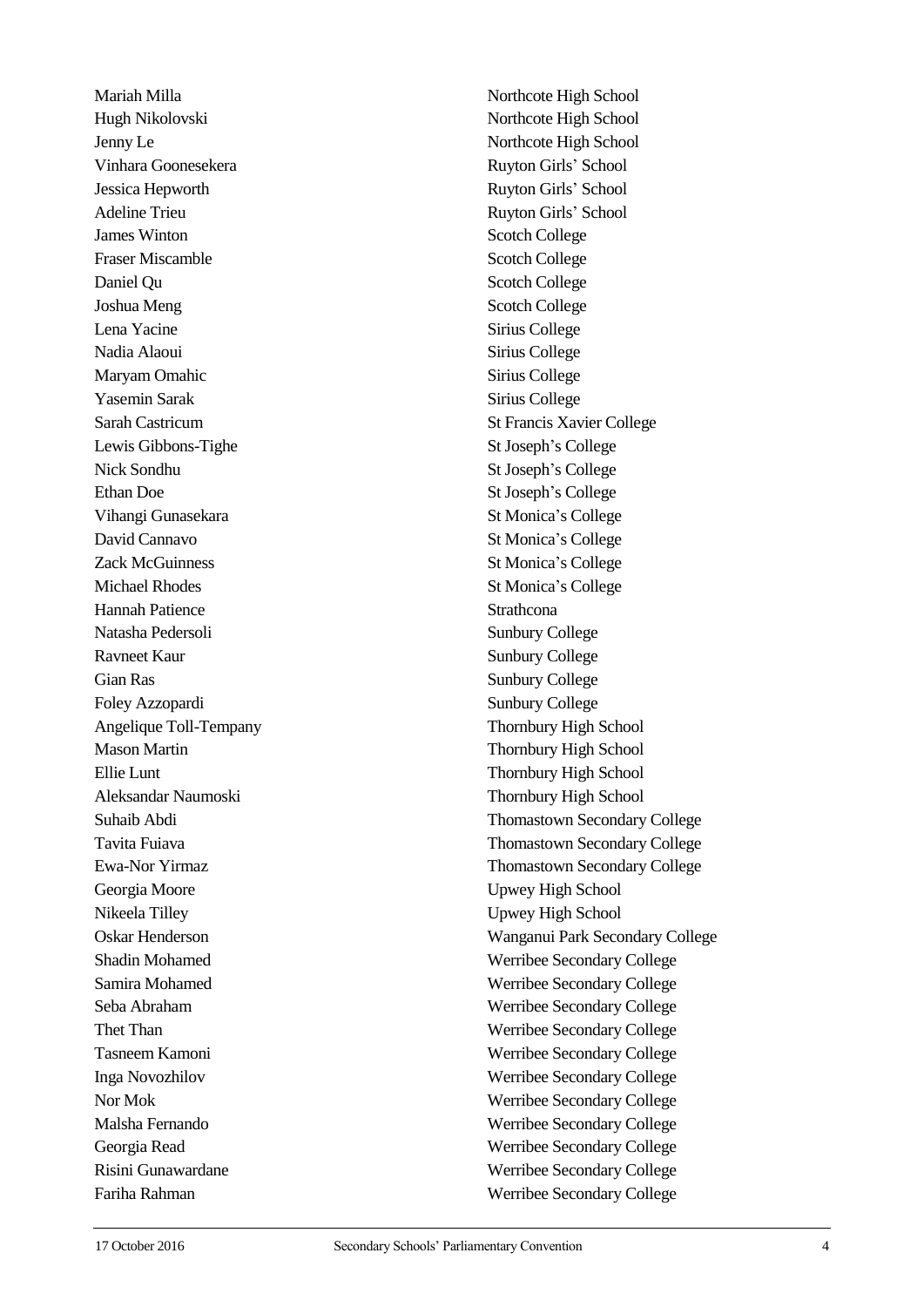| | |
|---|---|
| Mariah Milla | Northcote High School |
| Hugh Nikolovski | Northcote High School |
| Jenny Le | Northcote High School |
| Vinhara Goonesekera | Ruyton Girls' School |
| Jessica Hepworth | Ruyton Girls' School |
| Adeline Trieu | Ruyton Girls' School |
| James Winton | Scotch College |
| Fraser Miscamble | Scotch College |
| Daniel Qu | Scotch College |
| Joshua Meng | Scotch College |
| Lena Yacine | Sirius College |
| Nadia Alaoui | Sirius College |
| Maryam Omahic | Sirius College |
| Yasemin Sarak | Sirius College |
| Sarah Castricum | St Francis Xavier College |
| Lewis Gibbons-Tighe | St Joseph's College |
| Nick Sondhu | St Joseph's College |
| Ethan Doe | St Joseph's College |
| Vihangi Gunasekara | St Monica's College |
| David Cannavo | St Monica's College |
| Zack McGuinness | St Monica's College |
| Michael Rhodes | St Monica's College |
| Hannah Patience | Strathcona |
| Natasha Pedersoli | Sunbury College |
| Ravneet Kaur | Sunbury College |
| Gian Ras | Sunbury College |
| Foley Azzopardi | Sunbury College |
| Angelique Toll-Tempany | Thornbury High School |
| Mason Martin | Thornbury High School |
| Ellie Lunt | Thornbury High School |
| Aleksandar Naumoski | Thornbury High School |
| Suhaib Abdi | Thomastown Secondary College |
| Tavita Fuiava | Thomastown Secondary College |
| Ewa-Nor Yirmaz | Thomastown Secondary College |
| Georgia Moore | Upwey High School |
| Nikeela Tilley | Upwey High School |
| Oskar Henderson | Wanganui Park Secondary College |
| Shadin Mohamed | Werribee Secondary College |
| Samira Mohamed | Werribee Secondary College |
| Seba Abraham | Werribee Secondary College |
| Thet Than | Werribee Secondary College |
| Tasneem Kamoni | Werribee Secondary College |
| Inga Novozhilov | Werribee Secondary College |
| Nor Mok | Werribee Secondary College |
| Malsha Fernando | Werribee Secondary College |
| Georgia Read | Werribee Secondary College |
| Risini Gunawardane | Werribee Secondary College |
| Fariha Rahman | Werribee Secondary College |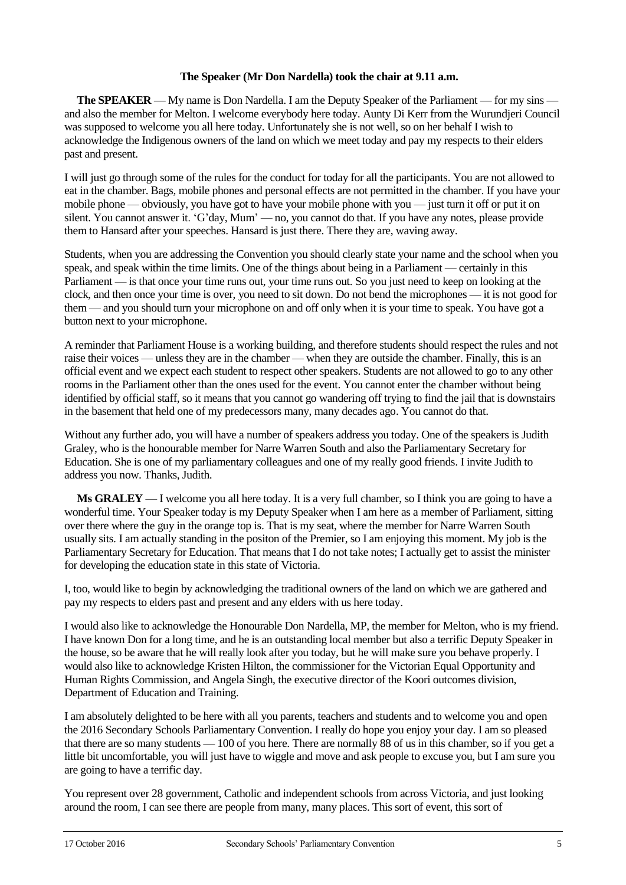**The Speaker (Mr Don Nardella) took the chair at 9.11 a.m.**

**The SPEAKER** — My name is Don Nardella. I am the Deputy Speaker of the Parliament — for my sins — and also the member for Melton. I welcome everybody here today. Aunty Di Kerr from the Wurundjeri Council was supposed to welcome you all here today. Unfortunately she is not well, so on her behalf I wish to acknowledge the Indigenous owners of the land on which we meet today and pay my respects to their elders past and present.

I will just go through some of the rules for the conduct for today for all the participants. You are not allowed to eat in the chamber. Bags, mobile phones and personal effects are not permitted in the chamber. If you have your mobile phone — obviously, you have got to have your mobile phone with you — just turn it off or put it on silent. You cannot answer it. 'G'day, Mum' — no, you cannot do that. If you have any notes, please provide them to Hansard after your speeches. Hansard is just there. There they are, waving away.

Students, when you are addressing the Convention you should clearly state your name and the school when you speak, and speak within the time limits. One of the things about being in a Parliament — certainly in this Parliament — is that once your time runs out, your time runs out. So you just need to keep on looking at the clock, and then once your time is over, you need to sit down. Do not bend the microphones — it is not good for them — and you should turn your microphone on and off only when it is your time to speak. You have got a button next to your microphone.

A reminder that Parliament House is a working building, and therefore students should respect the rules and not raise their voices — unless they are in the chamber — when they are outside the chamber. Finally, this is an official event and we expect each student to respect other speakers. Students are not allowed to go to any other rooms in the Parliament other than the ones used for the event. You cannot enter the chamber without being identified by official staff, so it means that you cannot go wandering off trying to find the jail that is downstairs in the basement that held one of my predecessors many, many decades ago. You cannot do that.

Without any further ado, you will have a number of speakers address you today. One of the speakers is Judith Graley, who is the honourable member for Narre Warren South and also the Parliamentary Secretary for Education. She is one of my parliamentary colleagues and one of my really good friends. I invite Judith to address you now. Thanks, Judith.

**Ms GRALEY** — I welcome you all here today. It is a very full chamber, so I think you are going to have a wonderful time. Your Speaker today is my Deputy Speaker when I am here as a member of Parliament, sitting over there where the guy in the orange top is. That is my seat, where the member for Narre Warren South usually sits. I am actually standing in the positon of the Premier, so I am enjoying this moment. My job is the Parliamentary Secretary for Education. That means that I do not take notes; I actually get to assist the minister for developing the education state in this state of Victoria.

I, too, would like to begin by acknowledging the traditional owners of the land on which we are gathered and pay my respects to elders past and present and any elders with us here today.

I would also like to acknowledge the Honourable Don Nardella, MP, the member for Melton, who is my friend. I have known Don for a long time, and he is an outstanding local member but also a terrific Deputy Speaker in the house, so be aware that he will really look after you today, but he will make sure you behave properly. I would also like to acknowledge Kristen Hilton, the commissioner for the Victorian Equal Opportunity and Human Rights Commission, and Angela Singh, the executive director of the Koori outcomes division, Department of Education and Training.

I am absolutely delighted to be here with all you parents, teachers and students and to welcome you and open the 2016 Secondary Schools Parliamentary Convention. I really do hope you enjoy your day. I am so pleased that there are so many students — 100 of you here. There are normally 88 of us in this chamber, so if you get a little bit uncomfortable, you will just have to wiggle and move and ask people to excuse you, but I am sure you are going to have a terrific day.

You represent over 28 government, Catholic and independent schools from across Victoria, and just looking around the room, I can see there are people from many, many places. This sort of event, this sort of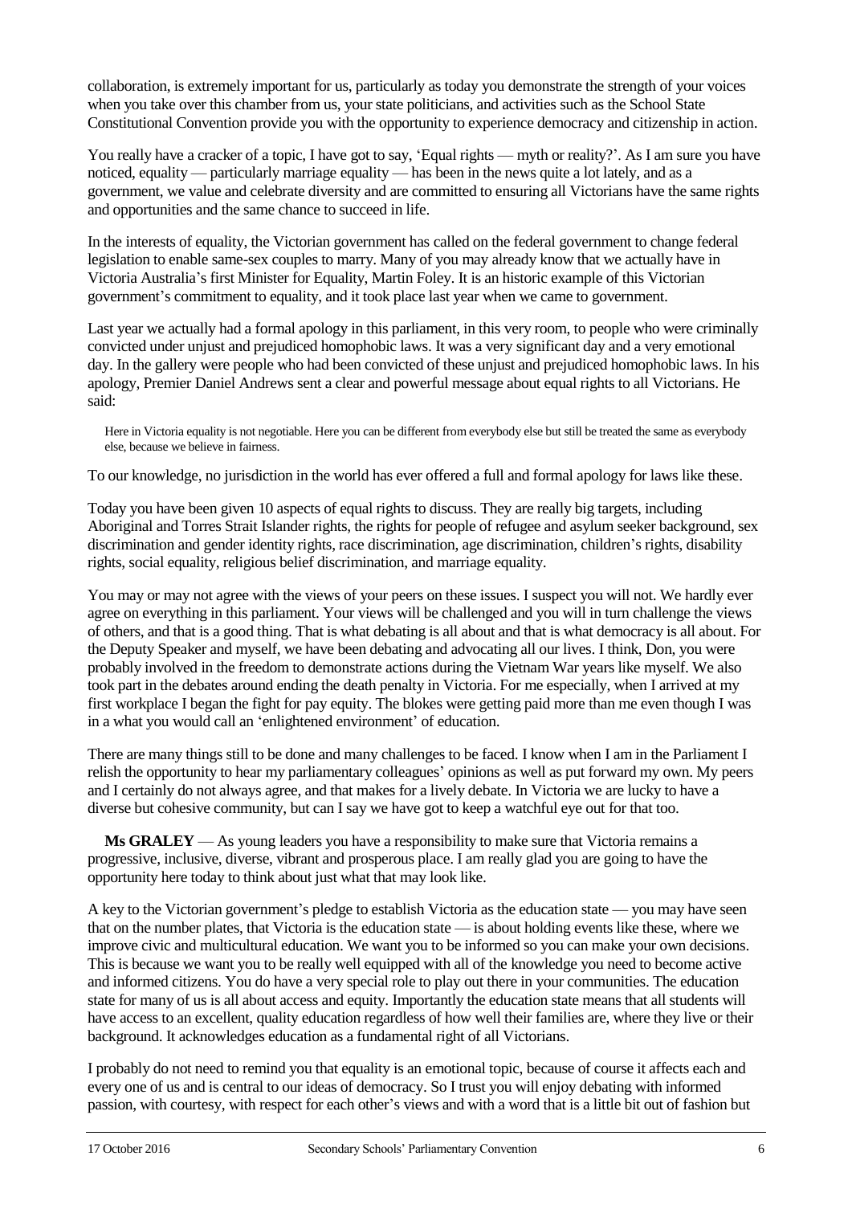collaboration, is extremely important for us, particularly as today you demonstrate the strength of your voices when you take over this chamber from us, your state politicians, and activities such as the School State Constitutional Convention provide you with the opportunity to experience democracy and citizenship in action.

You really have a cracker of a topic, I have got to say, 'Equal rights — myth or reality?'. As I am sure you have noticed, equality — particularly marriage equality — has been in the news quite a lot lately, and as a government, we value and celebrate diversity and are committed to ensuring all Victorians have the same rights and opportunities and the same chance to succeed in life.

In the interests of equality, the Victorian government has called on the federal government to change federal legislation to enable same-sex couples to marry. Many of you may already know that we actually have in Victoria Australia's first Minister for Equality, Martin Foley. It is an historic example of this Victorian government's commitment to equality, and it took place last year when we came to government.

Last year we actually had a formal apology in this parliament, in this very room, to people who were criminally convicted under unjust and prejudiced homophobic laws. It was a very significant day and a very emotional day. In the gallery were people who had been convicted of these unjust and prejudiced homophobic laws. In his apology, Premier Daniel Andrews sent a clear and powerful message about equal rights to all Victorians. He said:

> Here in Victoria equality is not negotiable. Here you can be different from everybody else but still be treated the same as everybody else, because we believe in fairness.

To our knowledge, no jurisdiction in the world has ever offered a full and formal apology for laws like these.

Today you have been given 10 aspects of equal rights to discuss. They are really big targets, including Aboriginal and Torres Strait Islander rights, the rights for people of refugee and asylum seeker background, sex discrimination and gender identity rights, race discrimination, age discrimination, children's rights, disability rights, social equality, religious belief discrimination, and marriage equality.

You may or may not agree with the views of your peers on these issues. I suspect you will not. We hardly ever agree on everything in this parliament. Your views will be challenged and you will in turn challenge the views of others, and that is a good thing. That is what debating is all about and that is what democracy is all about. For the Deputy Speaker and myself, we have been debating and advocating all our lives. I think, Don, you were probably involved in the freedom to demonstrate actions during the Vietnam War years like myself. We also took part in the debates around ending the death penalty in Victoria. For me especially, when I arrived at my first workplace I began the fight for pay equity. The blokes were getting paid more than me even though I was in a what you would call an 'enlightened environment' of education.

There are many things still to be done and many challenges to be faced. I know when I am in the Parliament I relish the opportunity to hear my parliamentary colleagues' opinions as well as put forward my own. My peers and I certainly do not always agree, and that makes for a lively debate. In Victoria we are lucky to have a diverse but cohesive community, but can I say we have got to keep a watchful eye out for that too.

**Ms GRALEY** — As young leaders you have a responsibility to make sure that Victoria remains a progressive, inclusive, diverse, vibrant and prosperous place. I am really glad you are going to have the opportunity here today to think about just what that may look like.

A key to the Victorian government's pledge to establish Victoria as the education state — you may have seen that on the number plates, that Victoria is the education state — is about holding events like these, where we improve civic and multicultural education. We want you to be informed so you can make your own decisions. This is because we want you to be really well equipped with all of the knowledge you need to become active and informed citizens. You do have a very special role to play out there in your communities. The education state for many of us is all about access and equity. Importantly the education state means that all students will have access to an excellent, quality education regardless of how well their families are, where they live or their background. It acknowledges education as a fundamental right of all Victorians.

I probably do not need to remind you that equality is an emotional topic, because of course it affects each and every one of us and is central to our ideas of democracy. So I trust you will enjoy debating with informed passion, with courtesy, with respect for each other's views and with a word that is a little bit out of fashion but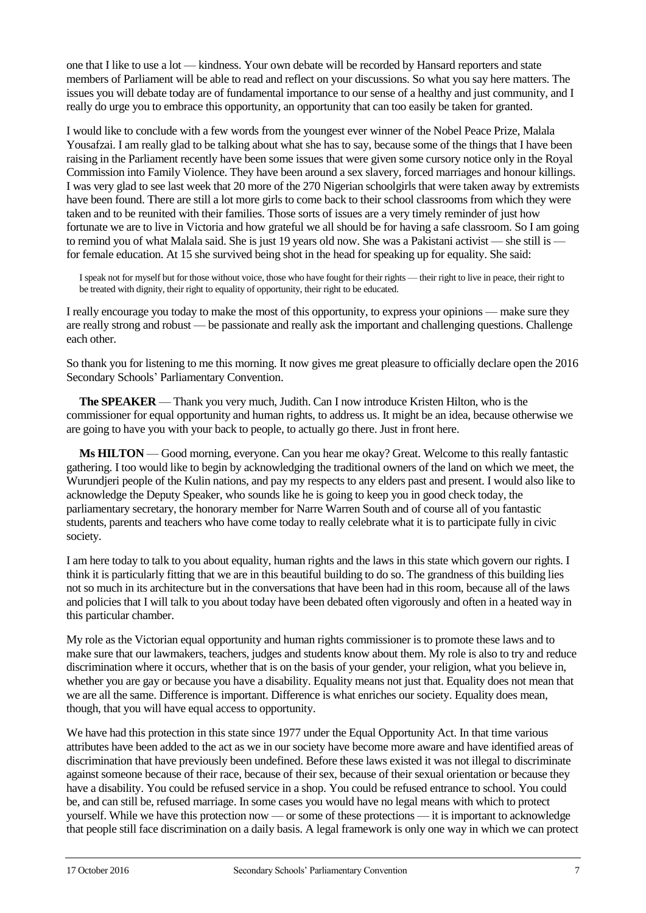one that I like to use a lot — kindness. Your own debate will be recorded by Hansard reporters and state members of Parliament will be able to read and reflect on your discussions. So what you say here matters. The issues you will debate today are of fundamental importance to our sense of a healthy and just community, and I really do urge you to embrace this opportunity, an opportunity that can too easily be taken for granted.

I would like to conclude with a few words from the youngest ever winner of the Nobel Peace Prize, Malala Yousafzai. I am really glad to be talking about what she has to say, because some of the things that I have been raising in the Parliament recently have been some issues that were given some cursory notice only in the Royal Commission into Family Violence. They have been around a sex slavery, forced marriages and honour killings. I was very glad to see last week that 20 more of the 270 Nigerian schoolgirls that were taken away by extremists have been found. There are still a lot more girls to come back to their school classrooms from which they were taken and to be reunited with their families. Those sorts of issues are a very timely reminder of just how fortunate we are to live in Victoria and how grateful we all should be for having a safe classroom. So I am going to remind you of what Malala said. She is just 19 years old now. She was a Pakistani activist — she still is — for female education. At 15 she survived being shot in the head for speaking up for equality. She said:

> I speak not for myself but for those without voice, those who have fought for their rights — their right to live in peace, their right to be treated with dignity, their right to equality of opportunity, their right to be educated.

I really encourage you today to make the most of this opportunity, to express your opinions — make sure they are really strong and robust — be passionate and really ask the important and challenging questions. Challenge each other.

So thank you for listening to me this morning. It now gives me great pleasure to officially declare open the 2016 Secondary Schools' Parliamentary Convention.

**The SPEAKER** — Thank you very much, Judith. Can I now introduce Kristen Hilton, who is the commissioner for equal opportunity and human rights, to address us. It might be an idea, because otherwise we are going to have you with your back to people, to actually go there. Just in front here.

**Ms HILTON** — Good morning, everyone. Can you hear me okay? Great. Welcome to this really fantastic gathering. I too would like to begin by acknowledging the traditional owners of the land on which we meet, the Wurundjeri people of the Kulin nations, and pay my respects to any elders past and present. I would also like to acknowledge the Deputy Speaker, who sounds like he is going to keep you in good check today, the parliamentary secretary, the honorary member for Narre Warren South and of course all of you fantastic students, parents and teachers who have come today to really celebrate what it is to participate fully in civic society.

I am here today to talk to you about equality, human rights and the laws in this state which govern our rights. I think it is particularly fitting that we are in this beautiful building to do so. The grandness of this building lies not so much in its architecture but in the conversations that have been had in this room, because all of the laws and policies that I will talk to you about today have been debated often vigorously and often in a heated way in this particular chamber.

My role as the Victorian equal opportunity and human rights commissioner is to promote these laws and to make sure that our lawmakers, teachers, judges and students know about them. My role is also to try and reduce discrimination where it occurs, whether that is on the basis of your gender, your religion, what you believe in, whether you are gay or because you have a disability. Equality means not just that. Equality does not mean that we are all the same. Difference is important. Difference is what enriches our society. Equality does mean, though, that you will have equal access to opportunity.

We have had this protection in this state since 1977 under the Equal Opportunity Act. In that time various attributes have been added to the act as we in our society have become more aware and have identified areas of discrimination that have previously been undefined. Before these laws existed it was not illegal to discriminate against someone because of their race, because of their sex, because of their sexual orientation or because they have a disability. You could be refused service in a shop. You could be refused entrance to school. You could be, and can still be, refused marriage. In some cases you would have no legal means with which to protect yourself. While we have this protection now — or some of these protections — it is important to acknowledge that people still face discrimination on a daily basis. A legal framework is only one way in which we can protect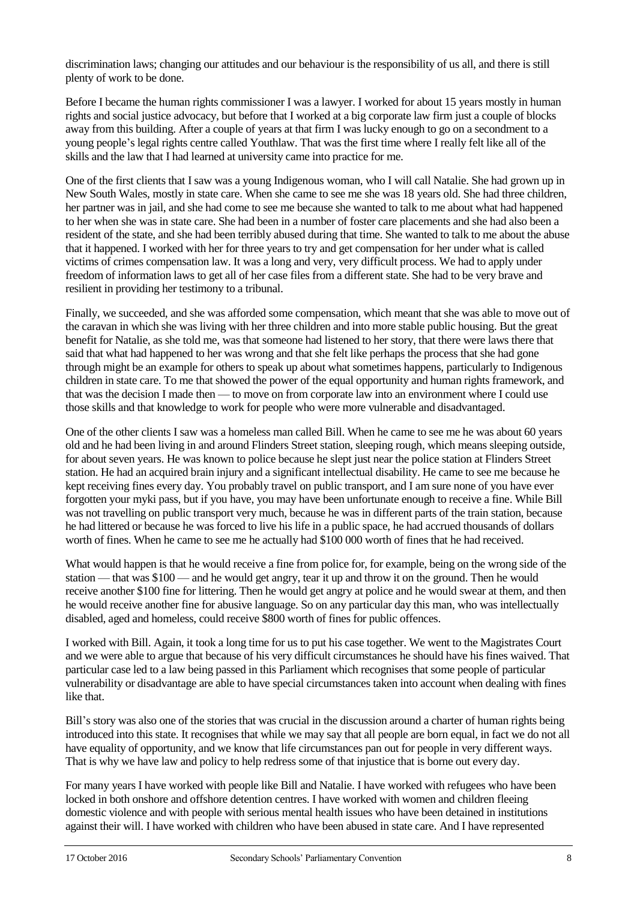discrimination laws; changing our attitudes and our behaviour is the responsibility of us all, and there is still plenty of work to be done.

Before I became the human rights commissioner I was a lawyer. I worked for about 15 years mostly in human rights and social justice advocacy, but before that I worked at a big corporate law firm just a couple of blocks away from this building. After a couple of years at that firm I was lucky enough to go on a secondment to a young people's legal rights centre called Youthlaw. That was the first time where I really felt like all of the skills and the law that I had learned at university came into practice for me.

One of the first clients that I saw was a young Indigenous woman, who I will call Natalie. She had grown up in New South Wales, mostly in state care. When she came to see me she was 18 years old. She had three children, her partner was in jail, and she had come to see me because she wanted to talk to me about what had happened to her when she was in state care. She had been in a number of foster care placements and she had also been a resident of the state, and she had been terribly abused during that time. She wanted to talk to me about the abuse that it happened. I worked with her for three years to try and get compensation for her under what is called victims of crimes compensation law. It was a long and very, very difficult process. We had to apply under freedom of information laws to get all of her case files from a different state. She had to be very brave and resilient in providing her testimony to a tribunal.

Finally, we succeeded, and she was afforded some compensation, which meant that she was able to move out of the caravan in which she was living with her three children and into more stable public housing. But the great benefit for Natalie, as she told me, was that someone had listened to her story, that there were laws there that said that what had happened to her was wrong and that she felt like perhaps the process that she had gone through might be an example for others to speak up about what sometimes happens, particularly to Indigenous children in state care. To me that showed the power of the equal opportunity and human rights framework, and that was the decision I made then — to move on from corporate law into an environment where I could use those skills and that knowledge to work for people who were more vulnerable and disadvantaged.

One of the other clients I saw was a homeless man called Bill. When he came to see me he was about 60 years old and he had been living in and around Flinders Street station, sleeping rough, which means sleeping outside, for about seven years. He was known to police because he slept just near the police station at Flinders Street station. He had an acquired brain injury and a significant intellectual disability. He came to see me because he kept receiving fines every day. You probably travel on public transport, and I am sure none of you have ever forgotten your myki pass, but if you have, you may have been unfortunate enough to receive a fine. While Bill was not travelling on public transport very much, because he was in different parts of the train station, because he had littered or because he was forced to live his life in a public space, he had accrued thousands of dollars worth of fines. When he came to see me he actually had $100 000 worth of fines that he had received.

What would happen is that he would receive a fine from police for, for example, being on the wrong side of the station — that was $100 — and he would get angry, tear it up and throw it on the ground. Then he would receive another $100 fine for littering. Then he would get angry at police and he would swear at them, and then he would receive another fine for abusive language. So on any particular day this man, who was intellectually disabled, aged and homeless, could receive $800 worth of fines for public offences.

I worked with Bill. Again, it took a long time for us to put his case together. We went to the Magistrates Court and we were able to argue that because of his very difficult circumstances he should have his fines waived. That particular case led to a law being passed in this Parliament which recognises that some people of particular vulnerability or disadvantage are able to have special circumstances taken into account when dealing with fines like that.

Bill's story was also one of the stories that was crucial in the discussion around a charter of human rights being introduced into this state. It recognises that while we may say that all people are born equal, in fact we do not all have equality of opportunity, and we know that life circumstances pan out for people in very different ways. That is why we have law and policy to help redress some of that injustice that is borne out every day.

For many years I have worked with people like Bill and Natalie. I have worked with refugees who have been locked in both onshore and offshore detention centres. I have worked with women and children fleeing domestic violence and with people with serious mental health issues who have been detained in institutions against their will. I have worked with children who have been abused in state care. And I have represented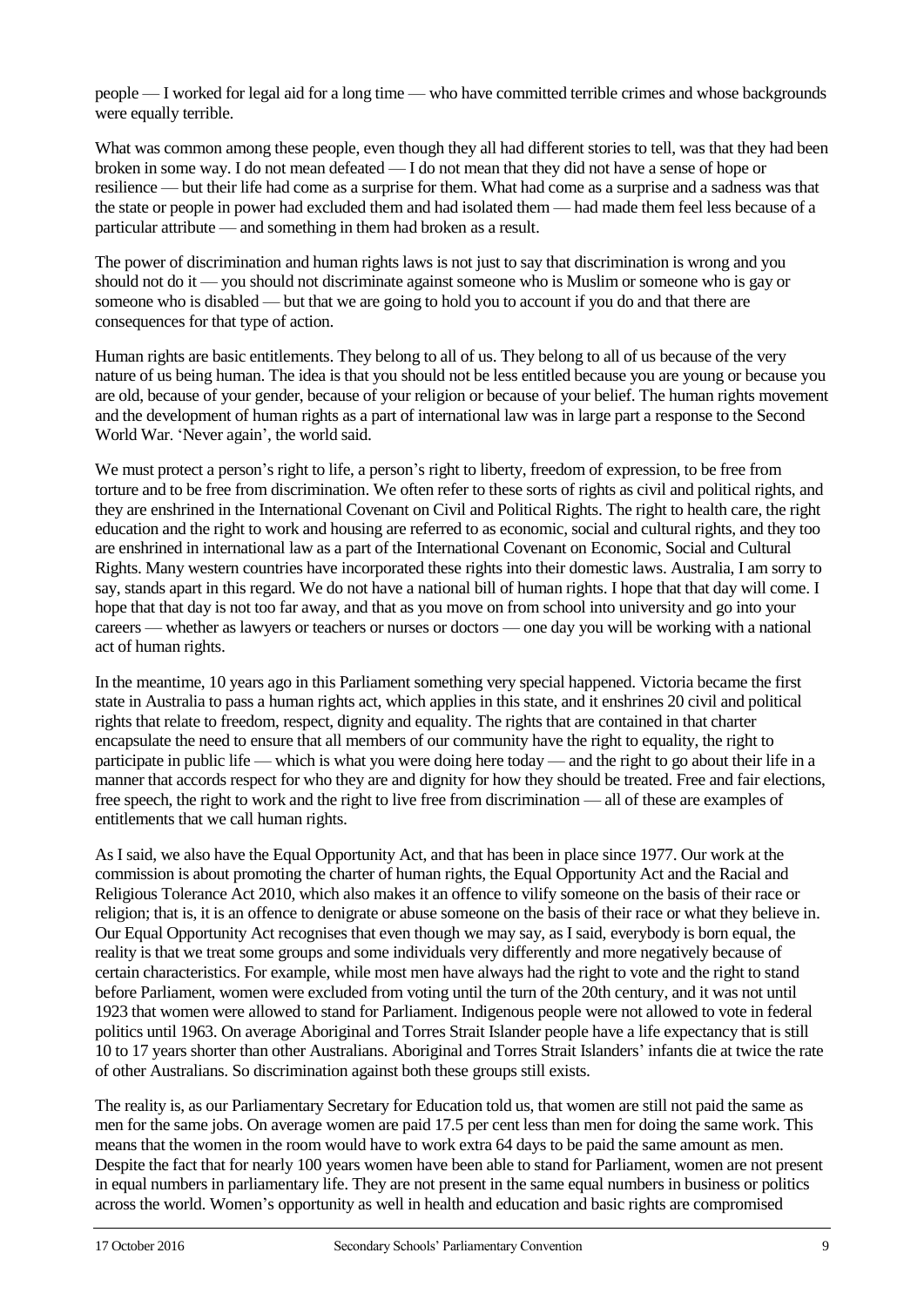people — I worked for legal aid for a long time — who have committed terrible crimes and whose backgrounds were equally terrible.

What was common among these people, even though they all had different stories to tell, was that they had been broken in some way. I do not mean defeated — I do not mean that they did not have a sense of hope or resilience — but their life had come as a surprise for them. What had come as a surprise and a sadness was that the state or people in power had excluded them and had isolated them — had made them feel less because of a particular attribute — and something in them had broken as a result.

The power of discrimination and human rights laws is not just to say that discrimination is wrong and you should not do it — you should not discriminate against someone who is Muslim or someone who is gay or someone who is disabled — but that we are going to hold you to account if you do and that there are consequences for that type of action.

Human rights are basic entitlements. They belong to all of us. They belong to all of us because of the very nature of us being human. The idea is that you should not be less entitled because you are young or because you are old, because of your gender, because of your religion or because of your belief. The human rights movement and the development of human rights as a part of international law was in large part a response to the Second World War. 'Never again', the world said.

We must protect a person's right to life, a person's right to liberty, freedom of expression, to be free from torture and to be free from discrimination. We often refer to these sorts of rights as civil and political rights, and they are enshrined in the International Covenant on Civil and Political Rights. The right to health care, the right education and the right to work and housing are referred to as economic, social and cultural rights, and they too are enshrined in international law as a part of the International Covenant on Economic, Social and Cultural Rights. Many western countries have incorporated these rights into their domestic laws. Australia, I am sorry to say, stands apart in this regard. We do not have a national bill of human rights. I hope that that day will come. I hope that that day is not too far away, and that as you move on from school into university and go into your careers — whether as lawyers or teachers or nurses or doctors — one day you will be working with a national act of human rights.

In the meantime, 10 years ago in this Parliament something very special happened. Victoria became the first state in Australia to pass a human rights act, which applies in this state, and it enshrines 20 civil and political rights that relate to freedom, respect, dignity and equality. The rights that are contained in that charter encapsulate the need to ensure that all members of our community have the right to equality, the right to participate in public life — which is what you are doing here today — and the right to go about their life in a manner that accords respect for who they are and dignity for how they should be treated. Free and fair elections, free speech, the right to work and the right to live free from discrimination — all of these are examples of entitlements that we call human rights.

As I said, we also have the Equal Opportunity Act, and that has been in place since 1977. Our work at the commission is about promoting the charter of human rights, the Equal Opportunity Act and the Racial and Religious Tolerance Act 2010, which also makes it an offence to vilify someone on the basis of their race or religion; that is, it is an offence to denigrate or abuse someone on the basis of their race or what they believe in. Our Equal Opportunity Act recognises that even though we may say, as I said, everybody is born equal, the reality is that we treat some groups and some individuals very differently and more negatively because of certain characteristics. For example, while most men have always had the right to vote and the right to stand before Parliament, women were excluded from voting until the turn of the 20th century, and it was not until 1923 that women were allowed to stand for Parliament. Indigenous people were not allowed to vote in federal politics until 1963. On average Aboriginal and Torres Strait Islander people have a life expectancy that is still 10 to 17 years shorter than other Australians. Aboriginal and Torres Strait Islanders' infants die at twice the rate of other Australians. So discrimination against both these groups still exists.

The reality is, as our Parliamentary Secretary for Education told us, that women are still not paid the same as men for the same jobs. On average women are paid 17.5 per cent less than men for doing the same work. This means that the women in the room would have to work extra 64 days to be paid the same amount as men. Despite the fact that for nearly 100 years women have been able to stand for Parliament, women are not present in equal numbers in parliamentary life. They are not present in the same equal numbers in business or politics across the world. Women's opportunity as well in health and education and basic rights are compromised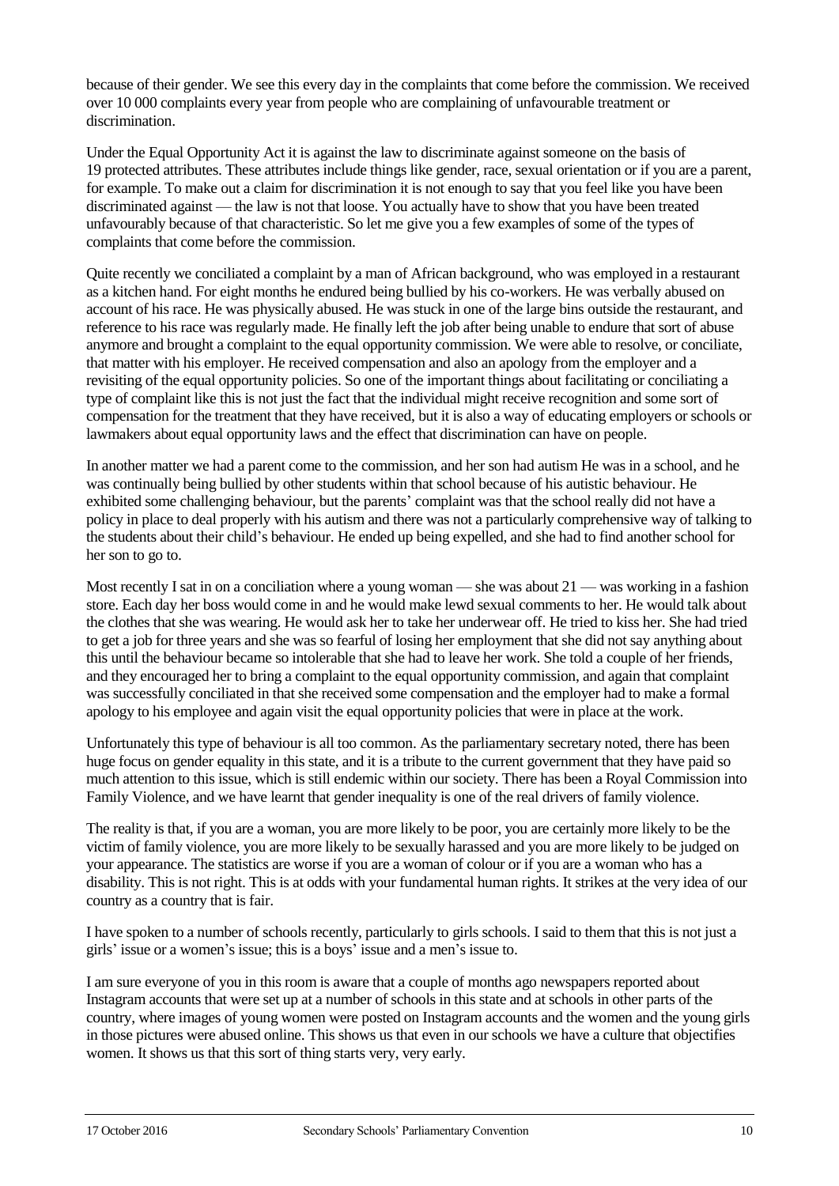because of their gender. We see this every day in the complaints that come before the commission. We received over 10 000 complaints every year from people who are complaining of unfavourable treatment or discrimination.

Under the Equal Opportunity Act it is against the law to discriminate against someone on the basis of 19 protected attributes. These attributes include things like gender, race, sexual orientation or if you are a parent, for example. To make out a claim for discrimination it is not enough to say that you feel like you have been discriminated against — the law is not that loose. You actually have to show that you have been treated unfavourably because of that characteristic. So let me give you a few examples of some of the types of complaints that come before the commission.

Quite recently we conciliated a complaint by a man of African background, who was employed in a restaurant as a kitchen hand. For eight months he endured being bullied by his co-workers. He was verbally abused on account of his race. He was physically abused. He was stuck in one of the large bins outside the restaurant, and reference to his race was regularly made. He finally left the job after being unable to endure that sort of abuse anymore and brought a complaint to the equal opportunity commission. We were able to resolve, or conciliate, that matter with his employer. He received compensation and also an apology from the employer and a revisiting of the equal opportunity policies. So one of the important things about facilitating or conciliating a type of complaint like this is not just the fact that the individual might receive recognition and some sort of compensation for the treatment that they have received, but it is also a way of educating employers or schools or lawmakers about equal opportunity laws and the effect that discrimination can have on people.

In another matter we had a parent come to the commission, and her son had autism He was in a school, and he was continually being bullied by other students within that school because of his autistic behaviour. He exhibited some challenging behaviour, but the parents' complaint was that the school really did not have a policy in place to deal properly with his autism and there was not a particularly comprehensive way of talking to the students about their child's behaviour. He ended up being expelled, and she had to find another school for her son to go to.

Most recently I sat in on a conciliation where a young woman — she was about 21 — was working in a fashion store. Each day her boss would come in and he would make lewd sexual comments to her. He would talk about the clothes that she was wearing. He would ask her to take her underwear off. He tried to kiss her. She had tried to get a job for three years and she was so fearful of losing her employment that she did not say anything about this until the behaviour became so intolerable that she had to leave her work. She told a couple of her friends, and they encouraged her to bring a complaint to the equal opportunity commission, and again that complaint was successfully conciliated in that she received some compensation and the employer had to make a formal apology to his employee and again visit the equal opportunity policies that were in place at the work.

Unfortunately this type of behaviour is all too common. As the parliamentary secretary noted, there has been huge focus on gender equality in this state, and it is a tribute to the current government that they have paid so much attention to this issue, which is still endemic within our society. There has been a Royal Commission into Family Violence, and we have learnt that gender inequality is one of the real drivers of family violence.

The reality is that, if you are a woman, you are more likely to be poor, you are certainly more likely to be the victim of family violence, you are more likely to be sexually harassed and you are more likely to be judged on your appearance. The statistics are worse if you are a woman of colour or if you are a woman who has a disability. This is not right. This is at odds with your fundamental human rights. It strikes at the very idea of our country as a country that is fair.

I have spoken to a number of schools recently, particularly to girls schools. I said to them that this is not just a girls' issue or a women's issue; this is a boys' issue and a men's issue to.

I am sure everyone of you in this room is aware that a couple of months ago newspapers reported about Instagram accounts that were set up at a number of schools in this state and at schools in other parts of the country, where images of young women were posted on Instagram accounts and the women and the young girls in those pictures were abused online. This shows us that even in our schools we have a culture that objectifies women. It shows us that this sort of thing starts very, very early.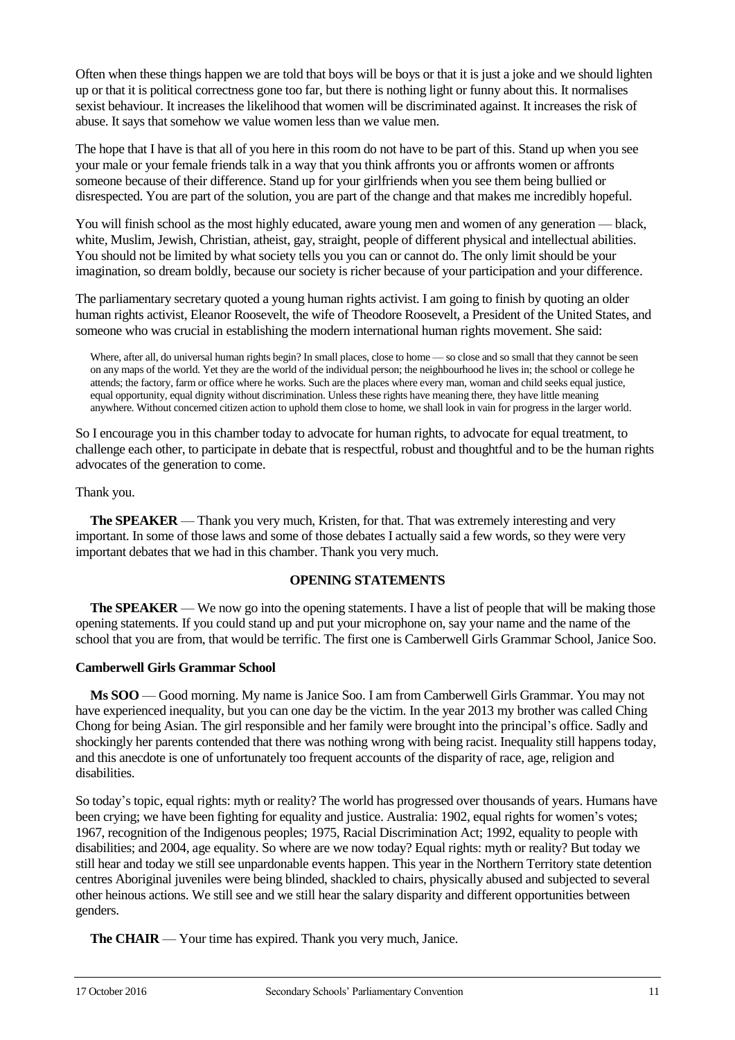Often when these things happen we are told that boys will be boys or that it is just a joke and we should lighten up or that it is political correctness gone too far, but there is nothing light or funny about this. It normalises sexist behaviour. It increases the likelihood that women will be discriminated against. It increases the risk of abuse. It says that somehow we value women less than we value men.

The hope that I have is that all of you here in this room do not have to be part of this. Stand up when you see your male or your female friends talk in a way that you think affronts you or affronts women or affronts someone because of their difference. Stand up for your girlfriends when you see them being bullied or disrespected. You are part of the solution, you are part of the change and that makes me incredibly hopeful.

You will finish school as the most highly educated, aware young men and women of any generation — black, white, Muslim, Jewish, Christian, atheist, gay, straight, people of different physical and intellectual abilities. You should not be limited by what society tells you you can or cannot do. The only limit should be your imagination, so dream boldly, because our society is richer because of your participation and your difference.

The parliamentary secretary quoted a young human rights activist. I am going to finish by quoting an older human rights activist, Eleanor Roosevelt, the wife of Theodore Roosevelt, a President of the United States, and someone who was crucial in establishing the modern international human rights movement. She said:

> Where, after all, do universal human rights begin? In small places, close to home — so close and so small that they cannot be seen on any maps of the world. Yet they are the world of the individual person; the neighbourhood he lives in; the school or college he attends; the factory, farm or office where he works. Such are the places where every man, woman and child seeks equal justice, equal opportunity, equal dignity without discrimination. Unless these rights have meaning there, they have little meaning anywhere. Without concerned citizen action to uphold them close to home, we shall look in vain for progress in the larger world.

So I encourage you in this chamber today to advocate for human rights, to advocate for equal treatment, to challenge each other, to participate in debate that is respectful, robust and thoughtful and to be the human rights advocates of the generation to come.

Thank you.

**The SPEAKER** — Thank you very much, Kristen, for that. That was extremely interesting and very important. In some of those laws and some of those debates I actually said a few words, so they were very important debates that we had in this chamber. Thank you very much.

## OPENING STATEMENTS

**The SPEAKER** — We now go into the opening statements. I have a list of people that will be making those opening statements. If you could stand up and put your microphone on, say your name and the name of the school that you are from, that would be terrific. The first one is Camberwell Girls Grammar School, Janice Soo.

### Camberwell Girls Grammar School

**Ms SOO** — Good morning. My name is Janice Soo. I am from Camberwell Girls Grammar. You may not have experienced inequality, but you can one day be the victim. In the year 2013 my brother was called Ching Chong for being Asian. The girl responsible and her family were brought into the principal's office. Sadly and shockingly her parents contended that there was nothing wrong with being racist. Inequality still happens today, and this anecdote is one of unfortunately too frequent accounts of the disparity of race, age, religion and disabilities.

So today's topic, equal rights: myth or reality? The world has progressed over thousands of years. Humans have been crying; we have been fighting for equality and justice. Australia: 1902, equal rights for women's votes; 1967, recognition of the Indigenous peoples; 1975, Racial Discrimination Act; 1992, equality to people with disabilities; and 2004, age equality. So where are we now today? Equal rights: myth or reality? But today we still hear and today we still see unpardonable events happen. This year in the Northern Territory state detention centres Aboriginal juveniles were being blinded, shackled to chairs, physically abused and subjected to several other heinous actions. We still see and we still hear the salary disparity and different opportunities between genders.

**The CHAIR** — Your time has expired. Thank you very much, Janice.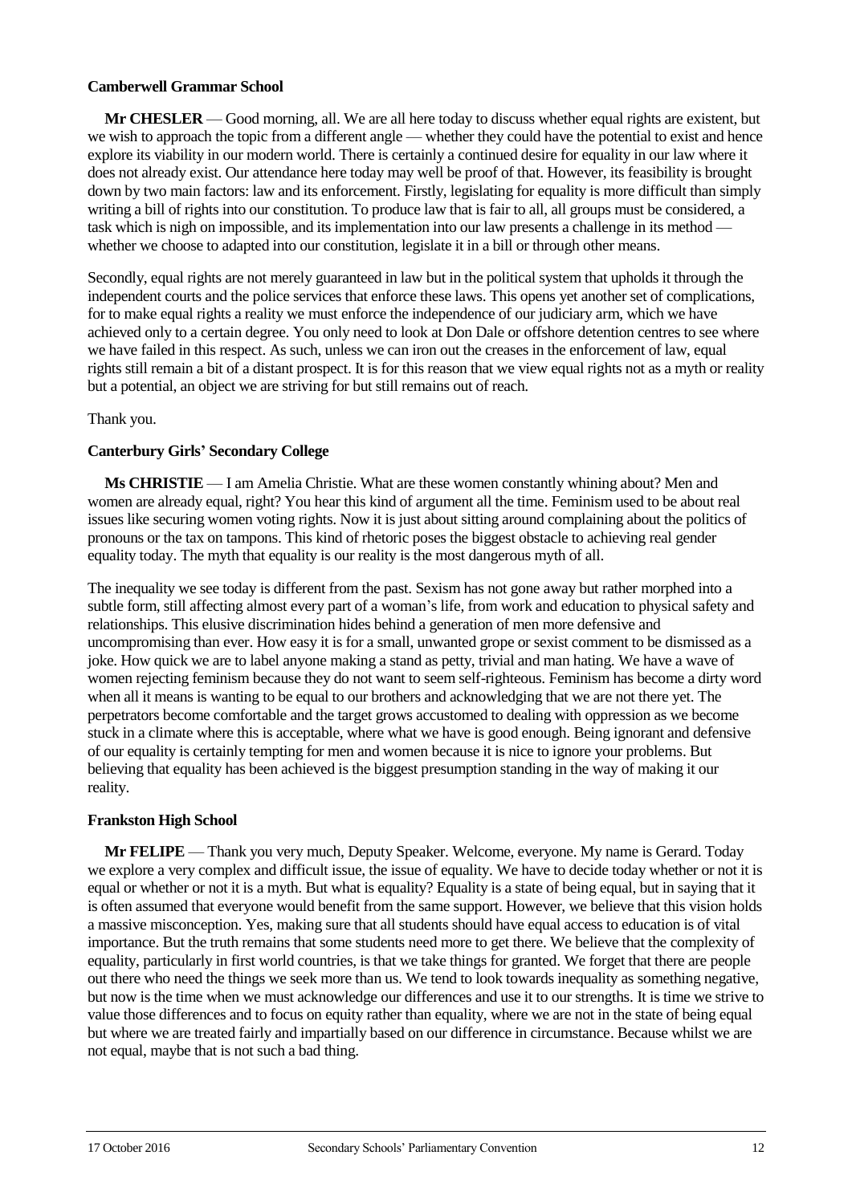**Camberwell Grammar School**

**Mr CHESLER** — Good morning, all. We are all here today to discuss whether equal rights are existent, but we wish to approach the topic from a different angle — whether they could have the potential to exist and hence explore its viability in our modern world. There is certainly a continued desire for equality in our law where it does not already exist. Our attendance here today may well be proof of that. However, its feasibility is brought down by two main factors: law and its enforcement. Firstly, legislating for equality is more difficult than simply writing a bill of rights into our constitution. To produce law that is fair to all, all groups must be considered, a task which is nigh on impossible, and its implementation into our law presents a challenge in its method — whether we choose to adapted into our constitution, legislate it in a bill or through other means.

Secondly, equal rights are not merely guaranteed in law but in the political system that upholds it through the independent courts and the police services that enforce these laws. This opens yet another set of complications, for to make equal rights a reality we must enforce the independence of our judiciary arm, which we have achieved only to a certain degree. You only need to look at Don Dale or offshore detention centres to see where we have failed in this respect. As such, unless we can iron out the creases in the enforcement of law, equal rights still remain a bit of a distant prospect. It is for this reason that we view equal rights not as a myth or reality but a potential, an object we are striving for but still remains out of reach.

Thank you.

**Canterbury Girls' Secondary College**

**Ms CHRISTIE** — I am Amelia Christie. What are these women constantly whining about? Men and women are already equal, right? You hear this kind of argument all the time. Feminism used to be about real issues like securing women voting rights. Now it is just about sitting around complaining about the politics of pronouns or the tax on tampons. This kind of rhetoric poses the biggest obstacle to achieving real gender equality today. The myth that equality is our reality is the most dangerous myth of all.

The inequality we see today is different from the past. Sexism has not gone away but rather morphed into a subtle form, still affecting almost every part of a woman's life, from work and education to physical safety and relationships. This elusive discrimination hides behind a generation of men more defensive and uncompromising than ever. How easy it is for a small, unwanted grope or sexist comment to be dismissed as a joke. How quick we are to label anyone making a stand as petty, trivial and man hating. We have a wave of women rejecting feminism because they do not want to seem self-righteous. Feminism has become a dirty word when all it means is wanting to be equal to our brothers and acknowledging that we are not there yet. The perpetrators become comfortable and the target grows accustomed to dealing with oppression as we become stuck in a climate where this is acceptable, where what we have is good enough. Being ignorant and defensive of our equality is certainly tempting for men and women because it is nice to ignore your problems. But believing that equality has been achieved is the biggest presumption standing in the way of making it our reality.

**Frankston High School**

**Mr FELIPE** — Thank you very much, Deputy Speaker. Welcome, everyone. My name is Gerard. Today we explore a very complex and difficult issue, the issue of equality. We have to decide today whether or not it is equal or whether or not it is a myth. But what is equality? Equality is a state of being equal, but in saying that it is often assumed that everyone would benefit from the same support. However, we believe that this vision holds a massive misconception. Yes, making sure that all students should have equal access to education is of vital importance. But the truth remains that some students need more to get there. We believe that the complexity of equality, particularly in first world countries, is that we take things for granted. We forget that there are people out there who need the things we seek more than us. We tend to look towards inequality as something negative, but now is the time when we must acknowledge our differences and use it to our strengths. It is time we strive to value those differences and to focus on equity rather than equality, where we are not in the state of being equal but where we are treated fairly and impartially based on our difference in circumstance. Because whilst we are not equal, maybe that is not such a bad thing.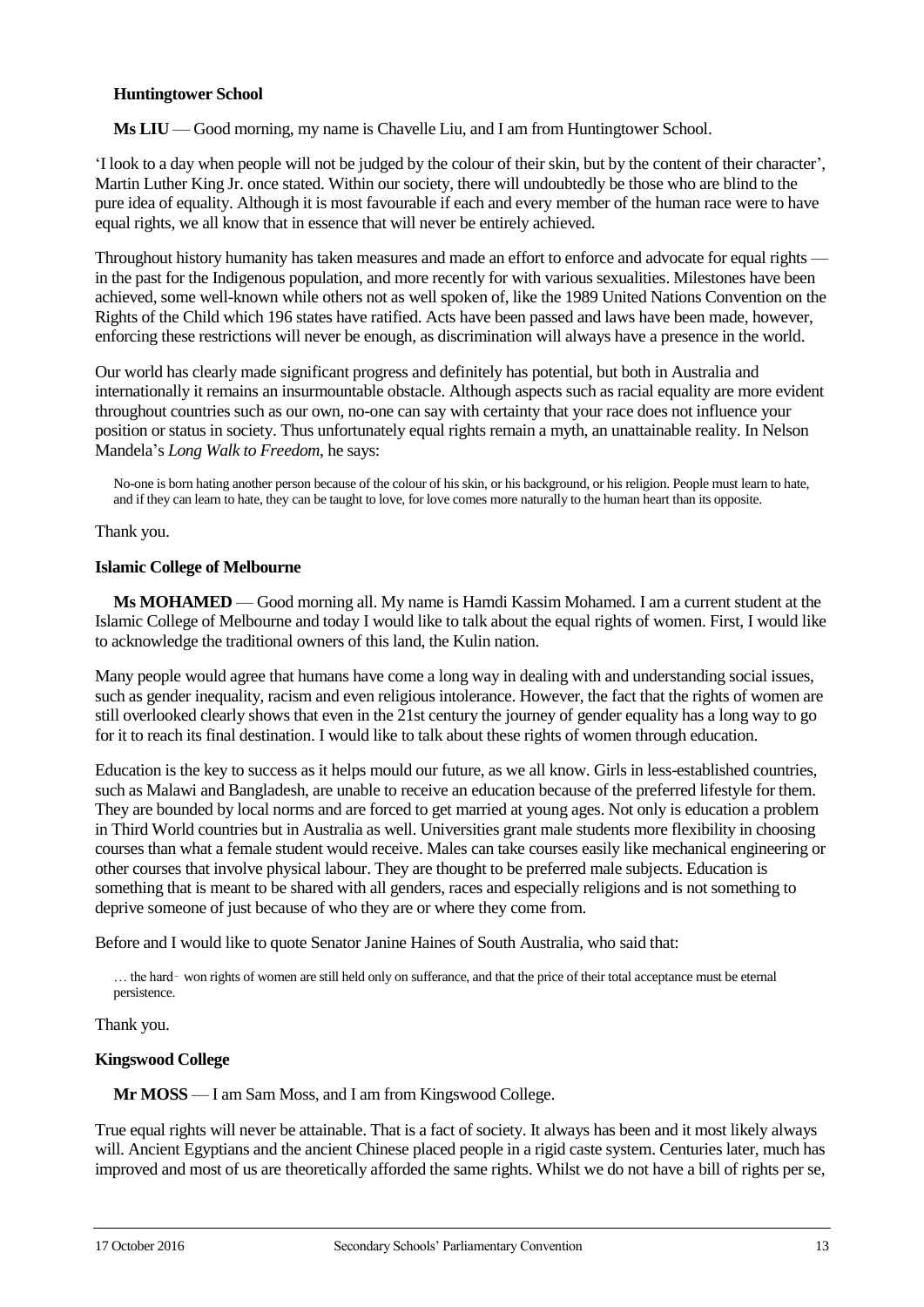**Huntingtower School**

**Ms LIU** — Good morning, my name is Chavelle Liu, and I am from Huntingtower School.

'I look to a day when people will not be judged by the colour of their skin, but by the content of their character', Martin Luther King Jr. once stated. Within our society, there will undoubtedly be those who are blind to the pure idea of equality. Although it is most favourable if each and every member of the human race were to have equal rights, we all know that in essence that will never be entirely achieved.

Throughout history humanity has taken measures and made an effort to enforce and advocate for equal rights — in the past for the Indigenous population, and more recently for with various sexualities. Milestones have been achieved, some well-known while others not as well spoken of, like the 1989 United Nations Convention on the Rights of the Child which 196 states have ratified. Acts have been passed and laws have been made, however, enforcing these restrictions will never be enough, as discrimination will always have a presence in the world.

Our world has clearly made significant progress and definitely has potential, but both in Australia and internationally it remains an insurmountable obstacle. Although aspects such as racial equality are more evident throughout countries such as our own, no-one can say with certainty that your race does not influence your position or status in society. Thus unfortunately equal rights remain a myth, an unattainable reality. In Nelson Mandela's *Long Walk to Freedom*, he says:

> No-one is born hating another person because of the colour of his skin, or his background, or his religion. People must learn to hate, and if they can learn to hate, they can be taught to love, for love comes more naturally to the human heart than its opposite.

Thank you.

**Islamic College of Melbourne**

**Ms MOHAMED** — Good morning all. My name is Hamdi Kassim Mohamed. I am a current student at the Islamic College of Melbourne and today I would like to talk about the equal rights of women. First, I would like to acknowledge the traditional owners of this land, the Kulin nation.

Many people would agree that humans have come a long way in dealing with and understanding social issues, such as gender inequality, racism and even religious intolerance. However, the fact that the rights of women are still overlooked clearly shows that even in the 21st century the journey of gender equality has a long way to go for it to reach its final destination. I would like to talk about these rights of women through education.

Education is the key to success as it helps mould our future, as we all know. Girls in less-established countries, such as Malawi and Bangladesh, are unable to receive an education because of the preferred lifestyle for them. They are bounded by local norms and are forced to get married at young ages. Not only is education a problem in Third World countries but in Australia as well. Universities grant male students more flexibility in choosing courses than what a female student would receive. Males can take courses easily like mechanical engineering or other courses that involve physical labour. They are thought to be preferred male subjects. Education is something that is meant to be shared with all genders, races and especially religions and is not something to deprive someone of just because of who they are or where they come from.

Before and I would like to quote Senator Janine Haines of South Australia, who said that:

> … the hard‐won rights of women are still held only on sufferance, and that the price of their total acceptance must be eternal persistence.

Thank you.

**Kingswood College**

**Mr MOSS** — I am Sam Moss, and I am from Kingswood College.

True equal rights will never be attainable. That is a fact of society. It always has been and it most likely always will. Ancient Egyptians and the ancient Chinese placed people in a rigid caste system. Centuries later, much has improved and most of us are theoretically afforded the same rights. Whilst we do not have a bill of rights per se,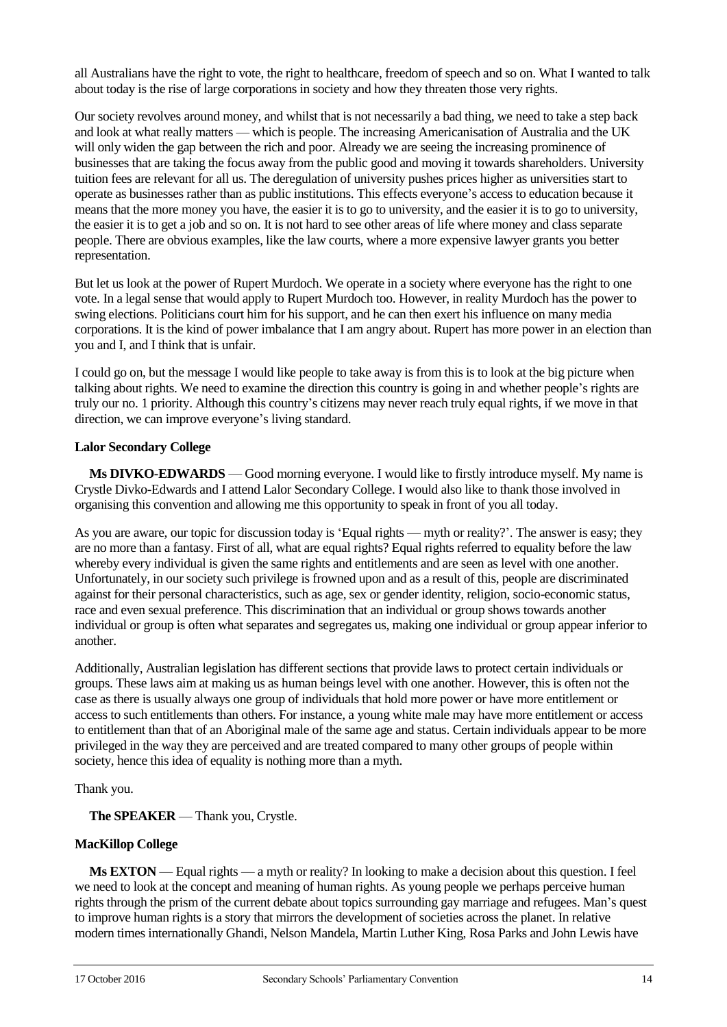all Australians have the right to vote, the right to healthcare, freedom of speech and so on. What I wanted to talk about today is the rise of large corporations in society and how they threaten those very rights.

Our society revolves around money, and whilst that is not necessarily a bad thing, we need to take a step back and look at what really matters — which is people. The increasing Americanisation of Australia and the UK will only widen the gap between the rich and poor. Already we are seeing the increasing prominence of businesses that are taking the focus away from the public good and moving it towards shareholders. University tuition fees are relevant for all us. The deregulation of university pushes prices higher as universities start to operate as businesses rather than as public institutions. This effects everyone's access to education because it means that the more money you have, the easier it is to go to university, and the easier it is to go to university, the easier it is to get a job and so on. It is not hard to see other areas of life where money and class separate people. There are obvious examples, like the law courts, where a more expensive lawyer grants you better representation.

But let us look at the power of Rupert Murdoch. We operate in a society where everyone has the right to one vote. In a legal sense that would apply to Rupert Murdoch too. However, in reality Murdoch has the power to swing elections. Politicians court him for his support, and he can then exert his influence on many media corporations. It is the kind of power imbalance that I am angry about. Rupert has more power in an election than you and I, and I think that is unfair.

I could go on, but the message I would like people to take away is from this is to look at the big picture when talking about rights. We need to examine the direction this country is going in and whether people's rights are truly our no. 1 priority. Although this country's citizens may never reach truly equal rights, if we move in that direction, we can improve everyone's living standard.

**Lalor Secondary College**

**Ms DIVKO-EDWARDS** — Good morning everyone. I would like to firstly introduce myself. My name is Crystle Divko-Edwards and I attend Lalor Secondary College. I would also like to thank those involved in organising this convention and allowing me this opportunity to speak in front of you all today.

As you are aware, our topic for discussion today is 'Equal rights — myth or reality?'. The answer is easy; they are no more than a fantasy. First of all, what are equal rights? Equal rights referred to equality before the law whereby every individual is given the same rights and entitlements and are seen as level with one another. Unfortunately, in our society such privilege is frowned upon and as a result of this, people are discriminated against for their personal characteristics, such as age, sex or gender identity, religion, socio-economic status, race and even sexual preference. This discrimination that an individual or group shows towards another individual or group is often what separates and segregates us, making one individual or group appear inferior to another.

Additionally, Australian legislation has different sections that provide laws to protect certain individuals or groups. These laws aim at making us as human beings level with one another. However, this is often not the case as there is usually always one group of individuals that hold more power or have more entitlement or access to such entitlements than others. For instance, a young white male may have more entitlement or access to entitlement than that of an Aboriginal male of the same age and status. Certain individuals appear to be more privileged in the way they are perceived and are treated compared to many other groups of people within society, hence this idea of equality is nothing more than a myth.

Thank you.

**The SPEAKER** — Thank you, Crystle.

**MacKillop College**

**Ms EXTON** — Equal rights — a myth or reality? In looking to make a decision about this question. I feel we need to look at the concept and meaning of human rights. As young people we perhaps perceive human rights through the prism of the current debate about topics surrounding gay marriage and refugees. Man's quest to improve human rights is a story that mirrors the development of societies across the planet. In relative modern times internationally Ghandi, Nelson Mandela, Martin Luther King, Rosa Parks and John Lewis have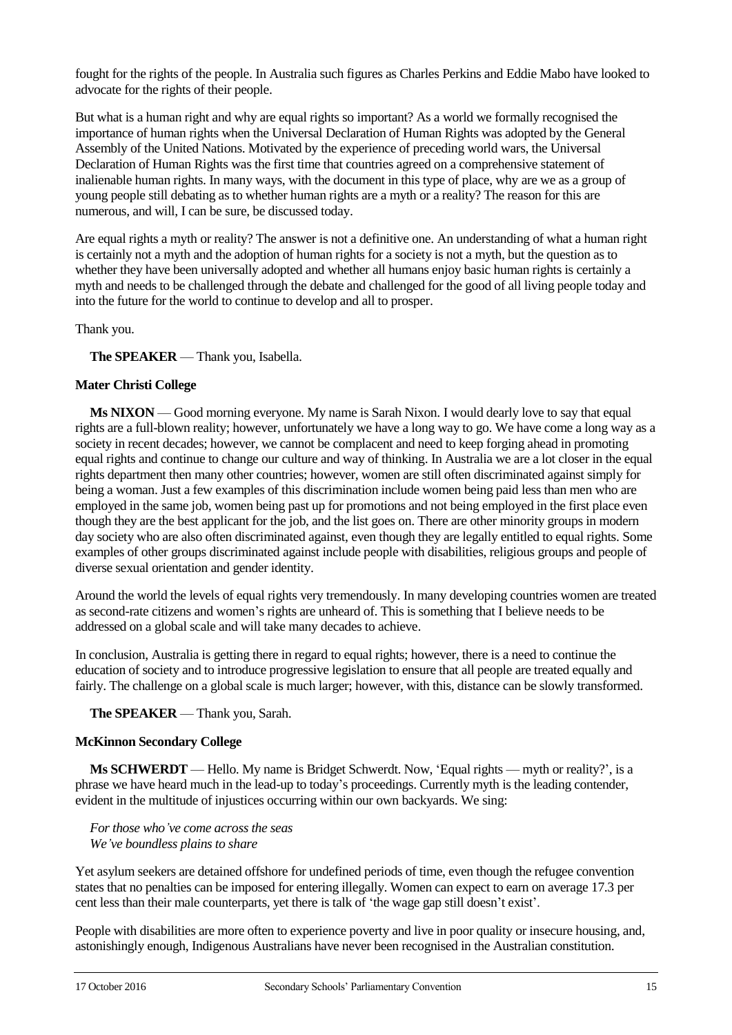fought for the rights of the people. In Australia such figures as Charles Perkins and Eddie Mabo have looked to advocate for the rights of their people.

But what is a human right and why are equal rights so important? As a world we formally recognised the importance of human rights when the Universal Declaration of Human Rights was adopted by the General Assembly of the United Nations. Motivated by the experience of preceding world wars, the Universal Declaration of Human Rights was the first time that countries agreed on a comprehensive statement of inalienable human rights. In many ways, with the document in this type of place, why are we as a group of young people still debating as to whether human rights are a myth or a reality? The reason for this are numerous, and will, I can be sure, be discussed today.

Are equal rights a myth or reality? The answer is not a definitive one. An understanding of what a human right is certainly not a myth and the adoption of human rights for a society is not a myth, but the question as to whether they have been universally adopted and whether all humans enjoy basic human rights is certainly a myth and needs to be challenged through the debate and challenged for the good of all living people today and into the future for the world to continue to develop and all to prosper.

Thank you.

**The SPEAKER** — Thank you, Isabella.

**Mater Christi College**

**Ms NIXON** — Good morning everyone. My name is Sarah Nixon. I would dearly love to say that equal rights are a full-blown reality; however, unfortunately we have a long way to go. We have come a long way as a society in recent decades; however, we cannot be complacent and need to keep forging ahead in promoting equal rights and continue to change our culture and way of thinking. In Australia we are a lot closer in the equal rights department then many other countries; however, women are still often discriminated against simply for being a woman. Just a few examples of this discrimination include women being paid less than men who are employed in the same job, women being past up for promotions and not being employed in the first place even though they are the best applicant for the job, and the list goes on. There are other minority groups in modern day society who are also often discriminated against, even though they are legally entitled to equal rights. Some examples of other groups discriminated against include people with disabilities, religious groups and people of diverse sexual orientation and gender identity.

Around the world the levels of equal rights very tremendously. In many developing countries women are treated as second-rate citizens and women's rights are unheard of. This is something that I believe needs to be addressed on a global scale and will take many decades to achieve.

In conclusion, Australia is getting there in regard to equal rights; however, there is a need to continue the education of society and to introduce progressive legislation to ensure that all people are treated equally and fairly. The challenge on a global scale is much larger; however, with this, distance can be slowly transformed.

**The SPEAKER** — Thank you, Sarah.

**McKinnon Secondary College**

**Ms SCHWERDT** — Hello. My name is Bridget Schwerdt. Now, 'Equal rights — myth or reality?', is a phrase we have heard much in the lead-up to today's proceedings. Currently myth is the leading contender, evident in the multitude of injustices occurring within our own backyards. We sing:

*For those who've come across the seas*
*We've boundless plains to share*

Yet asylum seekers are detained offshore for undefined periods of time, even though the refugee convention states that no penalties can be imposed for entering illegally. Women can expect to earn on average 17.3 per cent less than their male counterparts, yet there is talk of 'the wage gap still doesn't exist'.

People with disabilities are more often to experience poverty and live in poor quality or insecure housing, and, astonishingly enough, Indigenous Australians have never been recognised in the Australian constitution.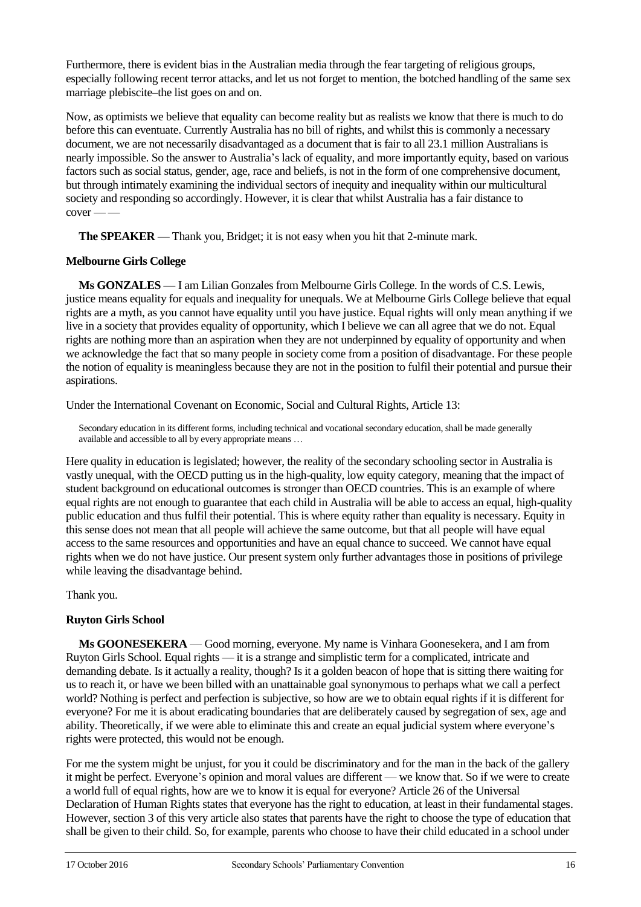Furthermore, there is evident bias in the Australian media through the fear targeting of religious groups, especially following recent terror attacks, and let us not forget to mention, the botched handling of the same sex marriage plebiscite–the list goes on and on.

Now, as optimists we believe that equality can become reality but as realists we know that there is much to do before this can eventuate. Currently Australia has no bill of rights, and whilst this is commonly a necessary document, we are not necessarily disadvantaged as a document that is fair to all 23.1 million Australians is nearly impossible. So the answer to Australia's lack of equality, and more importantly equity, based on various factors such as social status, gender, age, race and beliefs, is not in the form of one comprehensive document, but through intimately examining the individual sectors of inequity and inequality within our multicultural society and responding so accordingly. However, it is clear that whilst Australia has a fair distance to cover — —

**The SPEAKER** — Thank you, Bridget; it is not easy when you hit that 2-minute mark.

**Melbourne Girls College**

**Ms GONZALES** — I am Lilian Gonzales from Melbourne Girls College. In the words of C.S. Lewis, justice means equality for equals and inequality for unequals. We at Melbourne Girls College believe that equal rights are a myth, as you cannot have equality until you have justice. Equal rights will only mean anything if we live in a society that provides equality of opportunity, which I believe we can all agree that we do not. Equal rights are nothing more than an aspiration when they are not underpinned by equality of opportunity and when we acknowledge the fact that so many people in society come from a position of disadvantage. For these people the notion of equality is meaningless because they are not in the position to fulfil their potential and pursue their aspirations.

Under the International Covenant on Economic, Social and Cultural Rights, Article 13:

> Secondary education in its different forms, including technical and vocational secondary education, shall be made generally available and accessible to all by every appropriate means …

Here quality in education is legislated; however, the reality of the secondary schooling sector in Australia is vastly unequal, with the OECD putting us in the high-quality, low equity category, meaning that the impact of student background on educational outcomes is stronger than OECD countries. This is an example of where equal rights are not enough to guarantee that each child in Australia will be able to access an equal, high-quality public education and thus fulfil their potential. This is where equity rather than equality is necessary. Equity in this sense does not mean that all people will achieve the same outcome, but that all people will have equal access to the same resources and opportunities and have an equal chance to succeed. We cannot have equal rights when we do not have justice. Our present system only further advantages those in positions of privilege while leaving the disadvantage behind.

Thank you.

**Ruyton Girls School**

**Ms GOONESEKERA** — Good morning, everyone. My name is Vinhara Goonesekera, and I am from Ruyton Girls School. Equal rights — it is a strange and simplistic term for a complicated, intricate and demanding debate. Is it actually a reality, though? Is it a golden beacon of hope that is sitting there waiting for us to reach it, or have we been billed with an unattainable goal synonymous to perhaps what we call a perfect world? Nothing is perfect and perfection is subjective, so how are we to obtain equal rights if it is different for everyone? For me it is about eradicating boundaries that are deliberately caused by segregation of sex, age and ability. Theoretically, if we were able to eliminate this and create an equal judicial system where everyone's rights were protected, this would not be enough.

For me the system might be unjust, for you it could be discriminatory and for the man in the back of the gallery it might be perfect. Everyone's opinion and moral values are different — we know that. So if we were to create a world full of equal rights, how are we to know it is equal for everyone? Article 26 of the Universal Declaration of Human Rights states that everyone has the right to education, at least in their fundamental stages. However, section 3 of this very article also states that parents have the right to choose the type of education that shall be given to their child. So, for example, parents who choose to have their child educated in a school under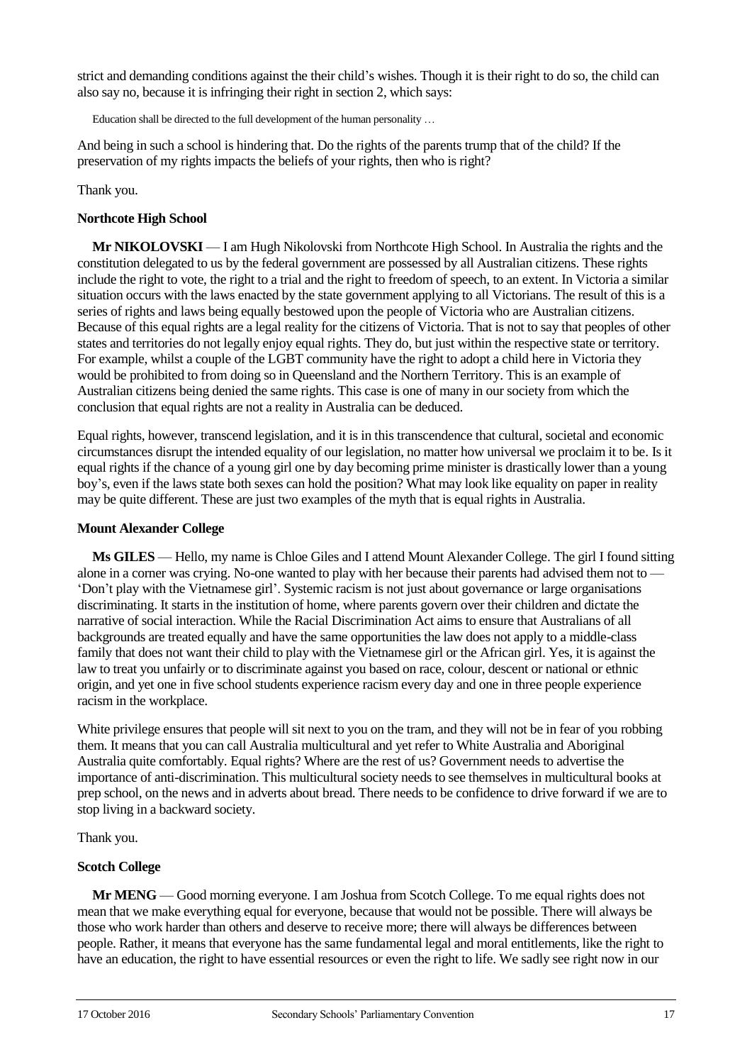strict and demanding conditions against the their child's wishes. Though it is their right to do so, the child can also say no, because it is infringing their right in section 2, which says:

> Education shall be directed to the full development of the human personality …

And being in such a school is hindering that. Do the rights of the parents trump that of the child? If the preservation of my rights impacts the beliefs of your rights, then who is right?

Thank you.

**Northcote High School**

**Mr NIKOLOVSKI** — I am Hugh Nikolovski from Northcote High School. In Australia the rights and the constitution delegated to us by the federal government are possessed by all Australian citizens. These rights include the right to vote, the right to a trial and the right to freedom of speech, to an extent. In Victoria a similar situation occurs with the laws enacted by the state government applying to all Victorians. The result of this is a series of rights and laws being equally bestowed upon the people of Victoria who are Australian citizens. Because of this equal rights are a legal reality for the citizens of Victoria. That is not to say that peoples of other states and territories do not legally enjoy equal rights. They do, but just within the respective state or territory. For example, whilst a couple of the LGBT community have the right to adopt a child here in Victoria they would be prohibited to from doing so in Queensland and the Northern Territory. This is an example of Australian citizens being denied the same rights. This case is one of many in our society from which the conclusion that equal rights are not a reality in Australia can be deduced.

Equal rights, however, transcend legislation, and it is in this transcendence that cultural, societal and economic circumstances disrupt the intended equality of our legislation, no matter how universal we proclaim it to be. Is it equal rights if the chance of a young girl one by day becoming prime minister is drastically lower than a young boy's, even if the laws state both sexes can hold the position? What may look like equality on paper in reality may be quite different. These are just two examples of the myth that is equal rights in Australia.

**Mount Alexander College**

**Ms GILES** — Hello, my name is Chloe Giles and I attend Mount Alexander College. The girl I found sitting alone in a corner was crying. No-one wanted to play with her because their parents had advised them not to — 'Don't play with the Vietnamese girl'. Systemic racism is not just about governance or large organisations discriminating. It starts in the institution of home, where parents govern over their children and dictate the narrative of social interaction. While the Racial Discrimination Act aims to ensure that Australians of all backgrounds are treated equally and have the same opportunities the law does not apply to a middle-class family that does not want their child to play with the Vietnamese girl or the African girl. Yes, it is against the law to treat you unfairly or to discriminate against you based on race, colour, descent or national or ethnic origin, and yet one in five school students experience racism every day and one in three people experience racism in the workplace.

White privilege ensures that people will sit next to you on the tram, and they will not be in fear of you robbing them. It means that you can call Australia multicultural and yet refer to White Australia and Aboriginal Australia quite comfortably. Equal rights? Where are the rest of us? Government needs to advertise the importance of anti-discrimination. This multicultural society needs to see themselves in multicultural books at prep school, on the news and in adverts about bread. There needs to be confidence to drive forward if we are to stop living in a backward society.

Thank you.

**Scotch College**

**Mr MENG** — Good morning everyone. I am Joshua from Scotch College. To me equal rights does not mean that we make everything equal for everyone, because that would not be possible. There will always be those who work harder than others and deserve to receive more; there will always be differences between people. Rather, it means that everyone has the same fundamental legal and moral entitlements, like the right to have an education, the right to have essential resources or even the right to life. We sadly see right now in our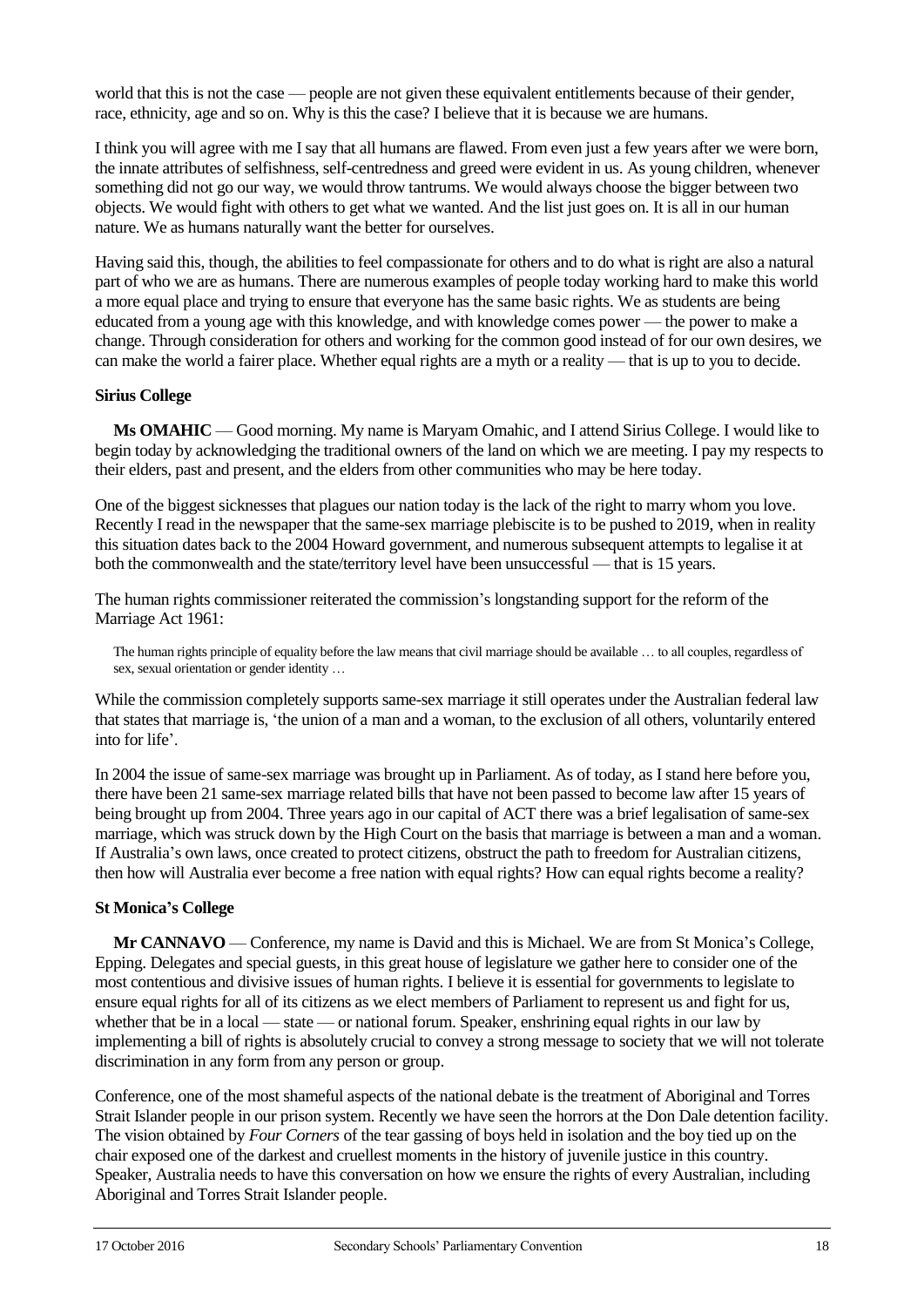world that this is not the case — people are not given these equivalent entitlements because of their gender, race, ethnicity, age and so on. Why is this the case? I believe that it is because we are humans.

I think you will agree with me I say that all humans are flawed. From even just a few years after we were born, the innate attributes of selfishness, self-centredness and greed were evident in us. As young children, whenever something did not go our way, we would throw tantrums. We would always choose the bigger between two objects. We would fight with others to get what we wanted. And the list just goes on. It is all in our human nature. We as humans naturally want the better for ourselves.

Having said this, though, the abilities to feel compassionate for others and to do what is right are also a natural part of who we are as humans. There are numerous examples of people today working hard to make this world a more equal place and trying to ensure that everyone has the same basic rights. We as students are being educated from a young age with this knowledge, and with knowledge comes power — the power to make a change. Through consideration for others and working for the common good instead of for our own desires, we can make the world a fairer place. Whether equal rights are a myth or a reality — that is up to you to decide.

**Sirius College**

**Ms OMAHIC** — Good morning. My name is Maryam Omahic, and I attend Sirius College. I would like to begin today by acknowledging the traditional owners of the land on which we are meeting. I pay my respects to their elders, past and present, and the elders from other communities who may be here today.

One of the biggest sicknesses that plagues our nation today is the lack of the right to marry whom you love. Recently I read in the newspaper that the same-sex marriage plebiscite is to be pushed to 2019, when in reality this situation dates back to the 2004 Howard government, and numerous subsequent attempts to legalise it at both the commonwealth and the state/territory level have been unsuccessful — that is 15 years.

The human rights commissioner reiterated the commission's longstanding support for the reform of the Marriage Act 1961:

> The human rights principle of equality before the law means that civil marriage should be available … to all couples, regardless of sex, sexual orientation or gender identity …

While the commission completely supports same-sex marriage it still operates under the Australian federal law that states that marriage is, 'the union of a man and a woman, to the exclusion of all others, voluntarily entered into for life'.

In 2004 the issue of same-sex marriage was brought up in Parliament. As of today, as I stand here before you, there have been 21 same-sex marriage related bills that have not been passed to become law after 15 years of being brought up from 2004. Three years ago in our capital of ACT there was a brief legalisation of same-sex marriage, which was struck down by the High Court on the basis that marriage is between a man and a woman. If Australia's own laws, once created to protect citizens, obstruct the path to freedom for Australian citizens, then how will Australia ever become a free nation with equal rights? How can equal rights become a reality?

**St Monica's College**

**Mr CANNAVO** — Conference, my name is David and this is Michael. We are from St Monica's College, Epping. Delegates and special guests, in this great house of legislature we gather here to consider one of the most contentious and divisive issues of human rights. I believe it is essential for governments to legislate to ensure equal rights for all of its citizens as we elect members of Parliament to represent us and fight for us, whether that be in a local — state — or national forum. Speaker, enshrining equal rights in our law by implementing a bill of rights is absolutely crucial to convey a strong message to society that we will not tolerate discrimination in any form from any person or group.

Conference, one of the most shameful aspects of the national debate is the treatment of Aboriginal and Torres Strait Islander people in our prison system. Recently we have seen the horrors at the Don Dale detention facility. The vision obtained by *Four Corners* of the tear gassing of boys held in isolation and the boy tied up on the chair exposed one of the darkest and cruellest moments in the history of juvenile justice in this country. Speaker, Australia needs to have this conversation on how we ensure the rights of every Australian, including Aboriginal and Torres Strait Islander people.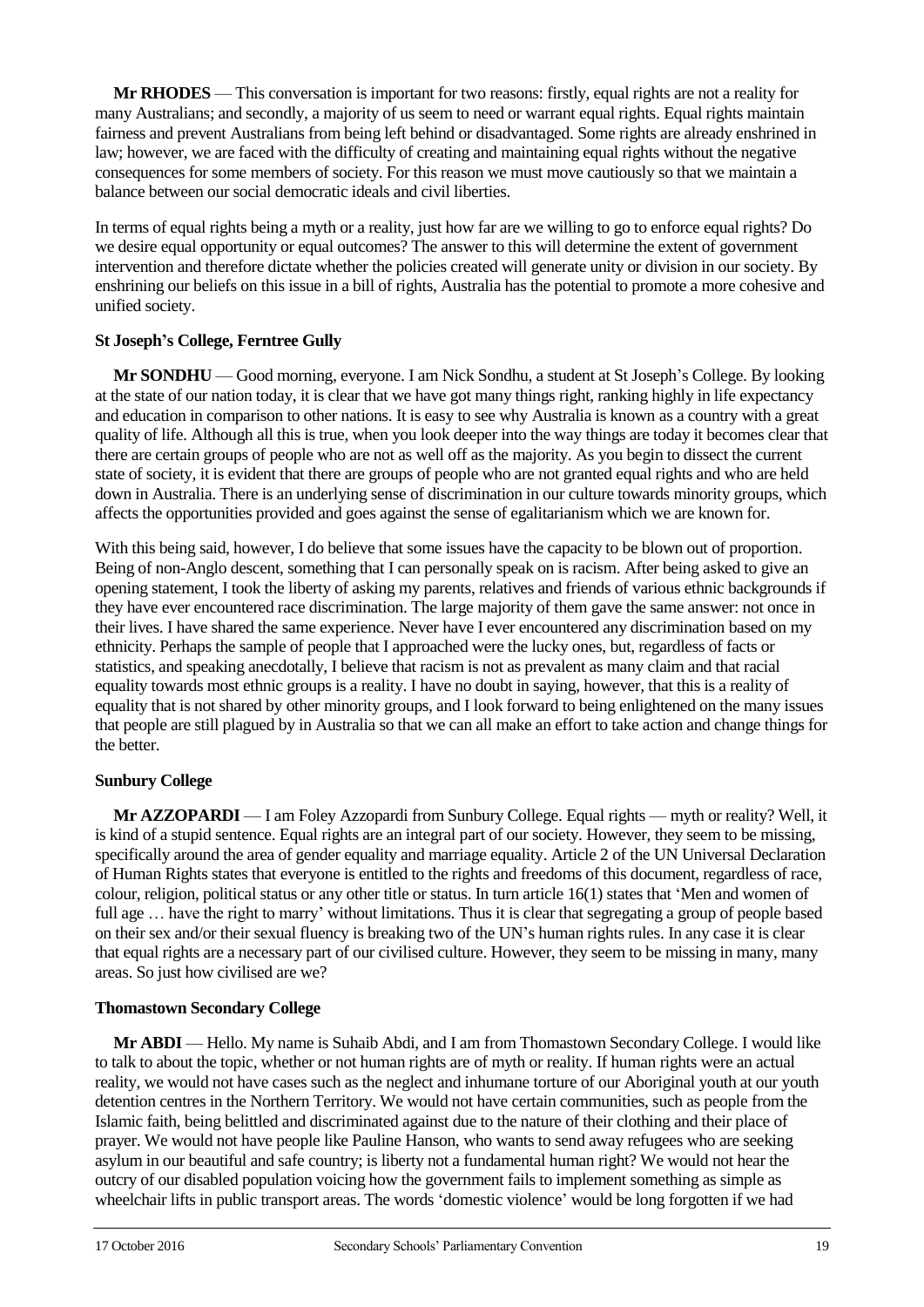**Mr RHODES** — This conversation is important for two reasons: firstly, equal rights are not a reality for many Australians; and secondly, a majority of us seem to need or warrant equal rights. Equal rights maintain fairness and prevent Australians from being left behind or disadvantaged. Some rights are already enshrined in law; however, we are faced with the difficulty of creating and maintaining equal rights without the negative consequences for some members of society. For this reason we must move cautiously so that we maintain a balance between our social democratic ideals and civil liberties.

In terms of equal rights being a myth or a reality, just how far are we willing to go to enforce equal rights? Do we desire equal opportunity or equal outcomes? The answer to this will determine the extent of government intervention and therefore dictate whether the policies created will generate unity or division in our society. By enshrining our beliefs on this issue in a bill of rights, Australia has the potential to promote a more cohesive and unified society.

**St Joseph's College, Ferntree Gully**

**Mr SONDHU** — Good morning, everyone. I am Nick Sondhu, a student at St Joseph's College. By looking at the state of our nation today, it is clear that we have got many things right, ranking highly in life expectancy and education in comparison to other nations. It is easy to see why Australia is known as a country with a great quality of life. Although all this is true, when you look deeper into the way things are today it becomes clear that there are certain groups of people who are not as well off as the majority. As you begin to dissect the current state of society, it is evident that there are groups of people who are not granted equal rights and who are held down in Australia. There is an underlying sense of discrimination in our culture towards minority groups, which affects the opportunities provided and goes against the sense of egalitarianism which we are known for.

With this being said, however, I do believe that some issues have the capacity to be blown out of proportion. Being of non-Anglo descent, something that I can personally speak on is racism. After being asked to give an opening statement, I took the liberty of asking my parents, relatives and friends of various ethnic backgrounds if they have ever encountered race discrimination. The large majority of them gave the same answer: not once in their lives. I have shared the same experience. Never have I ever encountered any discrimination based on my ethnicity. Perhaps the sample of people that I approached were the lucky ones, but, regardless of facts or statistics, and speaking anecdotally, I believe that racism is not as prevalent as many claim and that racial equality towards most ethnic groups is a reality. I have no doubt in saying, however, that this is a reality of equality that is not shared by other minority groups, and I look forward to being enlightened on the many issues that people are still plagued by in Australia so that we can all make an effort to take action and change things for the better.

**Sunbury College**

**Mr AZZOPARDI** — I am Foley Azzopardi from Sunbury College. Equal rights — myth or reality? Well, it is kind of a stupid sentence. Equal rights are an integral part of our society. However, they seem to be missing, specifically around the area of gender equality and marriage equality. Article 2 of the UN Universal Declaration of Human Rights states that everyone is entitled to the rights and freedoms of this document, regardless of race, colour, religion, political status or any other title or status. In turn article 16(1) states that 'Men and women of full age … have the right to marry' without limitations. Thus it is clear that segregating a group of people based on their sex and/or their sexual fluency is breaking two of the UN's human rights rules. In any case it is clear that equal rights are a necessary part of our civilised culture. However, they seem to be missing in many, many areas. So just how civilised are we?

**Thomastown Secondary College**

**Mr ABDI** — Hello. My name is Suhaib Abdi, and I am from Thomastown Secondary College. I would like to talk to about the topic, whether or not human rights are of myth or reality. If human rights were an actual reality, we would not have cases such as the neglect and inhumane torture of our Aboriginal youth at our youth detention centres in the Northern Territory. We would not have certain communities, such as people from the Islamic faith, being belittled and discriminated against due to the nature of their clothing and their place of prayer. We would not have people like Pauline Hanson, who wants to send away refugees who are seeking asylum in our beautiful and safe country; is liberty not a fundamental human right? We would not hear the outcry of our disabled population voicing how the government fails to implement something as simple as wheelchair lifts in public transport areas. The words 'domestic violence' would be long forgotten if we had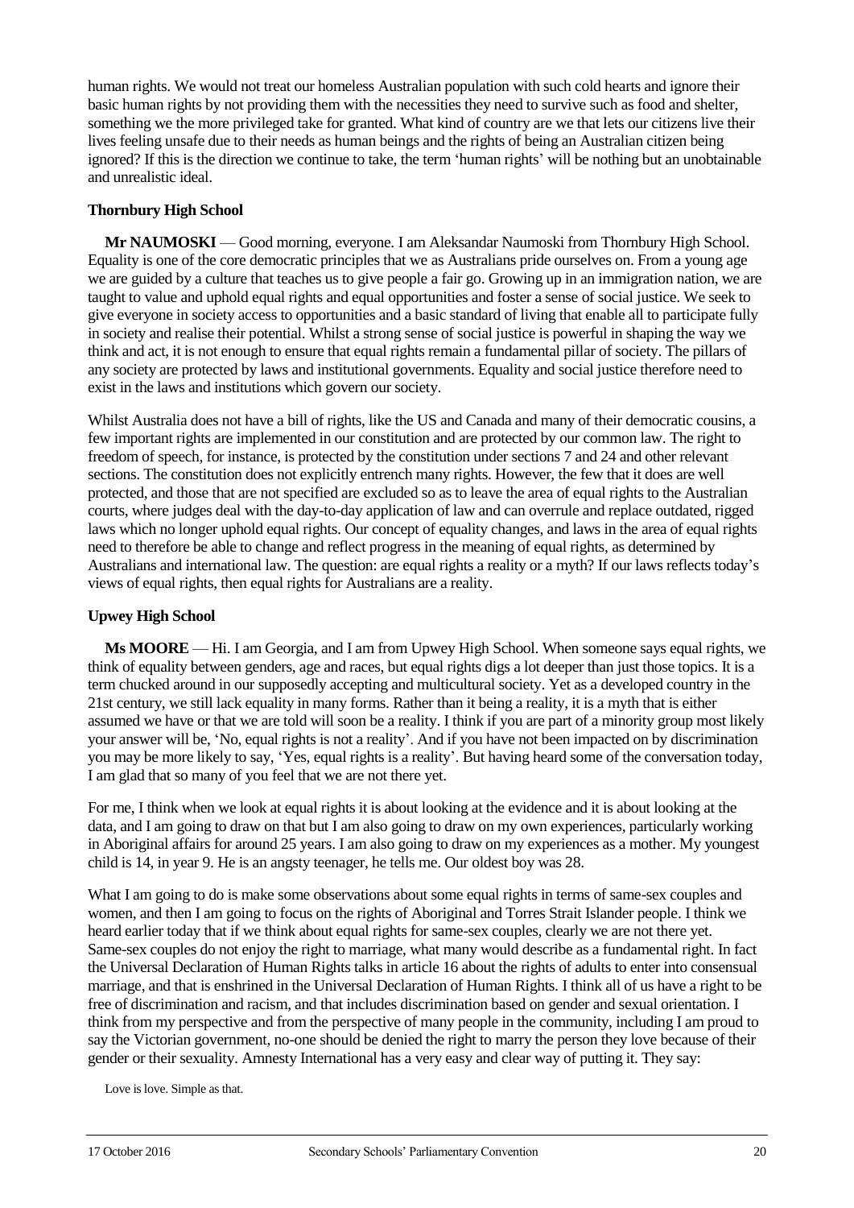human rights. We would not treat our homeless Australian population with such cold hearts and ignore their basic human rights by not providing them with the necessities they need to survive such as food and shelter, something we the more privileged take for granted. What kind of country are we that lets our citizens live their lives feeling unsafe due to their needs as human beings and the rights of being an Australian citizen being ignored? If this is the direction we continue to take, the term 'human rights' will be nothing but an unobtainable and unrealistic ideal.

### Thornbury High School

**Mr NAUMOSKI** — Good morning, everyone. I am Aleksandar Naumoski from Thornbury High School. Equality is one of the core democratic principles that we as Australians pride ourselves on. From a young age we are guided by a culture that teaches us to give people a fair go. Growing up in an immigration nation, we are taught to value and uphold equal rights and equal opportunities and foster a sense of social justice. We seek to give everyone in society access to opportunities and a basic standard of living that enable all to participate fully in society and realise their potential. Whilst a strong sense of social justice is powerful in shaping the way we think and act, it is not enough to ensure that equal rights remain a fundamental pillar of society. The pillars of any society are protected by laws and institutional governments. Equality and social justice therefore need to exist in the laws and institutions which govern our society.

Whilst Australia does not have a bill of rights, like the US and Canada and many of their democratic cousins, a few important rights are implemented in our constitution and are protected by our common law. The right to freedom of speech, for instance, is protected by the constitution under sections 7 and 24 and other relevant sections. The constitution does not explicitly entrench many rights. However, the few that it does are well protected, and those that are not specified are excluded so as to leave the area of equal rights to the Australian courts, where judges deal with the day-to-day application of law and can overrule and replace outdated, rigged laws which no longer uphold equal rights. Our concept of equality changes, and laws in the area of equal rights need to therefore be able to change and reflect progress in the meaning of equal rights, as determined by Australians and international law. The question: are equal rights a reality or a myth? If our laws reflects today's views of equal rights, then equal rights for Australians are a reality.

### Upwey High School

**Ms MOORE** — Hi. I am Georgia, and I am from Upwey High School. When someone says equal rights, we think of equality between genders, age and races, but equal rights digs a lot deeper than just those topics. It is a term chucked around in our supposedly accepting and multicultural society. Yet as a developed country in the 21st century, we still lack equality in many forms. Rather than it being a reality, it is a myth that is either assumed we have or that we are told will soon be a reality. I think if you are part of a minority group most likely your answer will be, 'No, equal rights is not a reality'. And if you have not been impacted on by discrimination you may be more likely to say, 'Yes, equal rights is a reality'. But having heard some of the conversation today, I am glad that so many of you feel that we are not there yet.

For me, I think when we look at equal rights it is about looking at the evidence and it is about looking at the data, and I am going to draw on that but I am also going to draw on my own experiences, particularly working in Aboriginal affairs for around 25 years. I am also going to draw on my experiences as a mother. My youngest child is 14, in year 9. He is an angsty teenager, he tells me. Our oldest boy was 28.

What I am going to do is make some observations about some equal rights in terms of same-sex couples and women, and then I am going to focus on the rights of Aboriginal and Torres Strait Islander people. I think we heard earlier today that if we think about equal rights for same-sex couples, clearly we are not there yet. Same-sex couples do not enjoy the right to marriage, what many would describe as a fundamental right. In fact the Universal Declaration of Human Rights talks in article 16 about the rights of adults to enter into consensual marriage, and that is enshrined in the Universal Declaration of Human Rights. I think all of us have a right to be free of discrimination and racism, and that includes discrimination based on gender and sexual orientation. I think from my perspective and from the perspective of many people in the community, including I am proud to say the Victorian government, no-one should be denied the right to marry the person they love because of their gender or their sexuality. Amnesty International has a very easy and clear way of putting it. They say:

> Love is love. Simple as that.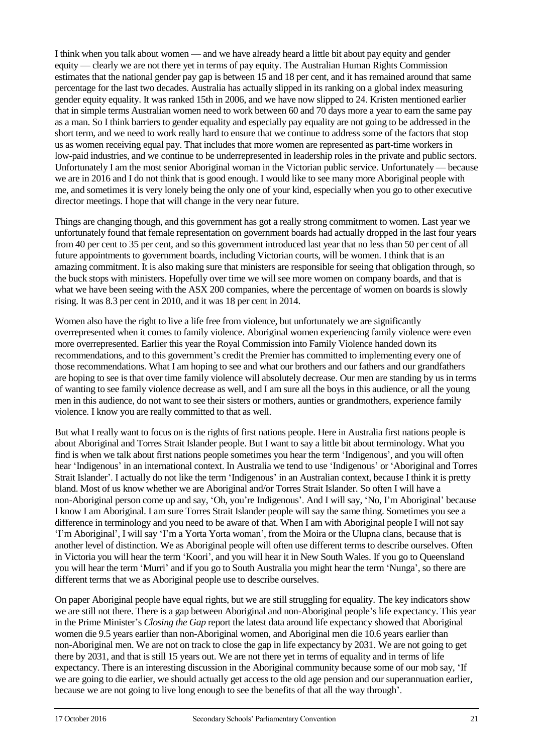I think when you talk about women — and we have already heard a little bit about pay equity and gender equity — clearly we are not there yet in terms of pay equity. The Australian Human Rights Commission estimates that the national gender pay gap is between 15 and 18 per cent, and it has remained around that same percentage for the last two decades. Australia has actually slipped in its ranking on a global index measuring gender equity equality. It was ranked 15th in 2006, and we have now slipped to 24. Kristen mentioned earlier that in simple terms Australian women need to work between 60 and 70 days more a year to earn the same pay as a man. So I think barriers to gender equality and especially pay equality are not going to be addressed in the short term, and we need to work really hard to ensure that we continue to address some of the factors that stop us as women receiving equal pay. That includes that more women are represented as part-time workers in low-paid industries, and we continue to be underrepresented in leadership roles in the private and public sectors. Unfortunately I am the most senior Aboriginal woman in the Victorian public service. Unfortunately — because we are in 2016 and I do not think that is good enough. I would like to see many more Aboriginal people with me, and sometimes it is very lonely being the only one of your kind, especially when you go to other executive director meetings. I hope that will change in the very near future.

Things are changing though, and this government has got a really strong commitment to women. Last year we unfortunately found that female representation on government boards had actually dropped in the last four years from 40 per cent to 35 per cent, and so this government introduced last year that no less than 50 per cent of all future appointments to government boards, including Victorian courts, will be women. I think that is an amazing commitment. It is also making sure that ministers are responsible for seeing that obligation through, so the buck stops with ministers. Hopefully over time we will see more women on company boards, and that is what we have been seeing with the ASX 200 companies, where the percentage of women on boards is slowly rising. It was 8.3 per cent in 2010, and it was 18 per cent in 2014.

Women also have the right to live a life free from violence, but unfortunately we are significantly overrepresented when it comes to family violence. Aboriginal women experiencing family violence were even more overrepresented. Earlier this year the Royal Commission into Family Violence handed down its recommendations, and to this government's credit the Premier has committed to implementing every one of those recommendations. What I am hoping to see and what our brothers and our fathers and our grandfathers are hoping to see is that over time family violence will absolutely decrease. Our men are standing by us in terms of wanting to see family violence decrease as well, and I am sure all the boys in this audience, or all the young men in this audience, do not want to see their sisters or mothers, aunties or grandmothers, experience family violence. I know you are really committed to that as well.

But what I really want to focus on is the rights of first nations people. Here in Australia first nations people is about Aboriginal and Torres Strait Islander people. But I want to say a little bit about terminology. What you find is when we talk about first nations people sometimes you hear the term 'Indigenous', and you will often hear 'Indigenous' in an international context. In Australia we tend to use 'Indigenous' or 'Aboriginal and Torres Strait Islander'. I actually do not like the term 'Indigenous' in an Australian context, because I think it is pretty bland. Most of us know whether we are Aboriginal and/or Torres Strait Islander. So often I will have a non-Aboriginal person come up and say, 'Oh, you're Indigenous'. And I will say, 'No, I'm Aboriginal' because I know I am Aboriginal. I am sure Torres Strait Islander people will say the same thing. Sometimes you see a difference in terminology and you need to be aware of that. When I am with Aboriginal people I will not say 'I'm Aboriginal', I will say 'I'm a Yorta Yorta woman', from the Moira or the Ulupna clans, because that is another level of distinction. We as Aboriginal people will often use different terms to describe ourselves. Often in Victoria you will hear the term 'Koori', and you will hear it in New South Wales. If you go to Queensland you will hear the term 'Murri' and if you go to South Australia you might hear the term 'Nunga', so there are different terms that we as Aboriginal people use to describe ourselves.

On paper Aboriginal people have equal rights, but we are still struggling for equality. The key indicators show we are still not there. There is a gap between Aboriginal and non-Aboriginal people's life expectancy. This year in the Prime Minister's *Closing the Gap* report the latest data around life expectancy showed that Aboriginal women die 9.5 years earlier than non-Aboriginal women, and Aboriginal men die 10.6 years earlier than non-Aboriginal men. We are not on track to close the gap in life expectancy by 2031. We are not going to get there by 2031, and that is still 15 years out. We are not there yet in terms of equality and in terms of life expectancy. There is an interesting discussion in the Aboriginal community because some of our mob say, 'If we are going to die earlier, we should actually get access to the old age pension and our superannuation earlier, because we are not going to live long enough to see the benefits of that all the way through'.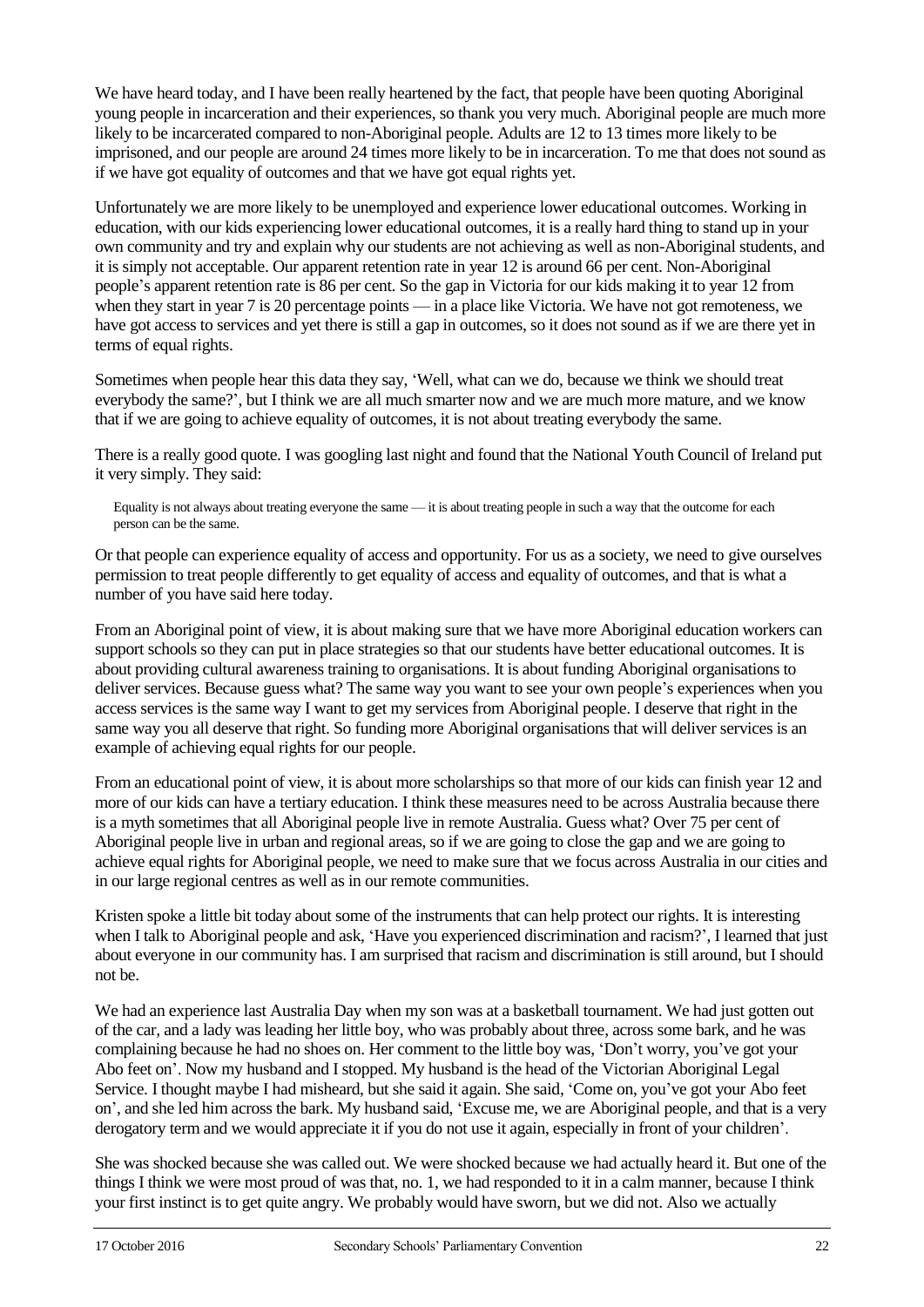We have heard today, and I have been really heartened by the fact, that people have been quoting Aboriginal young people in incarceration and their experiences, so thank you very much. Aboriginal people are much more likely to be incarcerated compared to non-Aboriginal people. Adults are 12 to 13 times more likely to be imprisoned, and our people are around 24 times more likely to be in incarceration. To me that does not sound as if we have got equality of outcomes and that we have got equal rights yet.

Unfortunately we are more likely to be unemployed and experience lower educational outcomes. Working in education, with our kids experiencing lower educational outcomes, it is a really hard thing to stand up in your own community and try and explain why our students are not achieving as well as non-Aboriginal students, and it is simply not acceptable. Our apparent retention rate in year 12 is around 66 per cent. Non-Aboriginal people's apparent retention rate is 86 per cent. So the gap in Victoria for our kids making it to year 12 from when they start in year 7 is 20 percentage points — in a place like Victoria. We have not got remoteness, we have got access to services and yet there is still a gap in outcomes, so it does not sound as if we are there yet in terms of equal rights.

Sometimes when people hear this data they say, 'Well, what can we do, because we think we should treat everybody the same?', but I think we are all much smarter now and we are much more mature, and we know that if we are going to achieve equality of outcomes, it is not about treating everybody the same.

There is a really good quote. I was googling last night and found that the National Youth Council of Ireland put it very simply. They said:

> Equality is not always about treating everyone the same — it is about treating people in such a way that the outcome for each person can be the same.

Or that people can experience equality of access and opportunity. For us as a society, we need to give ourselves permission to treat people differently to get equality of access and equality of outcomes, and that is what a number of you have said here today.

From an Aboriginal point of view, it is about making sure that we have more Aboriginal education workers can support schools so they can put in place strategies so that our students have better educational outcomes. It is about providing cultural awareness training to organisations. It is about funding Aboriginal organisations to deliver services. Because guess what? The same way you want to see your own people's experiences when you access services is the same way I want to get my services from Aboriginal people. I deserve that right in the same way you all deserve that right. So funding more Aboriginal organisations that will deliver services is an example of achieving equal rights for our people.

From an educational point of view, it is about more scholarships so that more of our kids can finish year 12 and more of our kids can have a tertiary education. I think these measures need to be across Australia because there is a myth sometimes that all Aboriginal people live in remote Australia. Guess what? Over 75 per cent of Aboriginal people live in urban and regional areas, so if we are going to close the gap and we are going to achieve equal rights for Aboriginal people, we need to make sure that we focus across Australia in our cities and in our large regional centres as well as in our remote communities.

Kristen spoke a little bit today about some of the instruments that can help protect our rights. It is interesting when I talk to Aboriginal people and ask, 'Have you experienced discrimination and racism?', I learned that just about everyone in our community has. I am surprised that racism and discrimination is still around, but I should not be.

We had an experience last Australia Day when my son was at a basketball tournament. We had just gotten out of the car, and a lady was leading her little boy, who was probably about three, across some bark, and he was complaining because he had no shoes on. Her comment to the little boy was, 'Don't worry, you've got your Abo feet on'. Now my husband and I stopped. My husband is the head of the Victorian Aboriginal Legal Service. I thought maybe I had misheard, but she said it again. She said, 'Come on, you've got your Abo feet on', and she led him across the bark. My husband said, 'Excuse me, we are Aboriginal people, and that is a very derogatory term and we would appreciate it if you do not use it again, especially in front of your children'.

She was shocked because she was called out. We were shocked because we had actually heard it. But one of the things I think we were most proud of was that, no. 1, we had responded to it in a calm manner, because I think your first instinct is to get quite angry. We probably would have sworn, but we did not. Also we actually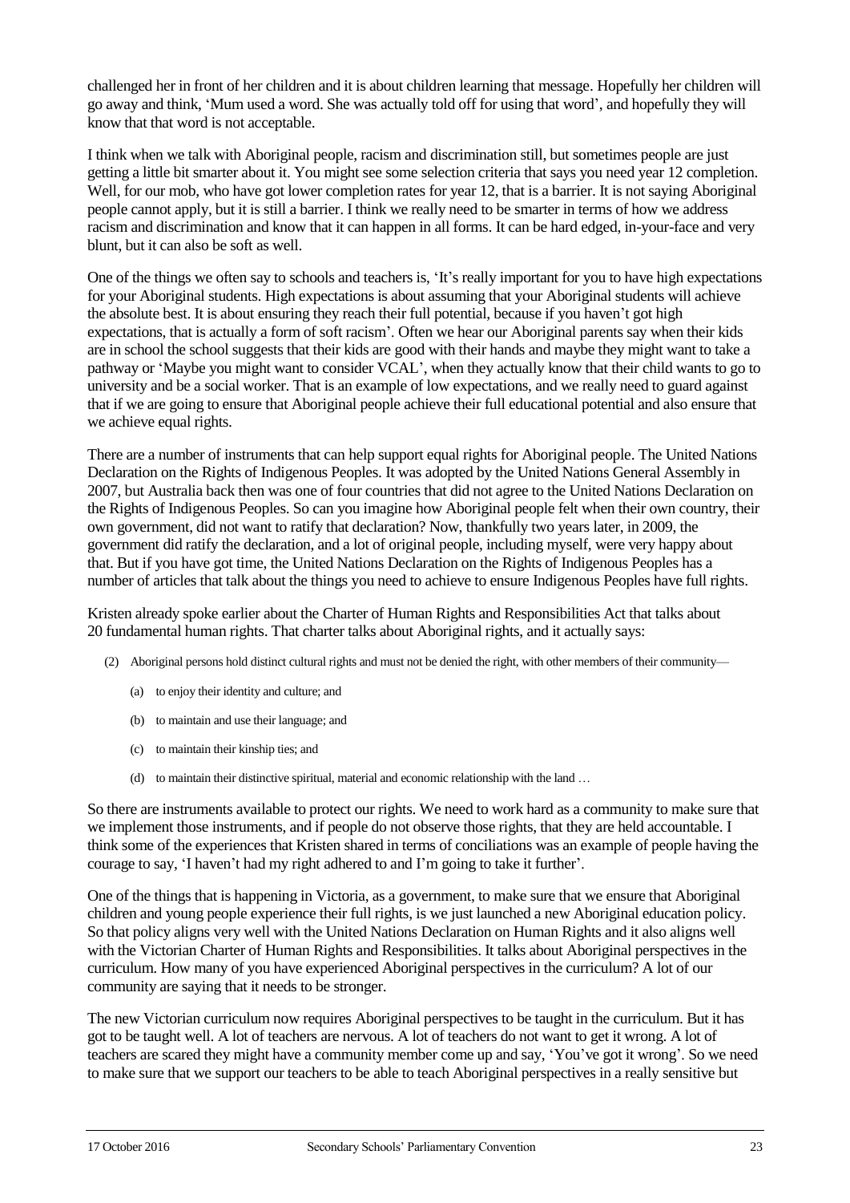challenged her in front of her children and it is about children learning that message. Hopefully her children will go away and think, 'Mum used a word. She was actually told off for using that word', and hopefully they will know that that word is not acceptable.

I think when we talk with Aboriginal people, racism and discrimination still, but sometimes people are just getting a little bit smarter about it. You might see some selection criteria that says you need year 12 completion. Well, for our mob, who have got lower completion rates for year 12, that is a barrier. It is not saying Aboriginal people cannot apply, but it is still a barrier. I think we really need to be smarter in terms of how we address racism and discrimination and know that it can happen in all forms. It can be hard edged, in-your-face and very blunt, but it can also be soft as well.

One of the things we often say to schools and teachers is, 'It's really important for you to have high expectations for your Aboriginal students. High expectations is about assuming that your Aboriginal students will achieve the absolute best. It is about ensuring they reach their full potential, because if you haven't got high expectations, that is actually a form of soft racism'. Often we hear our Aboriginal parents say when their kids are in school the school suggests that their kids are good with their hands and maybe they might want to take a pathway or 'Maybe you might want to consider VCAL', when they actually know that their child wants to go to university and be a social worker. That is an example of low expectations, and we really need to guard against that if we are going to ensure that Aboriginal people achieve their full educational potential and also ensure that we achieve equal rights.

There are a number of instruments that can help support equal rights for Aboriginal people. The United Nations Declaration on the Rights of Indigenous Peoples. It was adopted by the United Nations General Assembly in 2007, but Australia back then was one of four countries that did not agree to the United Nations Declaration on the Rights of Indigenous Peoples. So can you imagine how Aboriginal people felt when their own country, their own government, did not want to ratify that declaration? Now, thankfully two years later, in 2009, the government did ratify the declaration, and a lot of original people, including myself, were very happy about that. But if you have got time, the United Nations Declaration on the Rights of Indigenous Peoples has a number of articles that talk about the things you need to achieve to ensure Indigenous Peoples have full rights.

Kristen already spoke earlier about the Charter of Human Rights and Responsibilities Act that talks about 20 fundamental human rights. That charter talks about Aboriginal rights, and it actually says:

> (2) Aboriginal persons hold distinct cultural rights and must not be denied the right, with other members of their community—
>
> (a) to enjoy their identity and culture; and
>
> (b) to maintain and use their language; and
>
> (c) to maintain their kinship ties; and
>
> (d) to maintain their distinctive spiritual, material and economic relationship with the land …

So there are instruments available to protect our rights. We need to work hard as a community to make sure that we implement those instruments, and if people do not observe those rights, that they are held accountable. I think some of the experiences that Kristen shared in terms of conciliations was an example of people having the courage to say, 'I haven't had my right adhered to and I'm going to take it further'.

One of the things that is happening in Victoria, as a government, to make sure that we ensure that Aboriginal children and young people experience their full rights, is we just launched a new Aboriginal education policy. So that policy aligns very well with the United Nations Declaration on Human Rights and it also aligns well with the Victorian Charter of Human Rights and Responsibilities. It talks about Aboriginal perspectives in the curriculum. How many of you have experienced Aboriginal perspectives in the curriculum? A lot of our community are saying that it needs to be stronger.

The new Victorian curriculum now requires Aboriginal perspectives to be taught in the curriculum. But it has got to be taught well. A lot of teachers are nervous. A lot of teachers do not want to get it wrong. A lot of teachers are scared they might have a community member come up and say, 'You've got it wrong'. So we need to make sure that we support our teachers to be able to teach Aboriginal perspectives in a really sensitive but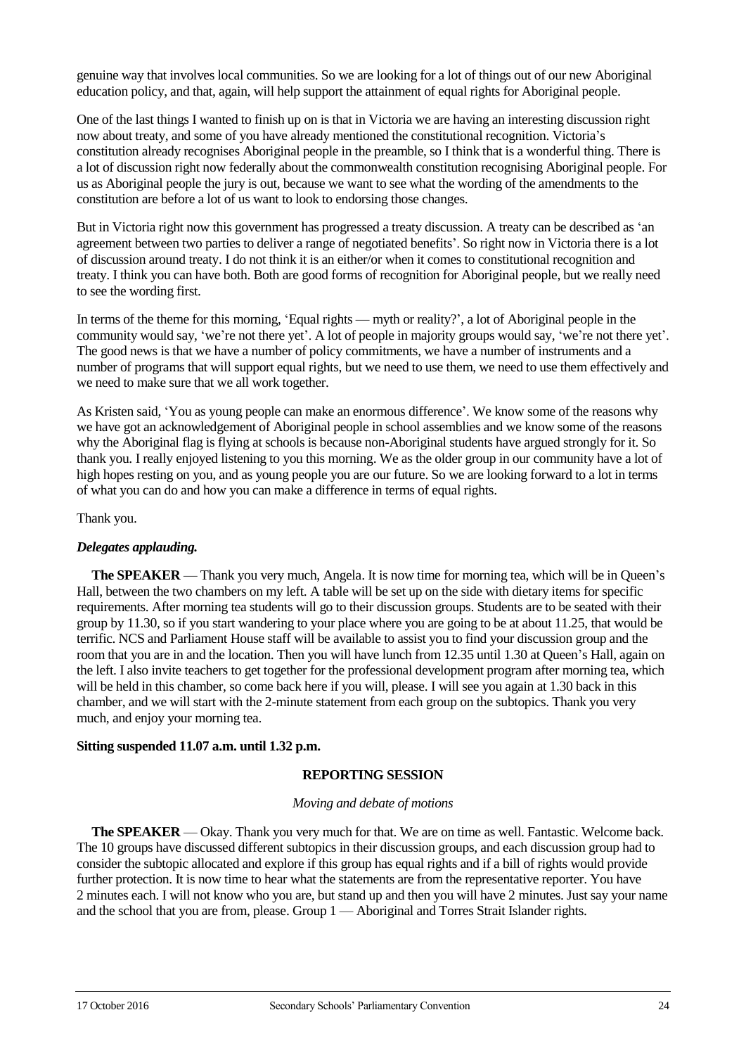genuine way that involves local communities. So we are looking for a lot of things out of our new Aboriginal education policy, and that, again, will help support the attainment of equal rights for Aboriginal people.

One of the last things I wanted to finish up on is that in Victoria we are having an interesting discussion right now about treaty, and some of you have already mentioned the constitutional recognition. Victoria's constitution already recognises Aboriginal people in the preamble, so I think that is a wonderful thing. There is a lot of discussion right now federally about the commonwealth constitution recognising Aboriginal people. For us as Aboriginal people the jury is out, because we want to see what the wording of the amendments to the constitution are before a lot of us want to look to endorsing those changes.

But in Victoria right now this government has progressed a treaty discussion. A treaty can be described as 'an agreement between two parties to deliver a range of negotiated benefits'. So right now in Victoria there is a lot of discussion around treaty. I do not think it is an either/or when it comes to constitutional recognition and treaty. I think you can have both. Both are good forms of recognition for Aboriginal people, but we really need to see the wording first.

In terms of the theme for this morning, 'Equal rights — myth or reality?', a lot of Aboriginal people in the community would say, 'we're not there yet'. A lot of people in majority groups would say, 'we're not there yet'. The good news is that we have a number of policy commitments, we have a number of instruments and a number of programs that will support equal rights, but we need to use them, we need to use them effectively and we need to make sure that we all work together.

As Kristen said, 'You as young people can make an enormous difference'. We know some of the reasons why we have got an acknowledgement of Aboriginal people in school assemblies and we know some of the reasons why the Aboriginal flag is flying at schools is because non-Aboriginal students have argued strongly for it. So thank you. I really enjoyed listening to you this morning. We as the older group in our community have a lot of high hopes resting on you, and as young people you are our future. So we are looking forward to a lot in terms of what you can do and how you can make a difference in terms of equal rights.

Thank you.

***Delegates applauding.***

**The SPEAKER** — Thank you very much, Angela. It is now time for morning tea, which will be in Queen's Hall, between the two chambers on my left. A table will be set up on the side with dietary items for specific requirements. After morning tea students will go to their discussion groups. Students are to be seated with their group by 11.30, so if you start wandering to your place where you are going to be at about 11.25, that would be terrific. NCS and Parliament House staff will be available to assist you to find your discussion group and the room that you are in and the location. Then you will have lunch from 12.35 until 1.30 at Queen's Hall, again on the left. I also invite teachers to get together for the professional development program after morning tea, which will be held in this chamber, so come back here if you will, please. I will see you again at 1.30 back in this chamber, and we will start with the 2-minute statement from each group on the subtopics. Thank you very much, and enjoy your morning tea.

**Sitting suspended 11.07 a.m. until 1.32 p.m.**

## REPORTING SESSION

*Moving and debate of motions*

**The SPEAKER** — Okay. Thank you very much for that. We are on time as well. Fantastic. Welcome back. The 10 groups have discussed different subtopics in their discussion groups, and each discussion group had to consider the subtopic allocated and explore if this group has equal rights and if a bill of rights would provide further protection. It is now time to hear what the statements are from the representative reporter. You have 2 minutes each. I will not know who you are, but stand up and then you will have 2 minutes. Just say your name and the school that you are from, please. Group 1 — Aboriginal and Torres Strait Islander rights.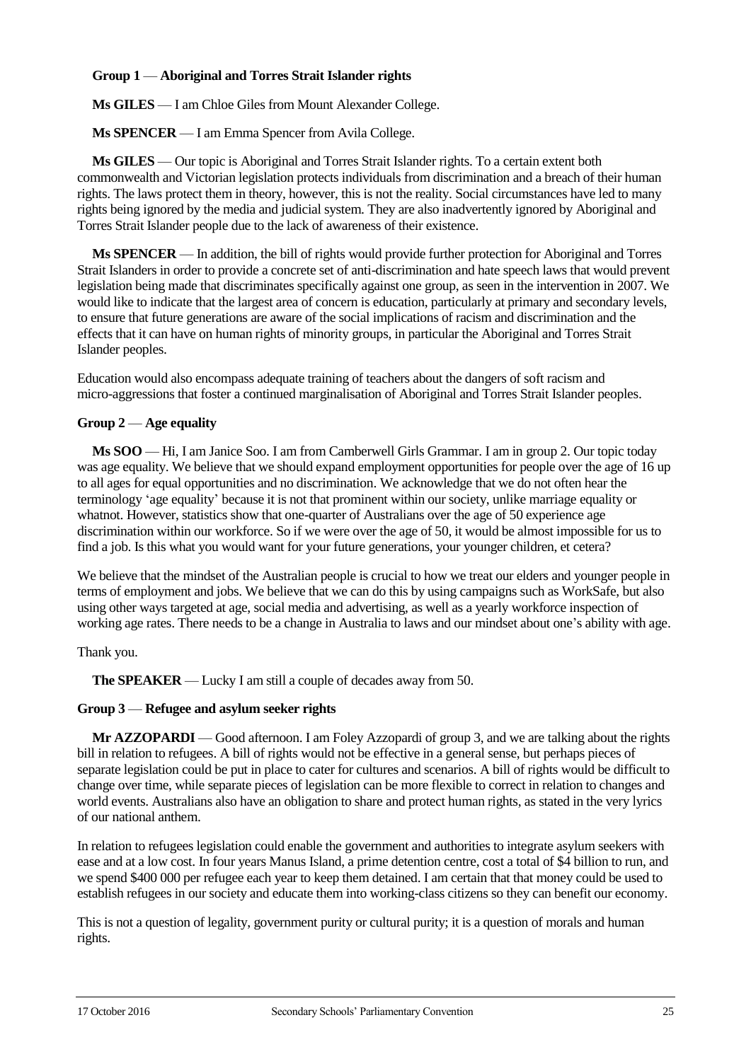**Group 1** — **Aboriginal and Torres Strait Islander rights**

**Ms GILES** — I am Chloe Giles from Mount Alexander College.

**Ms SPENCER** — I am Emma Spencer from Avila College.

**Ms GILES** — Our topic is Aboriginal and Torres Strait Islander rights. To a certain extent both commonwealth and Victorian legislation protects individuals from discrimination and a breach of their human rights. The laws protect them in theory, however, this is not the reality. Social circumstances have led to many rights being ignored by the media and judicial system. They are also inadvertently ignored by Aboriginal and Torres Strait Islander people due to the lack of awareness of their existence.

**Ms SPENCER** — In addition, the bill of rights would provide further protection for Aboriginal and Torres Strait Islanders in order to provide a concrete set of anti-discrimination and hate speech laws that would prevent legislation being made that discriminates specifically against one group, as seen in the intervention in 2007. We would like to indicate that the largest area of concern is education, particularly at primary and secondary levels, to ensure that future generations are aware of the social implications of racism and discrimination and the effects that it can have on human rights of minority groups, in particular the Aboriginal and Torres Strait Islander peoples.

Education would also encompass adequate training of teachers about the dangers of soft racism and micro-aggressions that foster a continued marginalisation of Aboriginal and Torres Strait Islander peoples.

**Group 2** — **Age equality**

**Ms SOO** — Hi, I am Janice Soo. I am from Camberwell Girls Grammar. I am in group 2. Our topic today was age equality. We believe that we should expand employment opportunities for people over the age of 16 up to all ages for equal opportunities and no discrimination. We acknowledge that we do not often hear the terminology 'age equality' because it is not that prominent within our society, unlike marriage equality or whatnot. However, statistics show that one-quarter of Australians over the age of 50 experience age discrimination within our workforce. So if we were over the age of 50, it would be almost impossible for us to find a job. Is this what you would want for your future generations, your younger children, et cetera?

We believe that the mindset of the Australian people is crucial to how we treat our elders and younger people in terms of employment and jobs. We believe that we can do this by using campaigns such as WorkSafe, but also using other ways targeted at age, social media and advertising, as well as a yearly workforce inspection of working age rates. There needs to be a change in Australia to laws and our mindset about one's ability with age.

Thank you.

**The SPEAKER** — Lucky I am still a couple of decades away from 50.

**Group 3** — **Refugee and asylum seeker rights**

**Mr AZZOPARDI** — Good afternoon. I am Foley Azzopardi of group 3, and we are talking about the rights bill in relation to refugees. A bill of rights would not be effective in a general sense, but perhaps pieces of separate legislation could be put in place to cater for cultures and scenarios. A bill of rights would be difficult to change over time, while separate pieces of legislation can be more flexible to correct in relation to changes and world events. Australians also have an obligation to share and protect human rights, as stated in the very lyrics of our national anthem.

In relation to refugees legislation could enable the government and authorities to integrate asylum seekers with ease and at a low cost. In four years Manus Island, a prime detention centre, cost a total of $4 billion to run, and we spend $400 000 per refugee each year to keep them detained. I am certain that that money could be used to establish refugees in our society and educate them into working-class citizens so they can benefit our economy.

This is not a question of legality, government purity or cultural purity; it is a question of morals and human rights.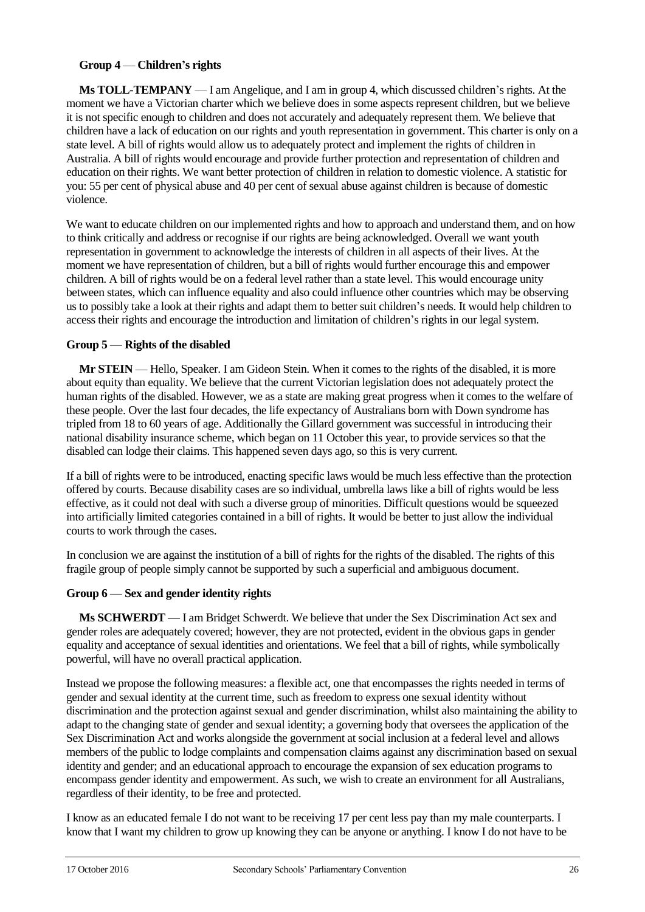**Group 4 — Children's rights**

**Ms TOLL-TEMPANY** — I am Angelique, and I am in group 4, which discussed children's rights. At the moment we have a Victorian charter which we believe does in some aspects represent children, but we believe it is not specific enough to children and does not accurately and adequately represent them. We believe that children have a lack of education on our rights and youth representation in government. This charter is only on a state level. A bill of rights would allow us to adequately protect and implement the rights of children in Australia. A bill of rights would encourage and provide further protection and representation of children and education on their rights. We want better protection of children in relation to domestic violence. A statistic for you: 55 per cent of physical abuse and 40 per cent of sexual abuse against children is because of domestic violence.

We want to educate children on our implemented rights and how to approach and understand them, and on how to think critically and address or recognise if our rights are being acknowledged. Overall we want youth representation in government to acknowledge the interests of children in all aspects of their lives. At the moment we have representation of children, but a bill of rights would further encourage this and empower children. A bill of rights would be on a federal level rather than a state level. This would encourage unity between states, which can influence equality and also could influence other countries which may be observing us to possibly take a look at their rights and adapt them to better suit children's needs. It would help children to access their rights and encourage the introduction and limitation of children's rights in our legal system.

**Group 5 — Rights of the disabled**

**Mr STEIN** — Hello, Speaker. I am Gideon Stein. When it comes to the rights of the disabled, it is more about equity than equality. We believe that the current Victorian legislation does not adequately protect the human rights of the disabled. However, we as a state are making great progress when it comes to the welfare of these people. Over the last four decades, the life expectancy of Australians born with Down syndrome has tripled from 18 to 60 years of age. Additionally the Gillard government was successful in introducing their national disability insurance scheme, which began on 11 October this year, to provide services so that the disabled can lodge their claims. This happened seven days ago, so this is very current.

If a bill of rights were to be introduced, enacting specific laws would be much less effective than the protection offered by courts. Because disability cases are so individual, umbrella laws like a bill of rights would be less effective, as it could not deal with such a diverse group of minorities. Difficult questions would be squeezed into artificially limited categories contained in a bill of rights. It would be better to just allow the individual courts to work through the cases.

In conclusion we are against the institution of a bill of rights for the rights of the disabled. The rights of this fragile group of people simply cannot be supported by such a superficial and ambiguous document.

**Group 6 — Sex and gender identity rights**

**Ms SCHWERDT** — I am Bridget Schwerdt. We believe that under the Sex Discrimination Act sex and gender roles are adequately covered; however, they are not protected, evident in the obvious gaps in gender equality and acceptance of sexual identities and orientations. We feel that a bill of rights, while symbolically powerful, will have no overall practical application.

Instead we propose the following measures: a flexible act, one that encompasses the rights needed in terms of gender and sexual identity at the current time, such as freedom to express one sexual identity without discrimination and the protection against sexual and gender discrimination, whilst also maintaining the ability to adapt to the changing state of gender and sexual identity; a governing body that oversees the application of the Sex Discrimination Act and works alongside the government at social inclusion at a federal level and allows members of the public to lodge complaints and compensation claims against any discrimination based on sexual identity and gender; and an educational approach to encourage the expansion of sex education programs to encompass gender identity and empowerment. As such, we wish to create an environment for all Australians, regardless of their identity, to be free and protected.

I know as an educated female I do not want to be receiving 17 per cent less pay than my male counterparts. I know that I want my children to grow up knowing they can be anyone or anything. I know I do not have to be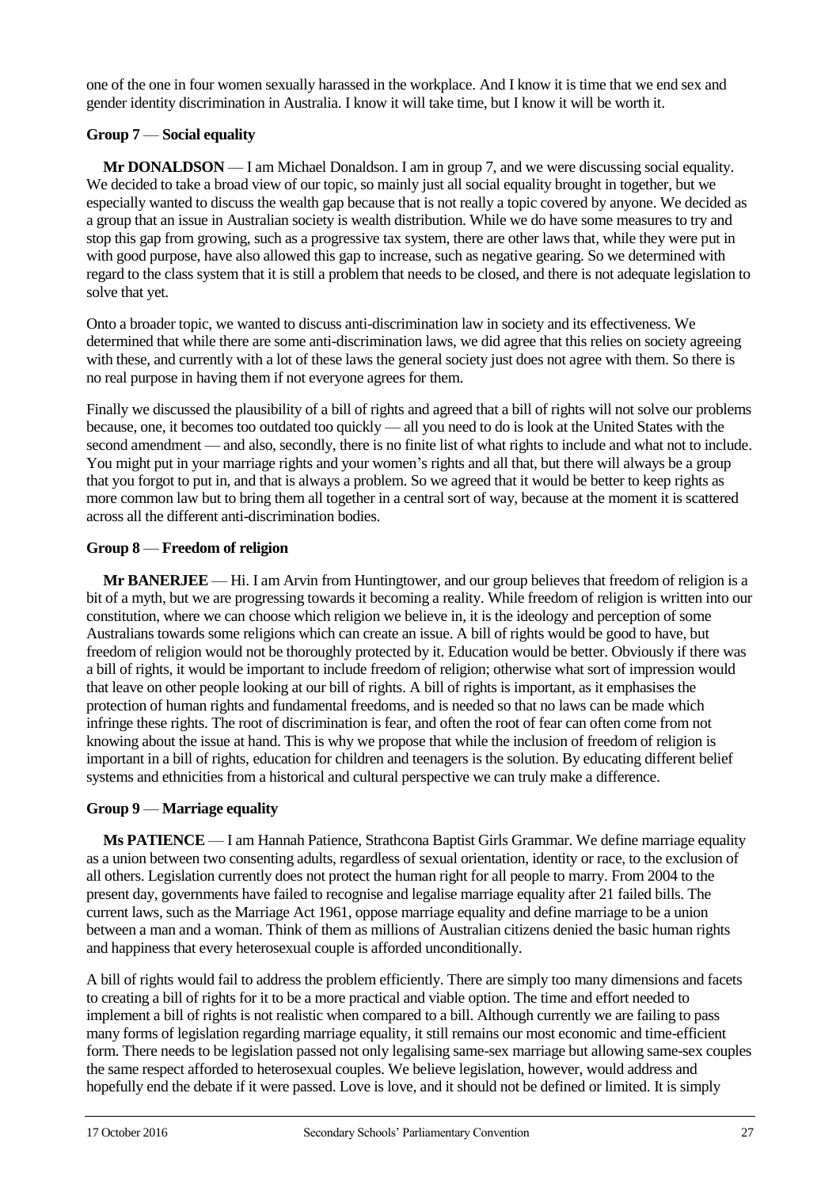one of the one in four women sexually harassed in the workplace. And I know it is time that we end sex and gender identity discrimination in Australia. I know it will take time, but I know it will be worth it.

### Group 7 — Social equality

**Mr DONALDSON** — I am Michael Donaldson. I am in group 7, and we were discussing social equality. We decided to take a broad view of our topic, so mainly just all social equality brought in together, but we especially wanted to discuss the wealth gap because that is not really a topic covered by anyone. We decided as a group that an issue in Australian society is wealth distribution. While we do have some measures to try and stop this gap from growing, such as a progressive tax system, there are other laws that, while they were put in with good purpose, have also allowed this gap to increase, such as negative gearing. So we determined with regard to the class system that it is still a problem that needs to be closed, and there is not adequate legislation to solve that yet.

Onto a broader topic, we wanted to discuss anti-discrimination law in society and its effectiveness. We determined that while there are some anti-discrimination laws, we did agree that this relies on society agreeing with these, and currently with a lot of these laws the general society just does not agree with them. So there is no real purpose in having them if not everyone agrees for them.

Finally we discussed the plausibility of a bill of rights and agreed that a bill of rights will not solve our problems because, one, it becomes too outdated too quickly — all you need to do is look at the United States with the second amendment — and also, secondly, there is no finite list of what rights to include and what not to include. You might put in your marriage rights and your women's rights and all that, but there will always be a group that you forgot to put in, and that is always a problem. So we agreed that it would be better to keep rights as more common law but to bring them all together in a central sort of way, because at the moment it is scattered across all the different anti-discrimination bodies.

### Group 8 — Freedom of religion

**Mr BANERJEE** — Hi. I am Arvin from Huntingtower, and our group believes that freedom of religion is a bit of a myth, but we are progressing towards it becoming a reality. While freedom of religion is written into our constitution, where we can choose which religion we believe in, it is the ideology and perception of some Australians towards some religions which can create an issue. A bill of rights would be good to have, but freedom of religion would not be thoroughly protected by it. Education would be better. Obviously if there was a bill of rights, it would be important to include freedom of religion; otherwise what sort of impression would that leave on other people looking at our bill of rights. A bill of rights is important, as it emphasises the protection of human rights and fundamental freedoms, and is needed so that no laws can be made which infringe these rights. The root of discrimination is fear, and often the root of fear can often come from not knowing about the issue at hand. This is why we propose that while the inclusion of freedom of religion is important in a bill of rights, education for children and teenagers is the solution. By educating different belief systems and ethnicities from a historical and cultural perspective we can truly make a difference.

### Group 9 — Marriage equality

**Ms PATIENCE** — I am Hannah Patience, Strathcona Baptist Girls Grammar. We define marriage equality as a union between two consenting adults, regardless of sexual orientation, identity or race, to the exclusion of all others. Legislation currently does not protect the human right for all people to marry. From 2004 to the present day, governments have failed to recognise and legalise marriage equality after 21 failed bills. The current laws, such as the Marriage Act 1961, oppose marriage equality and define marriage to be a union between a man and a woman. Think of them as millions of Australian citizens denied the basic human rights and happiness that every heterosexual couple is afforded unconditionally.

A bill of rights would fail to address the problem efficiently. There are simply too many dimensions and facets to creating a bill of rights for it to be a more practical and viable option. The time and effort needed to implement a bill of rights is not realistic when compared to a bill. Although currently we are failing to pass many forms of legislation regarding marriage equality, it still remains our most economic and time-efficient form. There needs to be legislation passed not only legalising same-sex marriage but allowing same-sex couples the same respect afforded to heterosexual couples. We believe legislation, however, would address and hopefully end the debate if it were passed. Love is love, and it should not be defined or limited. It is simply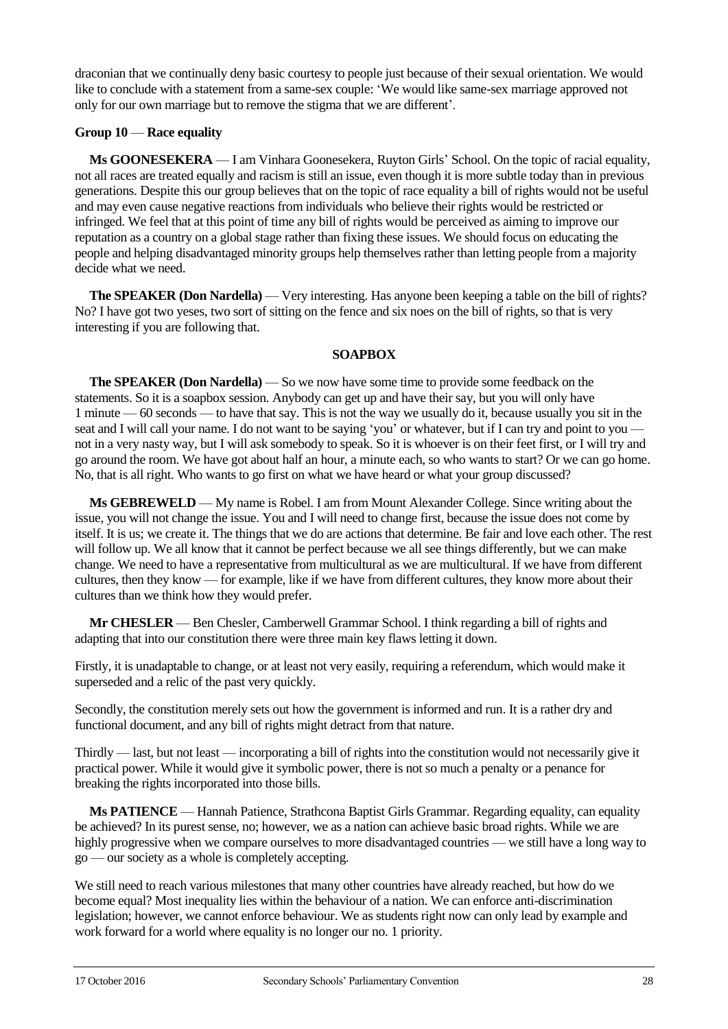draconian that we continually deny basic courtesy to people just because of their sexual orientation. We would like to conclude with a statement from a same-sex couple: 'We would like same-sex marriage approved not only for our own marriage but to remove the stigma that we are different'.

**Group 10** — **Race equality**

**Ms GOONESEKERA** — I am Vinhara Goonesekera, Ruyton Girls' School. On the topic of racial equality, not all races are treated equally and racism is still an issue, even though it is more subtle today than in previous generations. Despite this our group believes that on the topic of race equality a bill of rights would not be useful and may even cause negative reactions from individuals who believe their rights would be restricted or infringed. We feel that at this point of time any bill of rights would be perceived as aiming to improve our reputation as a country on a global stage rather than fixing these issues. We should focus on educating the people and helping disadvantaged minority groups help themselves rather than letting people from a majority decide what we need.

**The SPEAKER (Don Nardella)** — Very interesting. Has anyone been keeping a table on the bill of rights? No? I have got two yeses, two sort of sitting on the fence and six noes on the bill of rights, so that is very interesting if you are following that.

## SOAPBOX

**The SPEAKER (Don Nardella)** — So we now have some time to provide some feedback on the statements. So it is a soapbox session. Anybody can get up and have their say, but you will only have 1 minute — 60 seconds — to have that say. This is not the way we usually do it, because usually you sit in the seat and I will call your name. I do not want to be saying 'you' or whatever, but if I can try and point to you — not in a very nasty way, but I will ask somebody to speak. So it is whoever is on their feet first, or I will try and go around the room. We have got about half an hour, a minute each, so who wants to start? Or we can go home. No, that is all right. Who wants to go first on what we have heard or what your group discussed?

**Ms GEBREWELD** — My name is Robel. I am from Mount Alexander College. Since writing about the issue, you will not change the issue. You and I will need to change first, because the issue does not come by itself. It is us; we create it. The things that we do are actions that determine. Be fair and love each other. The rest will follow up. We all know that it cannot be perfect because we all see things differently, but we can make change. We need to have a representative from multicultural as we are multicultural. If we have from different cultures, then they know — for example, like if we have from different cultures, they know more about their cultures than we think how they would prefer.

**Mr CHESLER** — Ben Chesler, Camberwell Grammar School. I think regarding a bill of rights and adapting that into our constitution there were three main key flaws letting it down.

Firstly, it is unadaptable to change, or at least not very easily, requiring a referendum, which would make it superseded and a relic of the past very quickly.

Secondly, the constitution merely sets out how the government is informed and run. It is a rather dry and functional document, and any bill of rights might detract from that nature.

Thirdly — last, but not least — incorporating a bill of rights into the constitution would not necessarily give it practical power. While it would give it symbolic power, there is not so much a penalty or a penance for breaking the rights incorporated into those bills.

**Ms PATIENCE** — Hannah Patience, Strathcona Baptist Girls Grammar. Regarding equality, can equality be achieved? In its purest sense, no; however, we as a nation can achieve basic broad rights. While we are highly progressive when we compare ourselves to more disadvantaged countries — we still have a long way to go — our society as a whole is completely accepting.

We still need to reach various milestones that many other countries have already reached, but how do we become equal? Most inequality lies within the behaviour of a nation. We can enforce anti-discrimination legislation; however, we cannot enforce behaviour. We as students right now can only lead by example and work forward for a world where equality is no longer our no. 1 priority.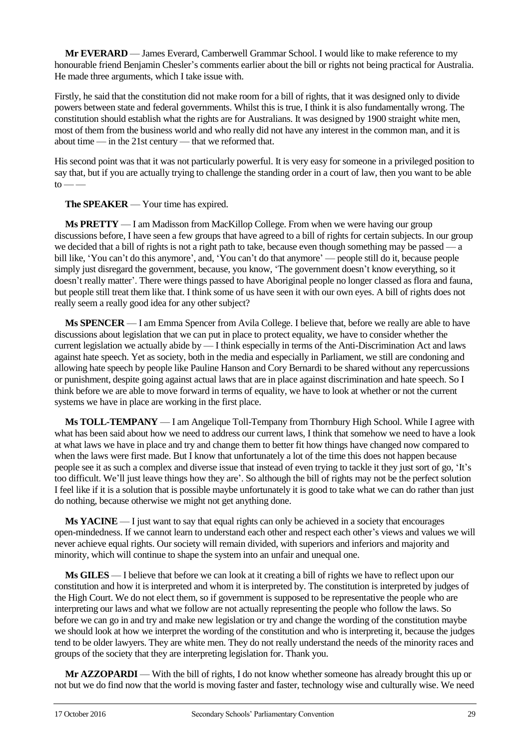**Mr EVERARD** — James Everard, Camberwell Grammar School. I would like to make reference to my honourable friend Benjamin Chesler's comments earlier about the bill or rights not being practical for Australia. He made three arguments, which I take issue with.

Firstly, he said that the constitution did not make room for a bill of rights, that it was designed only to divide powers between state and federal governments. Whilst this is true, I think it is also fundamentally wrong. The constitution should establish what the rights are for Australians. It was designed by 1900 straight white men, most of them from the business world and who really did not have any interest in the common man, and it is about time — in the 21st century — that we reformed that.

His second point was that it was not particularly powerful. It is very easy for someone in a privileged position to say that, but if you are actually trying to challenge the standing order in a court of law, then you want to be able to — —

**The SPEAKER** — Your time has expired.

**Ms PRETTY** — I am Madisson from MacKillop College. From when we were having our group discussions before, I have seen a few groups that have agreed to a bill of rights for certain subjects. In our group we decided that a bill of rights is not a right path to take, because even though something may be passed — a bill like, 'You can't do this anymore', and, 'You can't do that anymore' — people still do it, because people simply just disregard the government, because, you know, 'The government doesn't know everything, so it doesn't really matter'. There were things passed to have Aboriginal people no longer classed as flora and fauna, but people still treat them like that. I think some of us have seen it with our own eyes. A bill of rights does not really seem a really good idea for any other subject?

**Ms SPENCER** — I am Emma Spencer from Avila College. I believe that, before we really are able to have discussions about legislation that we can put in place to protect equality, we have to consider whether the current legislation we actually abide by — I think especially in terms of the Anti-Discrimination Act and laws against hate speech. Yet as society, both in the media and especially in Parliament, we still are condoning and allowing hate speech by people like Pauline Hanson and Cory Bernardi to be shared without any repercussions or punishment, despite going against actual laws that are in place against discrimination and hate speech. So I think before we are able to move forward in terms of equality, we have to look at whether or not the current systems we have in place are working in the first place.

**Ms TOLL-TEMPANY** — I am Angelique Toll-Tempany from Thornbury High School. While I agree with what has been said about how we need to address our current laws, I think that somehow we need to have a look at what laws we have in place and try and change them to better fit how things have changed now compared to when the laws were first made. But I know that unfortunately a lot of the time this does not happen because people see it as such a complex and diverse issue that instead of even trying to tackle it they just sort of go, 'It's too difficult. We'll just leave things how they are'. So although the bill of rights may not be the perfect solution I feel like if it is a solution that is possible maybe unfortunately it is good to take what we can do rather than just do nothing, because otherwise we might not get anything done.

**Ms YACINE** — I just want to say that equal rights can only be achieved in a society that encourages open-mindedness. If we cannot learn to understand each other and respect each other's views and values we will never achieve equal rights. Our society will remain divided, with superiors and inferiors and majority and minority, which will continue to shape the system into an unfair and unequal one.

**Ms GILES** — I believe that before we can look at it creating a bill of rights we have to reflect upon our constitution and how it is interpreted and whom it is interpreted by. The constitution is interpreted by judges of the High Court. We do not elect them, so if government is supposed to be representative the people who are interpreting our laws and what we follow are not actually representing the people who follow the laws. So before we can go in and try and make new legislation or try and change the wording of the constitution maybe we should look at how we interpret the wording of the constitution and who is interpreting it, because the judges tend to be older lawyers. They are white men. They do not really understand the needs of the minority races and groups of the society that they are interpreting legislation for. Thank you.

**Mr AZZOPARDI** — With the bill of rights, I do not know whether someone has already brought this up or not but we do find now that the world is moving faster and faster, technology wise and culturally wise. We need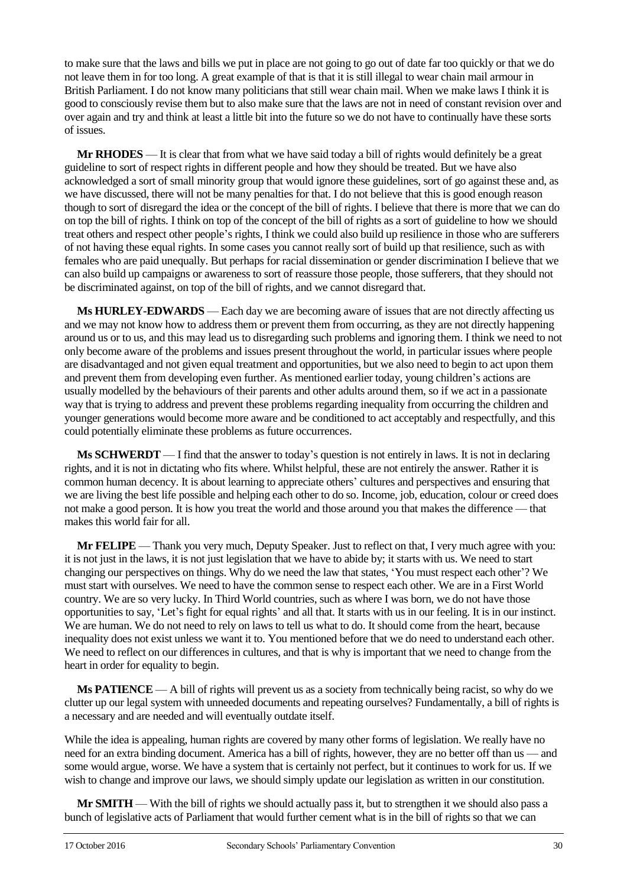to make sure that the laws and bills we put in place are not going to go out of date far too quickly or that we do not leave them in for too long. A great example of that is that it is still illegal to wear chain mail armour in British Parliament. I do not know many politicians that still wear chain mail. When we make laws I think it is good to consciously revise them but to also make sure that the laws are not in need of constant revision over and over again and try and think at least a little bit into the future so we do not have to continually have these sorts of issues.

**Mr RHODES** — It is clear that from what we have said today a bill of rights would definitely be a great guideline to sort of respect rights in different people and how they should be treated. But we have also acknowledged a sort of small minority group that would ignore these guidelines, sort of go against these and, as we have discussed, there will not be many penalties for that. I do not believe that this is good enough reason though to sort of disregard the idea or the concept of the bill of rights. I believe that there is more that we can do on top the bill of rights. I think on top of the concept of the bill of rights as a sort of guideline to how we should treat others and respect other people's rights, I think we could also build up resilience in those who are sufferers of not having these equal rights. In some cases you cannot really sort of build up that resilience, such as with females who are paid unequally. But perhaps for racial dissemination or gender discrimination I believe that we can also build up campaigns or awareness to sort of reassure those people, those sufferers, that they should not be discriminated against, on top of the bill of rights, and we cannot disregard that.

**Ms HURLEY-EDWARDS** — Each day we are becoming aware of issues that are not directly affecting us and we may not know how to address them or prevent them from occurring, as they are not directly happening around us or to us, and this may lead us to disregarding such problems and ignoring them. I think we need to not only become aware of the problems and issues present throughout the world, in particular issues where people are disadvantaged and not given equal treatment and opportunities, but we also need to begin to act upon them and prevent them from developing even further. As mentioned earlier today, young children's actions are usually modelled by the behaviours of their parents and other adults around them, so if we act in a passionate way that is trying to address and prevent these problems regarding inequality from occurring the children and younger generations would become more aware and be conditioned to act acceptably and respectfully, and this could potentially eliminate these problems as future occurrences.

**Ms SCHWERDT** — I find that the answer to today's question is not entirely in laws. It is not in declaring rights, and it is not in dictating who fits where. Whilst helpful, these are not entirely the answer. Rather it is common human decency. It is about learning to appreciate others' cultures and perspectives and ensuring that we are living the best life possible and helping each other to do so. Income, job, education, colour or creed does not make a good person. It is how you treat the world and those around you that makes the difference — that makes this world fair for all.

**Mr FELIPE** — Thank you very much, Deputy Speaker. Just to reflect on that, I very much agree with you: it is not just in the laws, it is not just legislation that we have to abide by; it starts with us. We need to start changing our perspectives on things. Why do we need the law that states, 'You must respect each other'? We must start with ourselves. We need to have the common sense to respect each other. We are in a First World country. We are so very lucky. In Third World countries, such as where I was born, we do not have those opportunities to say, 'Let's fight for equal rights' and all that. It starts with us in our feeling. It is in our instinct. We are human. We do not need to rely on laws to tell us what to do. It should come from the heart, because inequality does not exist unless we want it to. You mentioned before that we do need to understand each other. We need to reflect on our differences in cultures, and that is why is important that we need to change from the heart in order for equality to begin.

**Ms PATIENCE** — A bill of rights will prevent us as a society from technically being racist, so why do we clutter up our legal system with unneeded documents and repeating ourselves? Fundamentally, a bill of rights is a necessary and are needed and will eventually outdate itself.

While the idea is appealing, human rights are covered by many other forms of legislation. We really have no need for an extra binding document. America has a bill of rights, however, they are no better off than us — and some would argue, worse. We have a system that is certainly not perfect, but it continues to work for us. If we wish to change and improve our laws, we should simply update our legislation as written in our constitution.

**Mr SMITH** — With the bill of rights we should actually pass it, but to strengthen it we should also pass a bunch of legislative acts of Parliament that would further cement what is in the bill of rights so that we can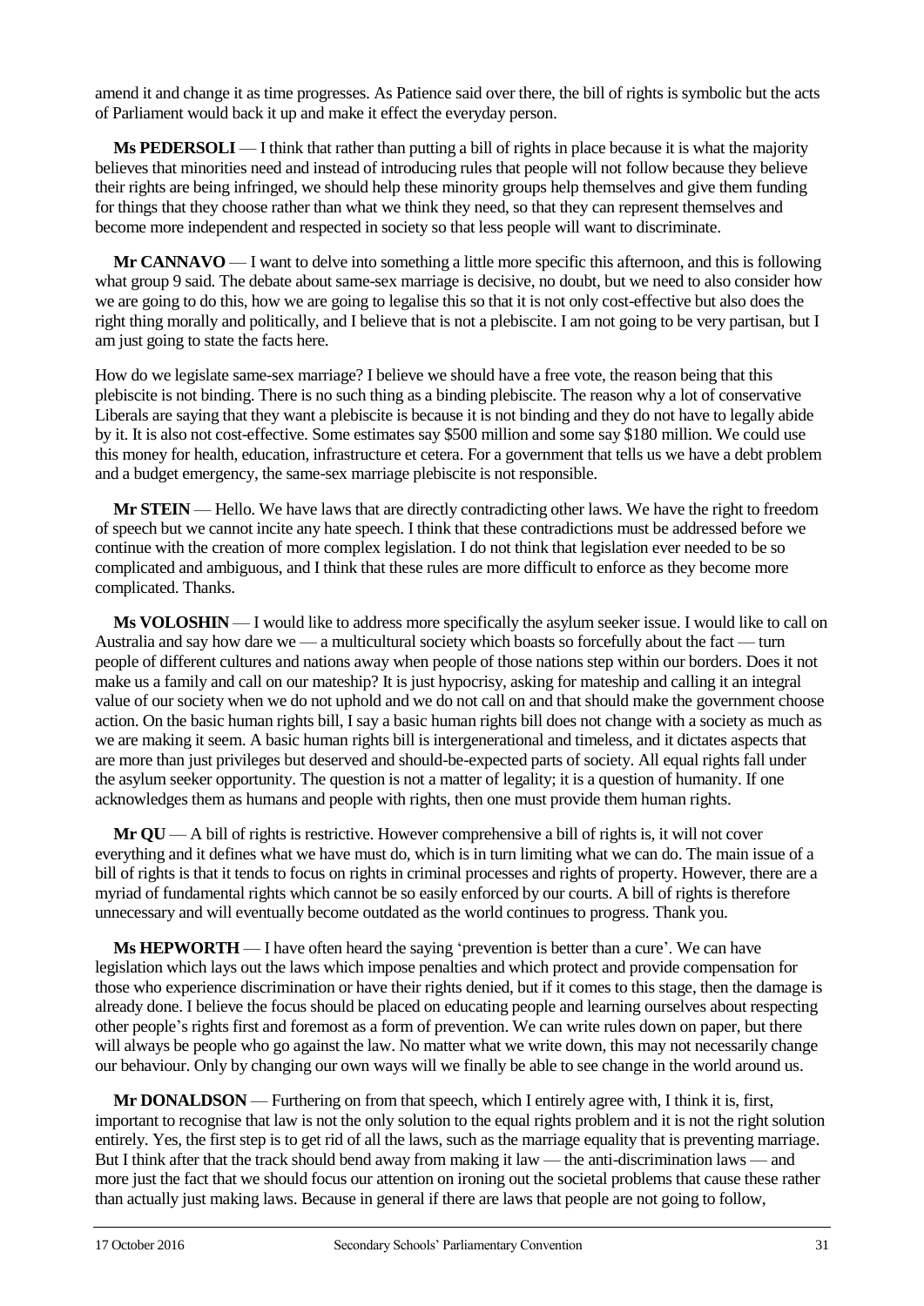amend it and change it as time progresses. As Patience said over there, the bill of rights is symbolic but the acts of Parliament would back it up and make it effect the everyday person.

**Ms PEDERSOLI** — I think that rather than putting a bill of rights in place because it is what the majority believes that minorities need and instead of introducing rules that people will not follow because they believe their rights are being infringed, we should help these minority groups help themselves and give them funding for things that they choose rather than what we think they need, so that they can represent themselves and become more independent and respected in society so that less people will want to discriminate.

**Mr CANNAVO** — I want to delve into something a little more specific this afternoon, and this is following what group 9 said. The debate about same-sex marriage is decisive, no doubt, but we need to also consider how we are going to do this, how we are going to legalise this so that it is not only cost-effective but also does the right thing morally and politically, and I believe that is not a plebiscite. I am not going to be very partisan, but I am just going to state the facts here.

How do we legislate same-sex marriage? I believe we should have a free vote, the reason being that this plebiscite is not binding. There is no such thing as a binding plebiscite. The reason why a lot of conservative Liberals are saying that they want a plebiscite is because it is not binding and they do not have to legally abide by it. It is also not cost-effective. Some estimates say $500 million and some say $180 million. We could use this money for health, education, infrastructure et cetera. For a government that tells us we have a debt problem and a budget emergency, the same-sex marriage plebiscite is not responsible.

**Mr STEIN** — Hello. We have laws that are directly contradicting other laws. We have the right to freedom of speech but we cannot incite any hate speech. I think that these contradictions must be addressed before we continue with the creation of more complex legislation. I do not think that legislation ever needed to be so complicated and ambiguous, and I think that these rules are more difficult to enforce as they become more complicated. Thanks.

**Ms VOLOSHIN** — I would like to address more specifically the asylum seeker issue. I would like to call on Australia and say how dare we — a multicultural society which boasts so forcefully about the fact — turn people of different cultures and nations away when people of those nations step within our borders. Does it not make us a family and call on our mateship? It is just hypocrisy, asking for mateship and calling it an integral value of our society when we do not uphold and we do not call on and that should make the government choose action. On the basic human rights bill, I say a basic human rights bill does not change with a society as much as we are making it seem. A basic human rights bill is intergenerational and timeless, and it dictates aspects that are more than just privileges but deserved and should-be-expected parts of society. All equal rights fall under the asylum seeker opportunity. The question is not a matter of legality; it is a question of humanity. If one acknowledges them as humans and people with rights, then one must provide them human rights.

**Mr QU** — A bill of rights is restrictive. However comprehensive a bill of rights is, it will not cover everything and it defines what we have must do, which is in turn limiting what we can do. The main issue of a bill of rights is that it tends to focus on rights in criminal processes and rights of property. However, there are a myriad of fundamental rights which cannot be so easily enforced by our courts. A bill of rights is therefore unnecessary and will eventually become outdated as the world continues to progress. Thank you.

**Ms HEPWORTH** — I have often heard the saying 'prevention is better than a cure'. We can have legislation which lays out the laws which impose penalties and which protect and provide compensation for those who experience discrimination or have their rights denied, but if it comes to this stage, then the damage is already done. I believe the focus should be placed on educating people and learning ourselves about respecting other people's rights first and foremost as a form of prevention. We can write rules down on paper, but there will always be people who go against the law. No matter what we write down, this may not necessarily change our behaviour. Only by changing our own ways will we finally be able to see change in the world around us.

**Mr DONALDSON** — Furthering on from that speech, which I entirely agree with, I think it is, first, important to recognise that law is not the only solution to the equal rights problem and it is not the right solution entirely. Yes, the first step is to get rid of all the laws, such as the marriage equality that is preventing marriage. But I think after that the track should bend away from making it law — the anti-discrimination laws — and more just the fact that we should focus our attention on ironing out the societal problems that cause these rather than actually just making laws. Because in general if there are laws that people are not going to follow,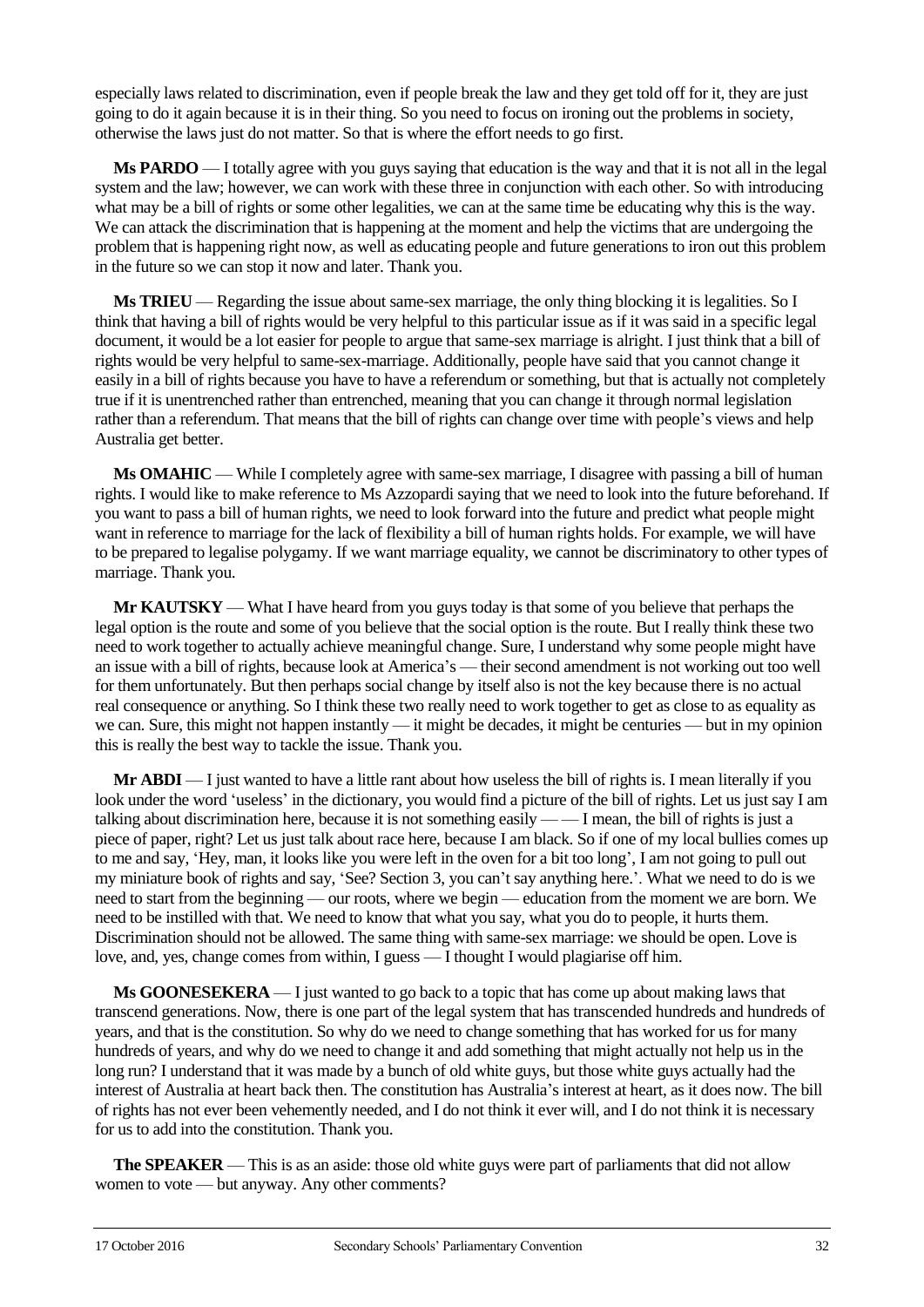especially laws related to discrimination, even if people break the law and they get told off for it, they are just going to do it again because it is in their thing. So you need to focus on ironing out the problems in society, otherwise the laws just do not matter. So that is where the effort needs to go first.

**Ms PARDO** — I totally agree with you guys saying that education is the way and that it is not all in the legal system and the law; however, we can work with these three in conjunction with each other. So with introducing what may be a bill of rights or some other legalities, we can at the same time be educating why this is the way. We can attack the discrimination that is happening at the moment and help the victims that are undergoing the problem that is happening right now, as well as educating people and future generations to iron out this problem in the future so we can stop it now and later. Thank you.

**Ms TRIEU** — Regarding the issue about same-sex marriage, the only thing blocking it is legalities. So I think that having a bill of rights would be very helpful to this particular issue as if it was said in a specific legal document, it would be a lot easier for people to argue that same-sex marriage is alright. I just think that a bill of rights would be very helpful to same-sex-marriage. Additionally, people have said that you cannot change it easily in a bill of rights because you have to have a referendum or something, but that is actually not completely true if it is unentrenched rather than entrenched, meaning that you can change it through normal legislation rather than a referendum. That means that the bill of rights can change over time with people's views and help Australia get better.

**Ms OMAHIC** — While I completely agree with same-sex marriage, I disagree with passing a bill of human rights. I would like to make reference to Ms Azzopardi saying that we need to look into the future beforehand. If you want to pass a bill of human rights, we need to look forward into the future and predict what people might want in reference to marriage for the lack of flexibility a bill of human rights holds. For example, we will have to be prepared to legalise polygamy. If we want marriage equality, we cannot be discriminatory to other types of marriage. Thank you.

**Mr KAUTSKY** — What I have heard from you guys today is that some of you believe that perhaps the legal option is the route and some of you believe that the social option is the route. But I really think these two need to work together to actually achieve meaningful change. Sure, I understand why some people might have an issue with a bill of rights, because look at America's — their second amendment is not working out too well for them unfortunately. But then perhaps social change by itself also is not the key because there is no actual real consequence or anything. So I think these two really need to work together to get as close to as equality as we can. Sure, this might not happen instantly — it might be decades, it might be centuries — but in my opinion this is really the best way to tackle the issue. Thank you.

**Mr ABDI** — I just wanted to have a little rant about how useless the bill of rights is. I mean literally if you look under the word 'useless' in the dictionary, you would find a picture of the bill of rights. Let us just say I am talking about discrimination here, because it is not something easily — — I mean, the bill of rights is just a piece of paper, right? Let us just talk about race here, because I am black. So if one of my local bullies comes up to me and say, 'Hey, man, it looks like you were left in the oven for a bit too long', I am not going to pull out my miniature book of rights and say, 'See? Section 3, you can't say anything here.'. What we need to do is we need to start from the beginning — our roots, where we begin — education from the moment we are born. We need to be instilled with that. We need to know that what you say, what you do to people, it hurts them. Discrimination should not be allowed. The same thing with same-sex marriage: we should be open. Love is love, and, yes, change comes from within, I guess — I thought I would plagiarise off him.

**Ms GOONESEKERA** — I just wanted to go back to a topic that has come up about making laws that transcend generations. Now, there is one part of the legal system that has transcended hundreds and hundreds of years, and that is the constitution. So why do we need to change something that has worked for us for many hundreds of years, and why do we need to change it and add something that might actually not help us in the long run? I understand that it was made by a bunch of old white guys, but those white guys actually had the interest of Australia at heart back then. The constitution has Australia's interest at heart, as it does now. The bill of rights has not ever been vehemently needed, and I do not think it ever will, and I do not think it is necessary for us to add into the constitution. Thank you.

**The SPEAKER** — This is as an aside: those old white guys were part of parliaments that did not allow women to vote — but anyway. Any other comments?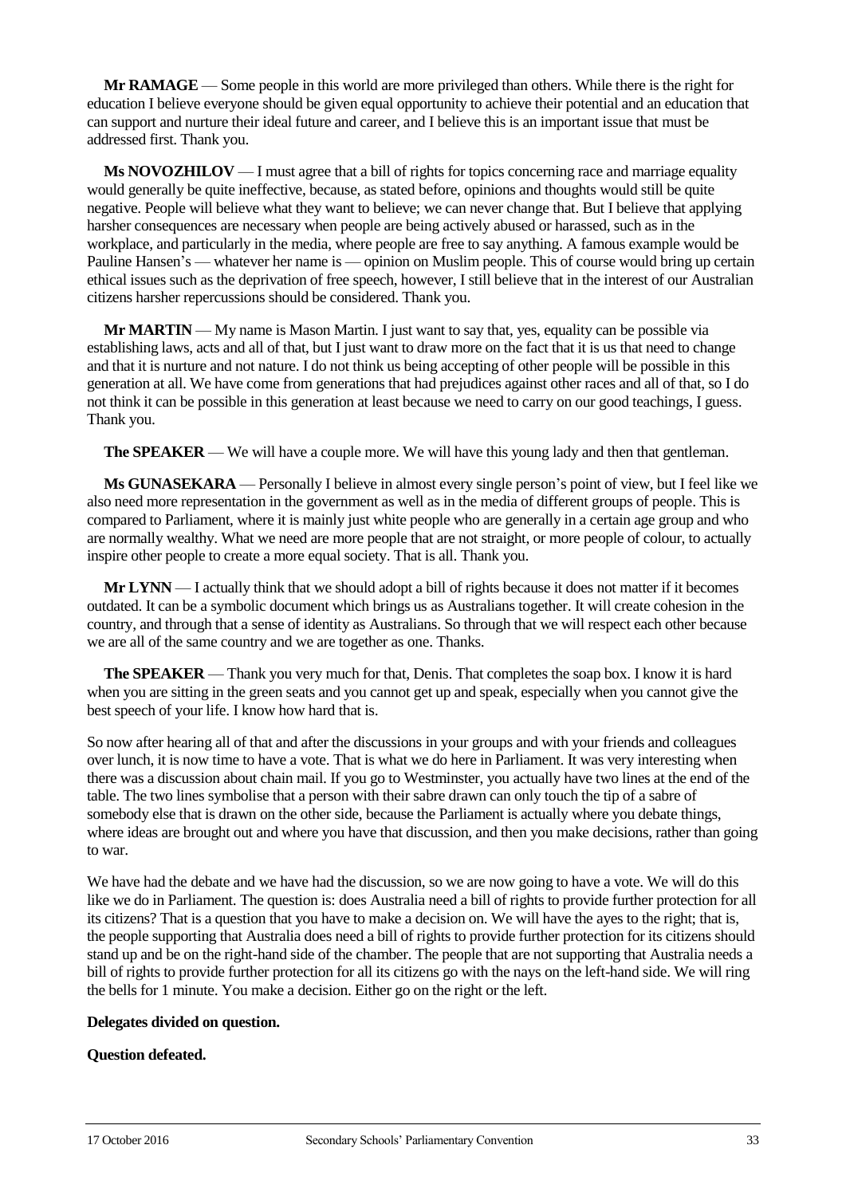**Mr RAMAGE** — Some people in this world are more privileged than others. While there is the right for education I believe everyone should be given equal opportunity to achieve their potential and an education that can support and nurture their ideal future and career, and I believe this is an important issue that must be addressed first. Thank you.

**Ms NOVOZHILOV** — I must agree that a bill of rights for topics concerning race and marriage equality would generally be quite ineffective, because, as stated before, opinions and thoughts would still be quite negative. People will believe what they want to believe; we can never change that. But I believe that applying harsher consequences are necessary when people are being actively abused or harassed, such as in the workplace, and particularly in the media, where people are free to say anything. A famous example would be Pauline Hansen's — whatever her name is — opinion on Muslim people. This of course would bring up certain ethical issues such as the deprivation of free speech, however, I still believe that in the interest of our Australian citizens harsher repercussions should be considered. Thank you.

**Mr MARTIN** — My name is Mason Martin. I just want to say that, yes, equality can be possible via establishing laws, acts and all of that, but I just want to draw more on the fact that it is us that need to change and that it is nurture and not nature. I do not think us being accepting of other people will be possible in this generation at all. We have come from generations that had prejudices against other races and all of that, so I do not think it can be possible in this generation at least because we need to carry on our good teachings, I guess. Thank you.

**The SPEAKER** — We will have a couple more. We will have this young lady and then that gentleman.

**Ms GUNASEKARA** — Personally I believe in almost every single person's point of view, but I feel like we also need more representation in the government as well as in the media of different groups of people. This is compared to Parliament, where it is mainly just white people who are generally in a certain age group and who are normally wealthy. What we need are more people that are not straight, or more people of colour, to actually inspire other people to create a more equal society. That is all. Thank you.

**Mr LYNN** — I actually think that we should adopt a bill of rights because it does not matter if it becomes outdated. It can be a symbolic document which brings us as Australians together. It will create cohesion in the country, and through that a sense of identity as Australians. So through that we will respect each other because we are all of the same country and we are together as one. Thanks.

**The SPEAKER** — Thank you very much for that, Denis. That completes the soap box. I know it is hard when you are sitting in the green seats and you cannot get up and speak, especially when you cannot give the best speech of your life. I know how hard that is.

So now after hearing all of that and after the discussions in your groups and with your friends and colleagues over lunch, it is now time to have a vote. That is what we do here in Parliament. It was very interesting when there was a discussion about chain mail. If you go to Westminster, you actually have two lines at the end of the table. The two lines symbolise that a person with their sabre drawn can only touch the tip of a sabre of somebody else that is drawn on the other side, because the Parliament is actually where you debate things, where ideas are brought out and where you have that discussion, and then you make decisions, rather than going to war.

We have had the debate and we have had the discussion, so we are now going to have a vote. We will do this like we do in Parliament. The question is: does Australia need a bill of rights to provide further protection for all its citizens? That is a question that you have to make a decision on. We will have the ayes to the right; that is, the people supporting that Australia does need a bill of rights to provide further protection for its citizens should stand up and be on the right-hand side of the chamber. The people that are not supporting that Australia needs a bill of rights to provide further protection for all its citizens go with the nays on the left-hand side. We will ring the bells for 1 minute. You make a decision. Either go on the right or the left.

**Delegates divided on question.**

**Question defeated.**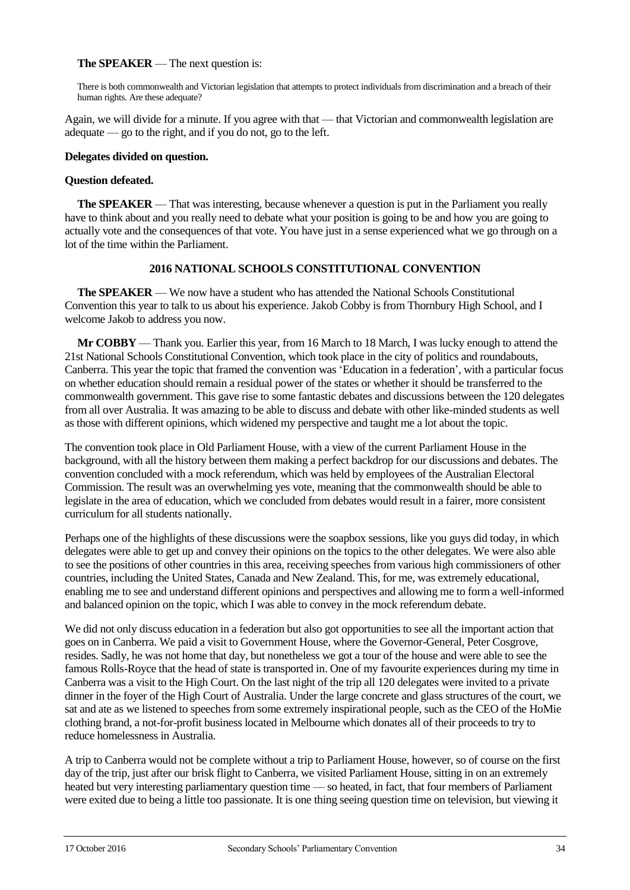**The SPEAKER** — The next question is:

There is both commonwealth and Victorian legislation that attempts to protect individuals from discrimination and a breach of their human rights. Are these adequate?

Again, we will divide for a minute. If you agree with that — that Victorian and commonwealth legislation are adequate — go to the right, and if you do not, go to the left.

**Delegates divided on question.**

**Question defeated.**

**The SPEAKER** — That was interesting, because whenever a question is put in the Parliament you really have to think about and you really need to debate what your position is going to be and how you are going to actually vote and the consequences of that vote. You have just in a sense experienced what we go through on a lot of the time within the Parliament.

## 2016 NATIONAL SCHOOLS CONSTITUTIONAL CONVENTION

**The SPEAKER** — We now have a student who has attended the National Schools Constitutional Convention this year to talk to us about his experience. Jakob Cobby is from Thornbury High School, and I welcome Jakob to address you now.

**Mr COBBY** — Thank you. Earlier this year, from 16 March to 18 March, I was lucky enough to attend the 21st National Schools Constitutional Convention, which took place in the city of politics and roundabouts, Canberra. This year the topic that framed the convention was 'Education in a federation', with a particular focus on whether education should remain a residual power of the states or whether it should be transferred to the commonwealth government. This gave rise to some fantastic debates and discussions between the 120 delegates from all over Australia. It was amazing to be able to discuss and debate with other like-minded students as well as those with different opinions, which widened my perspective and taught me a lot about the topic.

The convention took place in Old Parliament House, with a view of the current Parliament House in the background, with all the history between them making a perfect backdrop for our discussions and debates. The convention concluded with a mock referendum, which was held by employees of the Australian Electoral Commission. The result was an overwhelming yes vote, meaning that the commonwealth should be able to legislate in the area of education, which we concluded from debates would result in a fairer, more consistent curriculum for all students nationally.

Perhaps one of the highlights of these discussions were the soapbox sessions, like you guys did today, in which delegates were able to get up and convey their opinions on the topics to the other delegates. We were also able to see the positions of other countries in this area, receiving speeches from various high commissioners of other countries, including the United States, Canada and New Zealand. This, for me, was extremely educational, enabling me to see and understand different opinions and perspectives and allowing me to form a well-informed and balanced opinion on the topic, which I was able to convey in the mock referendum debate.

We did not only discuss education in a federation but also got opportunities to see all the important action that goes on in Canberra. We paid a visit to Government House, where the Governor-General, Peter Cosgrove, resides. Sadly, he was not home that day, but nonetheless we got a tour of the house and were able to see the famous Rolls-Royce that the head of state is transported in. One of my favourite experiences during my time in Canberra was a visit to the High Court. On the last night of the trip all 120 delegates were invited to a private dinner in the foyer of the High Court of Australia. Under the large concrete and glass structures of the court, we sat and ate as we listened to speeches from some extremely inspirational people, such as the CEO of the HoMie clothing brand, a not-for-profit business located in Melbourne which donates all of their proceeds to try to reduce homelessness in Australia.

A trip to Canberra would not be complete without a trip to Parliament House, however, so of course on the first day of the trip, just after our brisk flight to Canberra, we visited Parliament House, sitting in on an extremely heated but very interesting parliamentary question time — so heated, in fact, that four members of Parliament were exited due to being a little too passionate. It is one thing seeing question time on television, but viewing it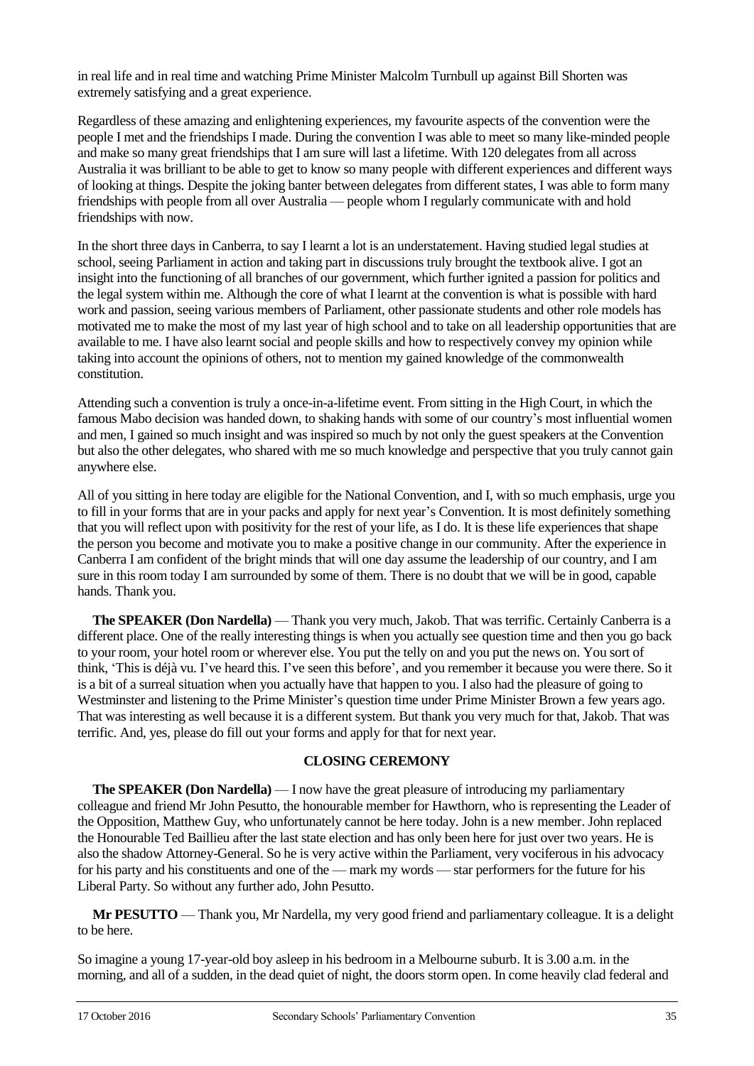in real life and in real time and watching Prime Minister Malcolm Turnbull up against Bill Shorten was extremely satisfying and a great experience.

Regardless of these amazing and enlightening experiences, my favourite aspects of the convention were the people I met and the friendships I made. During the convention I was able to meet so many like-minded people and make so many great friendships that I am sure will last a lifetime. With 120 delegates from all across Australia it was brilliant to be able to get to know so many people with different experiences and different ways of looking at things. Despite the joking banter between delegates from different states, I was able to form many friendships with people from all over Australia — people whom I regularly communicate with and hold friendships with now.

In the short three days in Canberra, to say I learnt a lot is an understatement. Having studied legal studies at school, seeing Parliament in action and taking part in discussions truly brought the textbook alive. I got an insight into the functioning of all branches of our government, which further ignited a passion for politics and the legal system within me. Although the core of what I learnt at the convention is what is possible with hard work and passion, seeing various members of Parliament, other passionate students and other role models has motivated me to make the most of my last year of high school and to take on all leadership opportunities that are available to me. I have also learnt social and people skills and how to respectively convey my opinion while taking into account the opinions of others, not to mention my gained knowledge of the commonwealth constitution.

Attending such a convention is truly a once-in-a-lifetime event. From sitting in the High Court, in which the famous Mabo decision was handed down, to shaking hands with some of our country's most influential women and men, I gained so much insight and was inspired so much by not only the guest speakers at the Convention but also the other delegates, who shared with me so much knowledge and perspective that you truly cannot gain anywhere else.

All of you sitting in here today are eligible for the National Convention, and I, with so much emphasis, urge you to fill in your forms that are in your packs and apply for next year's Convention. It is most definitely something that you will reflect upon with positivity for the rest of your life, as I do. It is these life experiences that shape the person you become and motivate you to make a positive change in our community. After the experience in Canberra I am confident of the bright minds that will one day assume the leadership of our country, and I am sure in this room today I am surrounded by some of them. There is no doubt that we will be in good, capable hands. Thank you.

**The SPEAKER (Don Nardella)** — Thank you very much, Jakob. That was terrific. Certainly Canberra is a different place. One of the really interesting things is when you actually see question time and then you go back to your room, your hotel room or wherever else. You put the telly on and you put the news on. You sort of think, 'This is déjà vu. I've heard this. I've seen this before', and you remember it because you were there. So it is a bit of a surreal situation when you actually have that happen to you. I also had the pleasure of going to Westminster and listening to the Prime Minister's question time under Prime Minister Brown a few years ago. That was interesting as well because it is a different system. But thank you very much for that, Jakob. That was terrific. And, yes, please do fill out your forms and apply for that for next year.

## CLOSING CEREMONY

**The SPEAKER (Don Nardella)** — I now have the great pleasure of introducing my parliamentary colleague and friend Mr John Pesutto, the honourable member for Hawthorn, who is representing the Leader of the Opposition, Matthew Guy, who unfortunately cannot be here today. John is a new member. John replaced the Honourable Ted Baillieu after the last state election and has only been here for just over two years. He is also the shadow Attorney-General. So he is very active within the Parliament, very vociferous in his advocacy for his party and his constituents and one of the — mark my words — star performers for the future for his Liberal Party. So without any further ado, John Pesutto.

**Mr PESUTTO** — Thank you, Mr Nardella, my very good friend and parliamentary colleague. It is a delight to be here.

So imagine a young 17-year-old boy asleep in his bedroom in a Melbourne suburb. It is 3.00 a.m. in the morning, and all of a sudden, in the dead quiet of night, the doors storm open. In come heavily clad federal and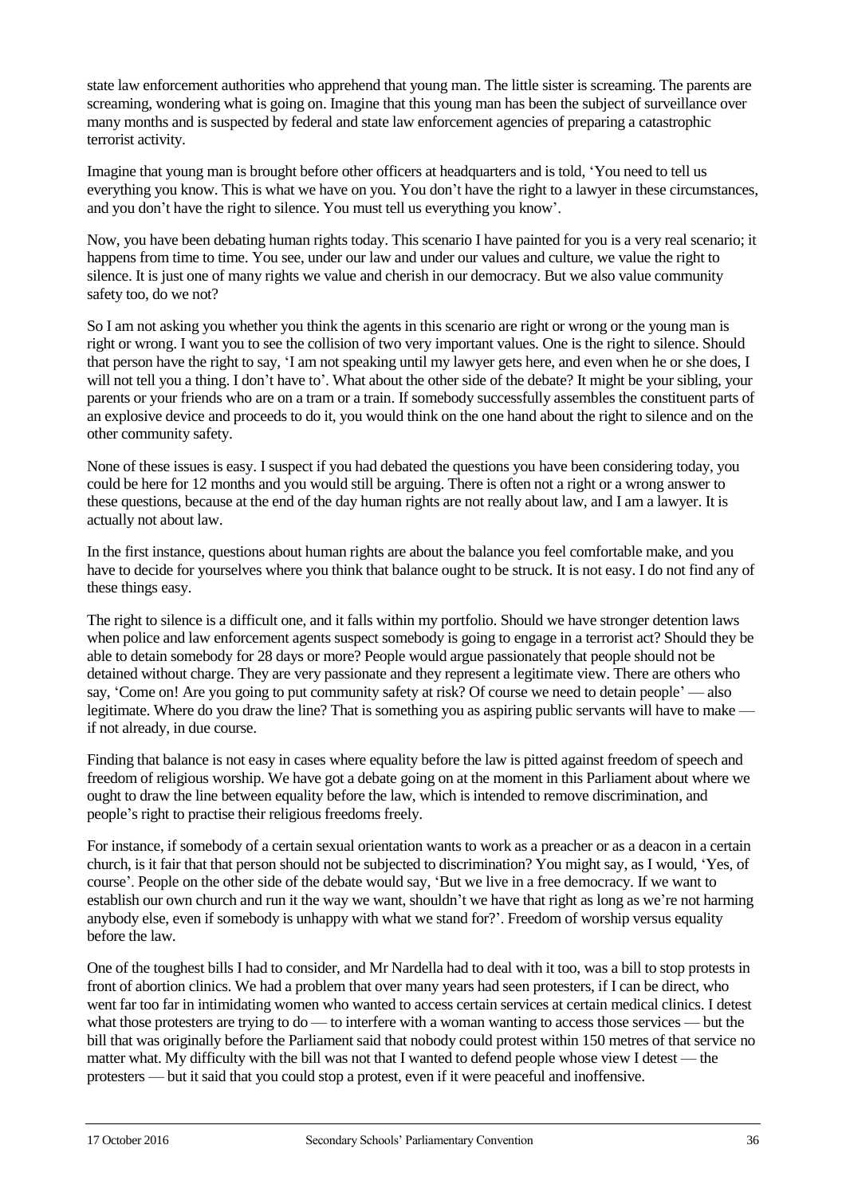state law enforcement authorities who apprehend that young man. The little sister is screaming. The parents are screaming, wondering what is going on. Imagine that this young man has been the subject of surveillance over many months and is suspected by federal and state law enforcement agencies of preparing a catastrophic terrorist activity.

Imagine that young man is brought before other officers at headquarters and is told, 'You need to tell us everything you know. This is what we have on you. You don't have the right to a lawyer in these circumstances, and you don't have the right to silence. You must tell us everything you know'.

Now, you have been debating human rights today. This scenario I have painted for you is a very real scenario; it happens from time to time. You see, under our law and under our values and culture, we value the right to silence. It is just one of many rights we value and cherish in our democracy. But we also value community safety too, do we not?

So I am not asking you whether you think the agents in this scenario are right or wrong or the young man is right or wrong. I want you to see the collision of two very important values. One is the right to silence. Should that person have the right to say, 'I am not speaking until my lawyer gets here, and even when he or she does, I will not tell you a thing. I don't have to'. What about the other side of the debate? It might be your sibling, your parents or your friends who are on a tram or a train. If somebody successfully assembles the constituent parts of an explosive device and proceeds to do it, you would think on the one hand about the right to silence and on the other community safety.

None of these issues is easy. I suspect if you had debated the questions you have been considering today, you could be here for 12 months and you would still be arguing. There is often not a right or a wrong answer to these questions, because at the end of the day human rights are not really about law, and I am a lawyer. It is actually not about law.

In the first instance, questions about human rights are about the balance you feel comfortable make, and you have to decide for yourselves where you think that balance ought to be struck. It is not easy. I do not find any of these things easy.

The right to silence is a difficult one, and it falls within my portfolio. Should we have stronger detention laws when police and law enforcement agents suspect somebody is going to engage in a terrorist act? Should they be able to detain somebody for 28 days or more? People would argue passionately that people should not be detained without charge. They are very passionate and they represent a legitimate view. There are others who say, 'Come on! Are you going to put community safety at risk? Of course we need to detain people' — also legitimate. Where do you draw the line? That is something you as aspiring public servants will have to make — if not already, in due course.

Finding that balance is not easy in cases where equality before the law is pitted against freedom of speech and freedom of religious worship. We have got a debate going on at the moment in this Parliament about where we ought to draw the line between equality before the law, which is intended to remove discrimination, and people's right to practise their religious freedoms freely.

For instance, if somebody of a certain sexual orientation wants to work as a preacher or as a deacon in a certain church, is it fair that that person should not be subjected to discrimination? You might say, as I would, 'Yes, of course'. People on the other side of the debate would say, 'But we live in a free democracy. If we want to establish our own church and run it the way we want, shouldn't we have that right as long as we're not harming anybody else, even if somebody is unhappy with what we stand for?'. Freedom of worship versus equality before the law.

One of the toughest bills I had to consider, and Mr Nardella had to deal with it too, was a bill to stop protests in front of abortion clinics. We had a problem that over many years had seen protesters, if I can be direct, who went far too far in intimidating women who wanted to access certain services at certain medical clinics. I detest what those protesters are trying to do — to interfere with a woman wanting to access those services — but the bill that was originally before the Parliament said that nobody could protest within 150 metres of that service no matter what. My difficulty with the bill was not that I wanted to defend people whose view I detest — the protesters — but it said that you could stop a protest, even if it were peaceful and inoffensive.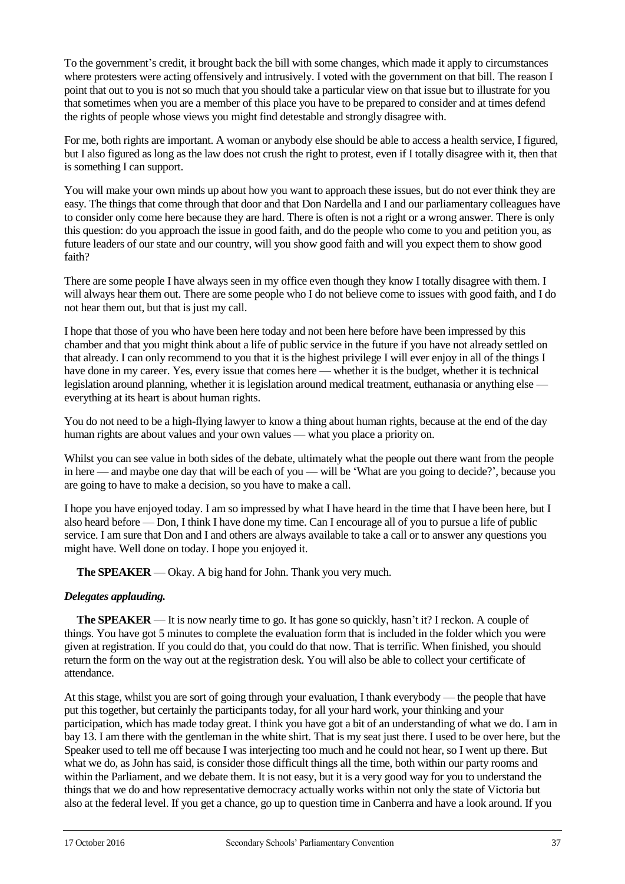To the government's credit, it brought back the bill with some changes, which made it apply to circumstances where protesters were acting offensively and intrusively. I voted with the government on that bill. The reason I point that out to you is not so much that you should take a particular view on that issue but to illustrate for you that sometimes when you are a member of this place you have to be prepared to consider and at times defend the rights of people whose views you might find detestable and strongly disagree with.

For me, both rights are important. A woman or anybody else should be able to access a health service, I figured, but I also figured as long as the law does not crush the right to protest, even if I totally disagree with it, then that is something I can support.

You will make your own minds up about how you want to approach these issues, but do not ever think they are easy. The things that come through that door and that Don Nardella and I and our parliamentary colleagues have to consider only come here because they are hard. There is often is not a right or a wrong answer. There is only this question: do you approach the issue in good faith, and do the people who come to you and petition you, as future leaders of our state and our country, will you show good faith and will you expect them to show good faith?

There are some people I have always seen in my office even though they know I totally disagree with them. I will always hear them out. There are some people who I do not believe come to issues with good faith, and I do not hear them out, but that is just my call.

I hope that those of you who have been here today and not been here before have been impressed by this chamber and that you might think about a life of public service in the future if you have not already settled on that already. I can only recommend to you that it is the highest privilege I will ever enjoy in all of the things I have done in my career. Yes, every issue that comes here — whether it is the budget, whether it is technical legislation around planning, whether it is legislation around medical treatment, euthanasia or anything else — everything at its heart is about human rights.

You do not need to be a high-flying lawyer to know a thing about human rights, because at the end of the day human rights are about values and your own values — what you place a priority on.

Whilst you can see value in both sides of the debate, ultimately what the people out there want from the people in here — and maybe one day that will be each of you — will be 'What are you going to decide?', because you are going to have to make a decision, so you have to make a call.

I hope you have enjoyed today. I am so impressed by what I have heard in the time that I have been here, but I also heard before — Don, I think I have done my time. Can I encourage all of you to pursue a life of public service. I am sure that Don and I and others are always available to take a call or to answer any questions you might have. Well done on today. I hope you enjoyed it.

**The SPEAKER** — Okay. A big hand for John. Thank you very much.

***Delegates applauding.***

**The SPEAKER** — It is now nearly time to go. It has gone so quickly, hasn't it? I reckon. A couple of things. You have got 5 minutes to complete the evaluation form that is included in the folder which you were given at registration. If you could do that, you could do that now. That is terrific. When finished, you should return the form on the way out at the registration desk. You will also be able to collect your certificate of attendance.

At this stage, whilst you are sort of going through your evaluation, I thank everybody — the people that have put this together, but certainly the participants today, for all your hard work, your thinking and your participation, which has made today great. I think you have got a bit of an understanding of what we do. I am in bay 13. I am there with the gentleman in the white shirt. That is my seat just there. I used to be over here, but the Speaker used to tell me off because I was interjecting too much and he could not hear, so I went up there. But what we do, as John has said, is consider those difficult things all the time, both within our party rooms and within the Parliament, and we debate them. It is not easy, but it is a very good way for you to understand the things that we do and how representative democracy actually works within not only the state of Victoria but also at the federal level. If you get a chance, go up to question time in Canberra and have a look around. If you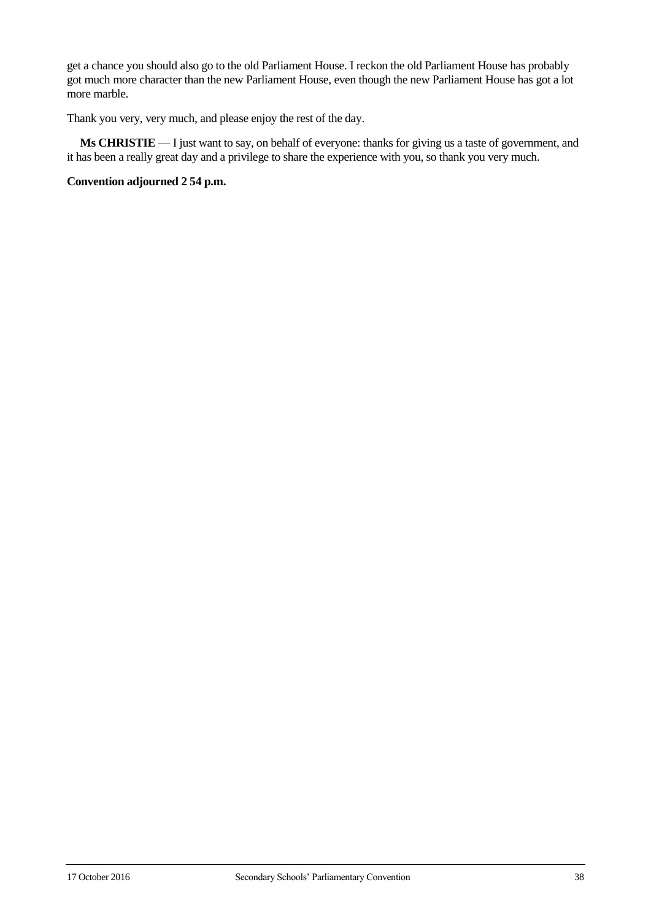get a chance you should also go to the old Parliament House. I reckon the old Parliament House has probably got much more character than the new Parliament House, even though the new Parliament House has got a lot more marble.

Thank you very, very much, and please enjoy the rest of the day.

**Ms CHRISTIE** — I just want to say, on behalf of everyone: thanks for giving us a taste of government, and it has been a really great day and a privilege to share the experience with you, so thank you very much.

**Convention adjourned 2 54 p.m.**